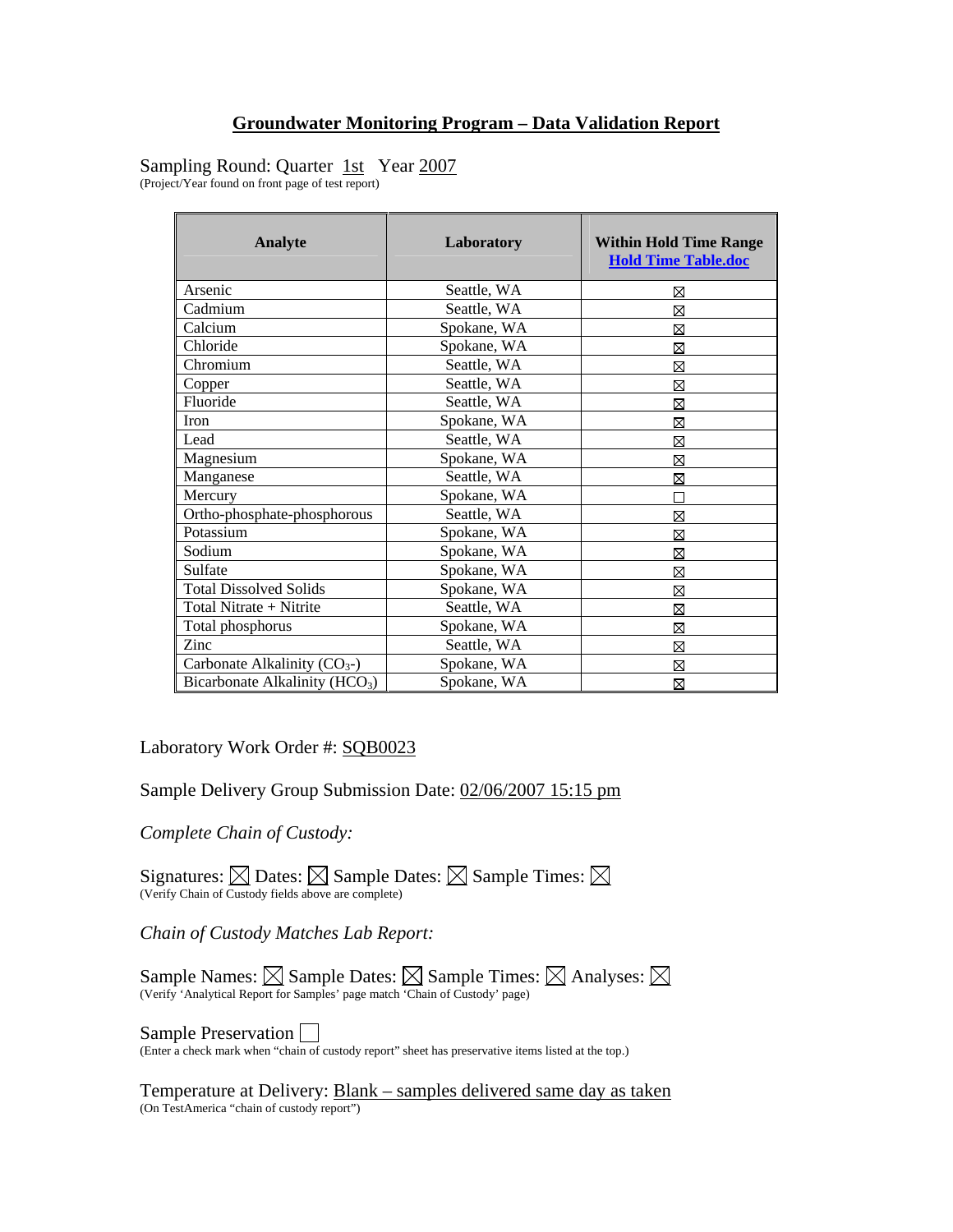# Groundwater Monitoring Program – Data Validation Report

Sampling Round: Quarter 1st Year 2007
(Project/Year found on front page of test report)

| Analyte | Laboratory | Within Hold Time Range [Hold Time Table.doc] |
|---|---|---|
| Arsenic | Seattle, WA | ☒ |
| Cadmium | Seattle, WA | ☒ |
| Calcium | Spokane, WA | ☒ |
| Chloride | Spokane, WA | ☒ |
| Chromium | Seattle, WA | ☒ |
| Copper | Seattle, WA | ☒ |
| Fluoride | Seattle, WA | ☒ |
| Iron | Spokane, WA | ☒ |
| Lead | Seattle, WA | ☒ |
| Magnesium | Spokane, WA | ☒ |
| Manganese | Seattle, WA | ☒ |
| Mercury | Spokane, WA | ☐ |
| Ortho-phosphate-phosphorous | Seattle, WA | ☒ |
| Potassium | Spokane, WA | ☒ |
| Sodium | Spokane, WA | ☒ |
| Sulfate | Spokane, WA | ☒ |
| Total Dissolved Solids | Spokane, WA | ☒ |
| Total Nitrate + Nitrite | Seattle, WA | ☒ |
| Total phosphorus | Spokane, WA | ☒ |
| Zinc | Seattle, WA | ☒ |
| Carbonate Alkalinity ($CO_3$-) | Spokane, WA | ☒ |
| Bicarbonate Alkalinity ($HCO_3$) | Spokane, WA | ☒ |

Laboratory Work Order #: SQB0023

Sample Delivery Group Submission Date: 02/06/2007 15:15 pm

*Complete Chain of Custody:*

Signatures: ☒ Dates: ☒ Sample Dates: ☒ Sample Times: ☒
(Verify Chain of Custody fields above are complete)

*Chain of Custody Matches Lab Report:*

Sample Names: ☒ Sample Dates: ☒ Sample Times: ☒ Analyses: ☒
(Verify 'Analytical Report for Samples' page match 'Chain of Custody' page)

Sample Preservation ☐
(Enter a check mark when "chain of custody report" sheet has preservative items listed at the top.)

Temperature at Delivery: Blank – samples delivered same day as taken
(On TestAmerica "chain of custody report")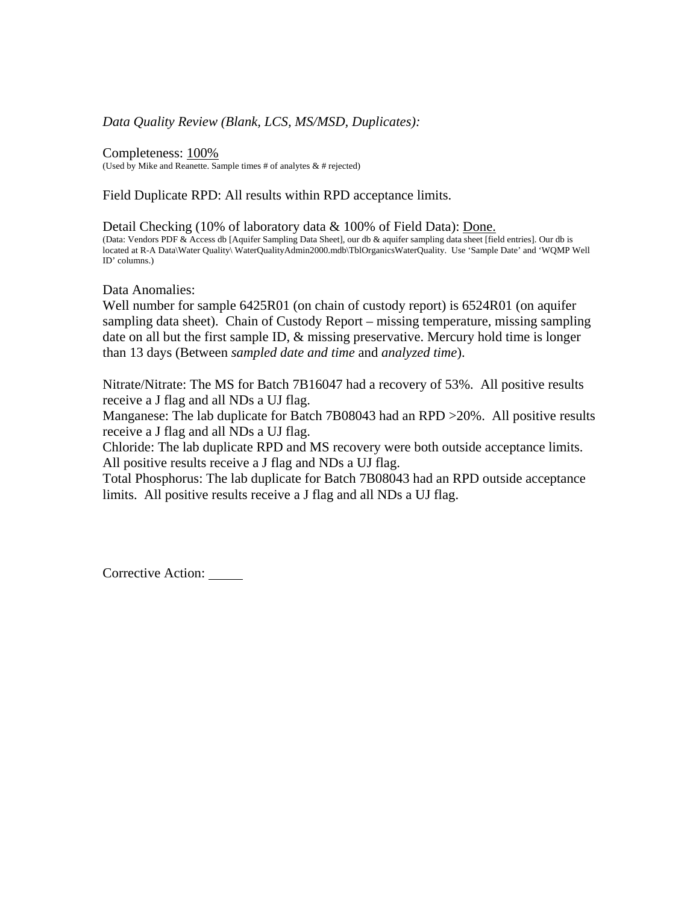*Data Quality Review (Blank, LCS, MS/MSD, Duplicates):*

Completeness: <u>100%</u>
(Used by Mike and Reanette. Sample times # of analytes & # rejected)

Field Duplicate RPD: All results within RPD acceptance limits.

Detail Checking (10% of laboratory data & 100% of Field Data): <u>Done.</u>
(Data: Vendors PDF & Access db [Aquifer Sampling Data Sheet], our db & aquifer sampling data sheet [field entries]. Our db is located at R-A Data\Water Quality\ WaterQualityAdmin2000.mdb\TblOrganicsWaterQuality. Use 'Sample Date' and 'WQMP Well ID' columns.)

Data Anomalies:
Well number for sample 6425R01 (on chain of custody report) is 6524R01 (on aquifer sampling data sheet). Chain of Custody Report – missing temperature, missing sampling date on all but the first sample ID, & missing preservative. Mercury hold time is longer than 13 days (Between *sampled date and time* and *analyzed time*).

Nitrate/Nitrate: The MS for Batch 7B16047 had a recovery of 53%. All positive results receive a J flag and all NDs a UJ flag.
Manganese: The lab duplicate for Batch 7B08043 had an RPD >20%. All positive results receive a J flag and all NDs a UJ flag.
Chloride: The lab duplicate RPD and MS recovery were both outside acceptance limits. All positive results receive a J flag and NDs a UJ flag.
Total Phosphorus: The lab duplicate for Batch 7B08043 had an RPD outside acceptance limits. All positive results receive a J flag and all NDs a UJ flag.

Corrective Action: _____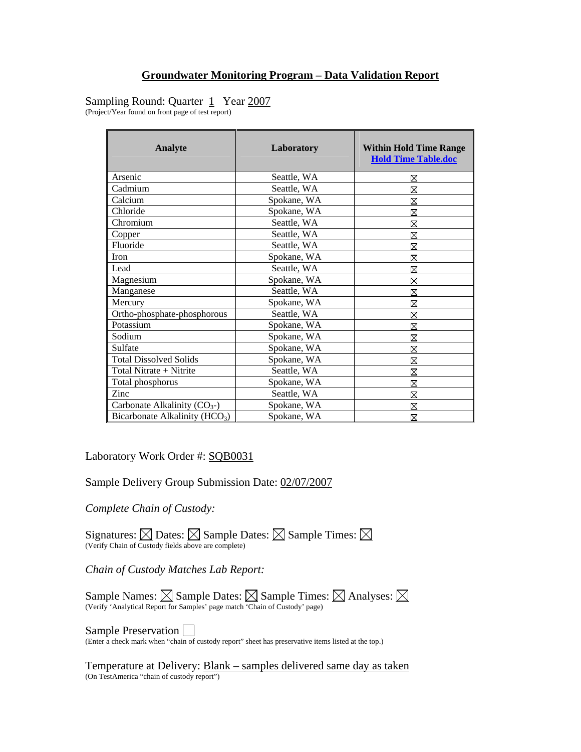# Groundwater Monitoring Program – Data Validation Report

Sampling Round: Quarter 1 Year 2007
(Project/Year found on front page of test report)

| Analyte | Laboratory | Within Hold Time Range Hold Time Table.doc |
|---|---|---|
| Arsenic | Seattle, WA | ☒ |
| Cadmium | Seattle, WA | ☒ |
| Calcium | Spokane, WA | ☒ |
| Chloride | Spokane, WA | ☒ |
| Chromium | Seattle, WA | ☒ |
| Copper | Seattle, WA | ☒ |
| Fluoride | Seattle, WA | ☒ |
| Iron | Spokane, WA | ☒ |
| Lead | Seattle, WA | ☒ |
| Magnesium | Spokane, WA | ☒ |
| Manganese | Seattle, WA | ☒ |
| Mercury | Spokane, WA | ☒ |
| Ortho-phosphate-phosphorous | Seattle, WA | ☒ |
| Potassium | Spokane, WA | ☒ |
| Sodium | Spokane, WA | ☒ |
| Sulfate | Spokane, WA | ☒ |
| Total Dissolved Solids | Spokane, WA | ☒ |
| Total Nitrate + Nitrite | Seattle, WA | ☒ |
| Total phosphorus | Spokane, WA | ☒ |
| Zinc | Seattle, WA | ☒ |
| Carbonate Alkalinity ($CO_3$-) | Spokane, WA | ☒ |
| Bicarbonate Alkalinity ($HCO_3$) | Spokane, WA | ☒ |

Laboratory Work Order #: SQB0031

Sample Delivery Group Submission Date: 02/07/2007

*Complete Chain of Custody:*

Signatures: ☒ Dates: ☒ Sample Dates: ☒ Sample Times: ☒
(Verify Chain of Custody fields above are complete)

*Chain of Custody Matches Lab Report:*

Sample Names: ☒ Sample Dates: ☒ Sample Times: ☒ Analyses: ☒
(Verify 'Analytical Report for Samples' page match 'Chain of Custody' page)

Sample Preservation ☐
(Enter a check mark when "chain of custody report" sheet has preservative items listed at the top.)

Temperature at Delivery: Blank – samples delivered same day as taken
(On TestAmerica "chain of custody report")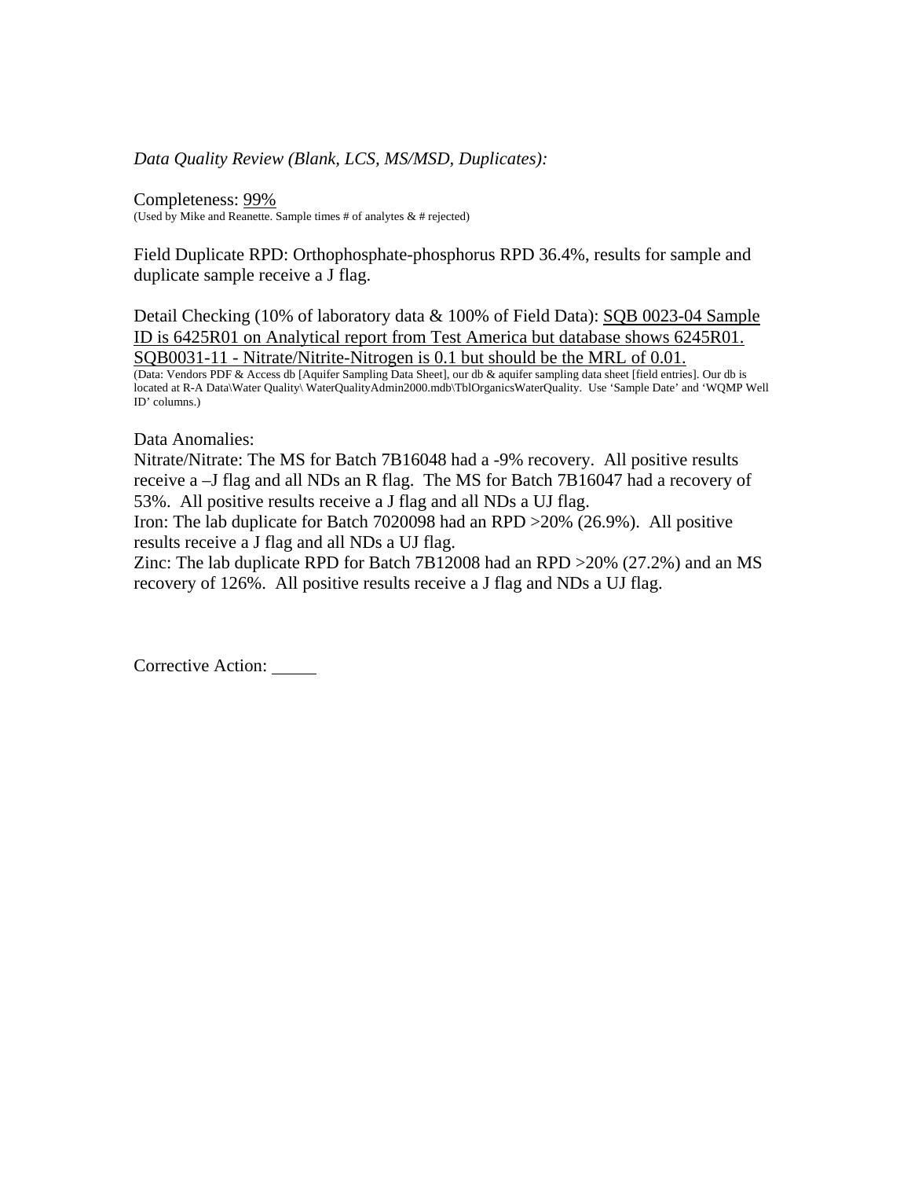*Data Quality Review (Blank, LCS, MS/MSD, Duplicates):*

Completeness: <u>99%</u>
(Used by Mike and Reanette. Sample times # of analytes & # rejected)

Field Duplicate RPD: Orthophosphate-phosphorus RPD 36.4%, results for sample and duplicate sample receive a J flag.

Detail Checking (10% of laboratory data & 100% of Field Data): <u>SQB 0023-04 Sample ID is 6425R01 on Analytical report from Test America but database shows 6245R01. SQB0031-11 - Nitrate/Nitrite-Nitrogen is 0.1 but should be the MRL of 0.01.</u>
(Data: Vendors PDF & Access db [Aquifer Sampling Data Sheet], our db & aquifer sampling data sheet [field entries]. Our db is located at R-A Data\Water Quality\ WaterQualityAdmin2000.mdb\TblOrganicsWaterQuality. Use 'Sample Date' and 'WQMP Well ID' columns.)

Data Anomalies:
Nitrate/Nitrate: The MS for Batch 7B16048 had a -9% recovery. All positive results receive a –J flag and all NDs an R flag. The MS for Batch 7B16047 had a recovery of 53%. All positive results receive a J flag and all NDs a UJ flag.
Iron: The lab duplicate for Batch 7020098 had an RPD >20% (26.9%). All positive results receive a J flag and all NDs a UJ flag.
Zinc: The lab duplicate RPD for Batch 7B12008 had an RPD >20% (27.2%) and an MS recovery of 126%. All positive results receive a J flag and NDs a UJ flag.

Corrective Action: _____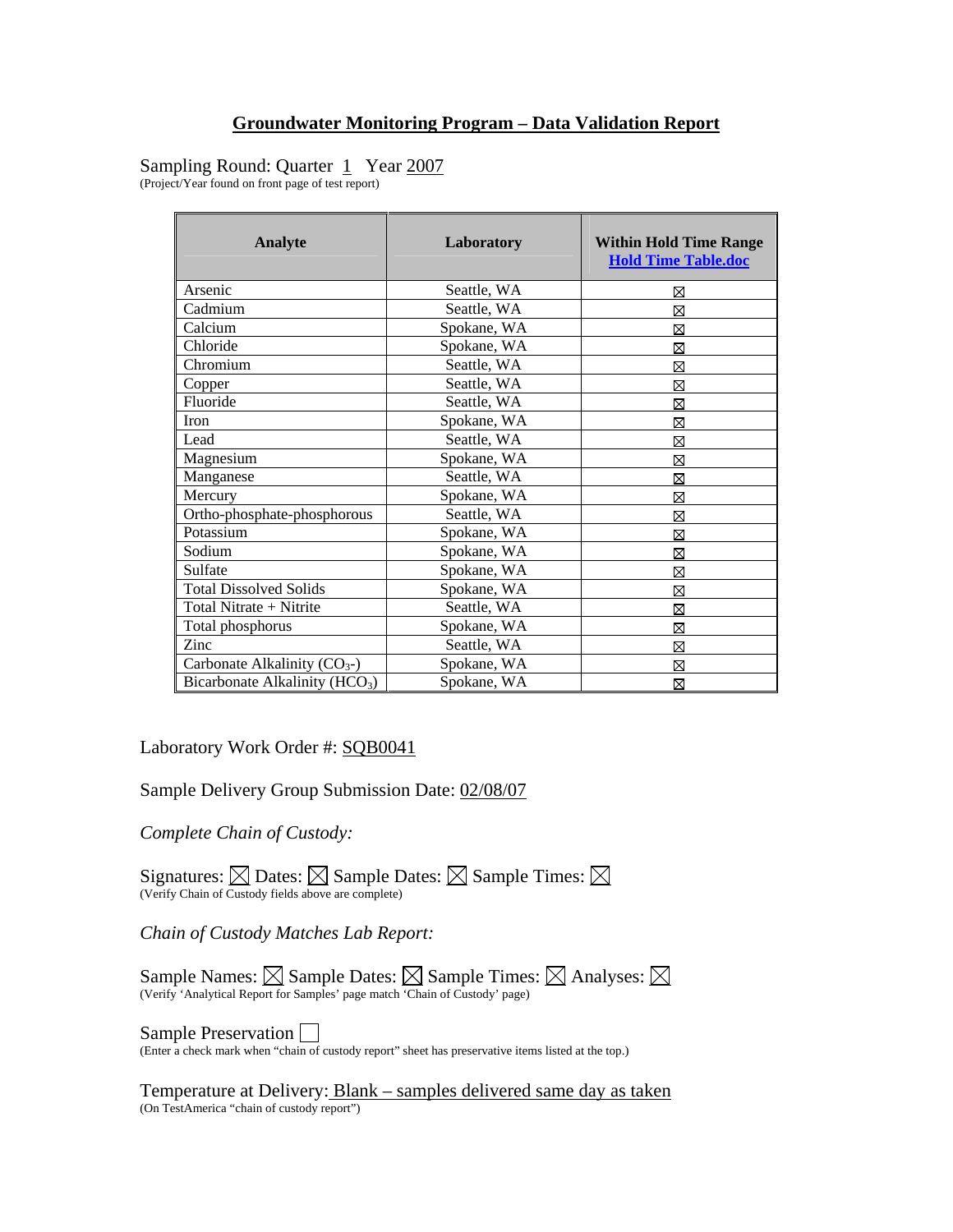# Groundwater Monitoring Program – Data Validation Report

Sampling Round: Quarter 1 Year 2007
(Project/Year found on front page of test report)

| Analyte | Laboratory | Within Hold Time Range Hold Time Table.doc |
|---|---|---|
| Arsenic | Seattle, WA | ☒ |
| Cadmium | Seattle, WA | ☒ |
| Calcium | Spokane, WA | ☒ |
| Chloride | Spokane, WA | ☒ |
| Chromium | Seattle, WA | ☒ |
| Copper | Seattle, WA | ☒ |
| Fluoride | Seattle, WA | ☒ |
| Iron | Spokane, WA | ☒ |
| Lead | Seattle, WA | ☒ |
| Magnesium | Spokane, WA | ☒ |
| Manganese | Seattle, WA | ☒ |
| Mercury | Spokane, WA | ☒ |
| Ortho-phosphate-phosphorous | Seattle, WA | ☒ |
| Potassium | Spokane, WA | ☒ |
| Sodium | Spokane, WA | ☒ |
| Sulfate | Spokane, WA | ☒ |
| Total Dissolved Solids | Spokane, WA | ☒ |
| Total Nitrate + Nitrite | Seattle, WA | ☒ |
| Total phosphorus | Spokane, WA | ☒ |
| Zinc | Seattle, WA | ☒ |
| Carbonate Alkalinity ($CO_3$-) | Spokane, WA | ☒ |
| Bicarbonate Alkalinity ($HCO_3$) | Spokane, WA | ☒ |

Laboratory Work Order #: SQB0041

Sample Delivery Group Submission Date: 02/08/07

*Complete Chain of Custody:*

Signatures: ☒ Dates: ☒ Sample Dates: ☒ Sample Times: ☒
(Verify Chain of Custody fields above are complete)

*Chain of Custody Matches Lab Report:*

Sample Names: ☒ Sample Dates: ☒ Sample Times: ☒ Analyses: ☒
(Verify 'Analytical Report for Samples' page match 'Chain of Custody' page)

Sample Preservation ☐
(Enter a check mark when "chain of custody report" sheet has preservative items listed at the top.)

Temperature at Delivery: Blank – samples delivered same day as taken
(On TestAmerica "chain of custody report")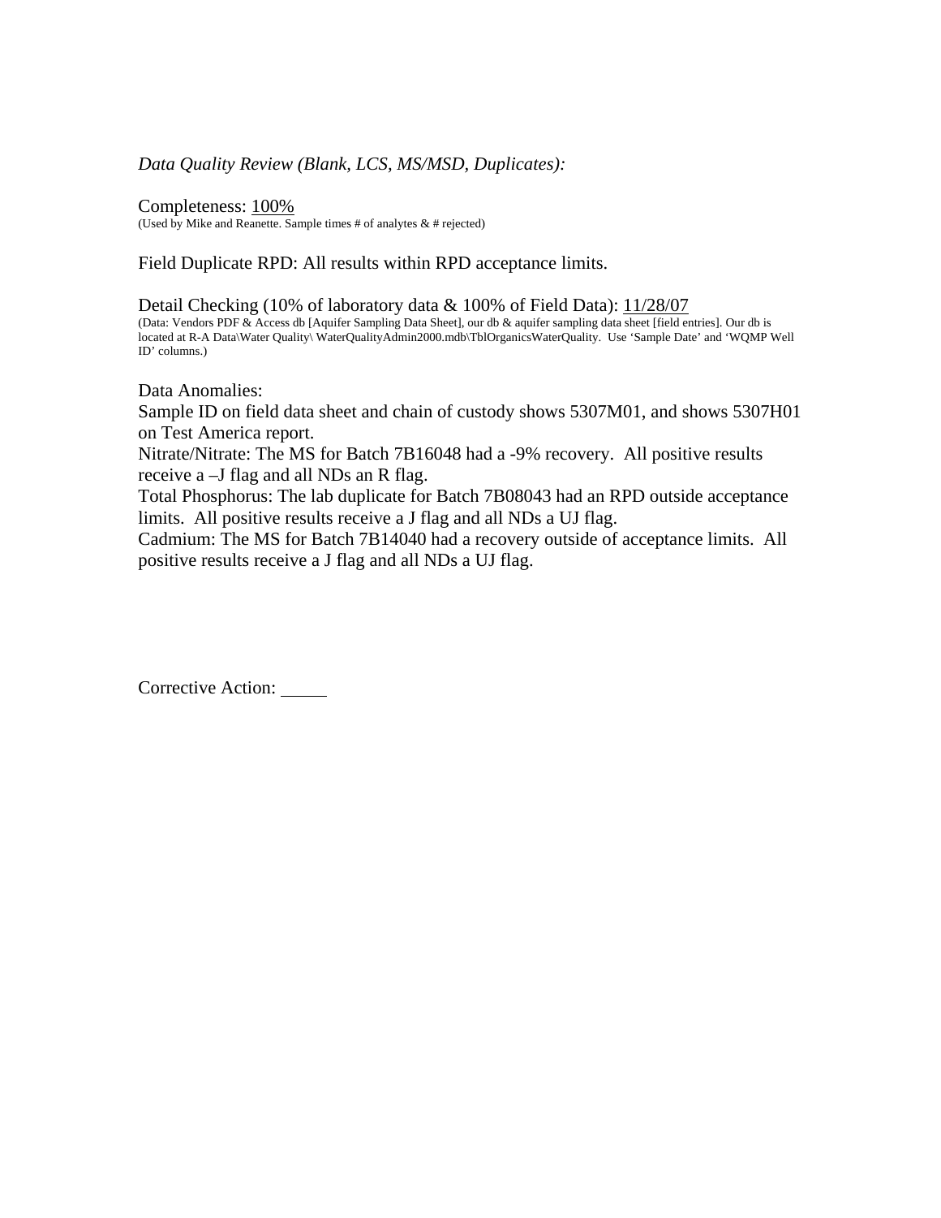*Data Quality Review (Blank, LCS, MS/MSD, Duplicates):*

Completeness: 100%
(Used by Mike and Reanette. Sample times # of analytes & # rejected)

Field Duplicate RPD: All results within RPD acceptance limits.

Detail Checking (10% of laboratory data & 100% of Field Data): 11/28/07
(Data: Vendors PDF & Access db [Aquifer Sampling Data Sheet], our db & aquifer sampling data sheet [field entries]. Our db is located at R-A Data\Water Quality\ WaterQualityAdmin2000.mdb\TblOrganicsWaterQuality. Use 'Sample Date' and 'WQMP Well ID' columns.)

Data Anomalies:
Sample ID on field data sheet and chain of custody shows 5307M01, and shows 5307H01 on Test America report.
Nitrate/Nitrate: The MS for Batch 7B16048 had a -9% recovery. All positive results receive a –J flag and all NDs an R flag.
Total Phosphorus: The lab duplicate for Batch 7B08043 had an RPD outside acceptance limits. All positive results receive a J flag and all NDs a UJ flag.
Cadmium: The MS for Batch 7B14040 had a recovery outside of acceptance limits. All positive results receive a J flag and all NDs a UJ flag.

Corrective Action: _____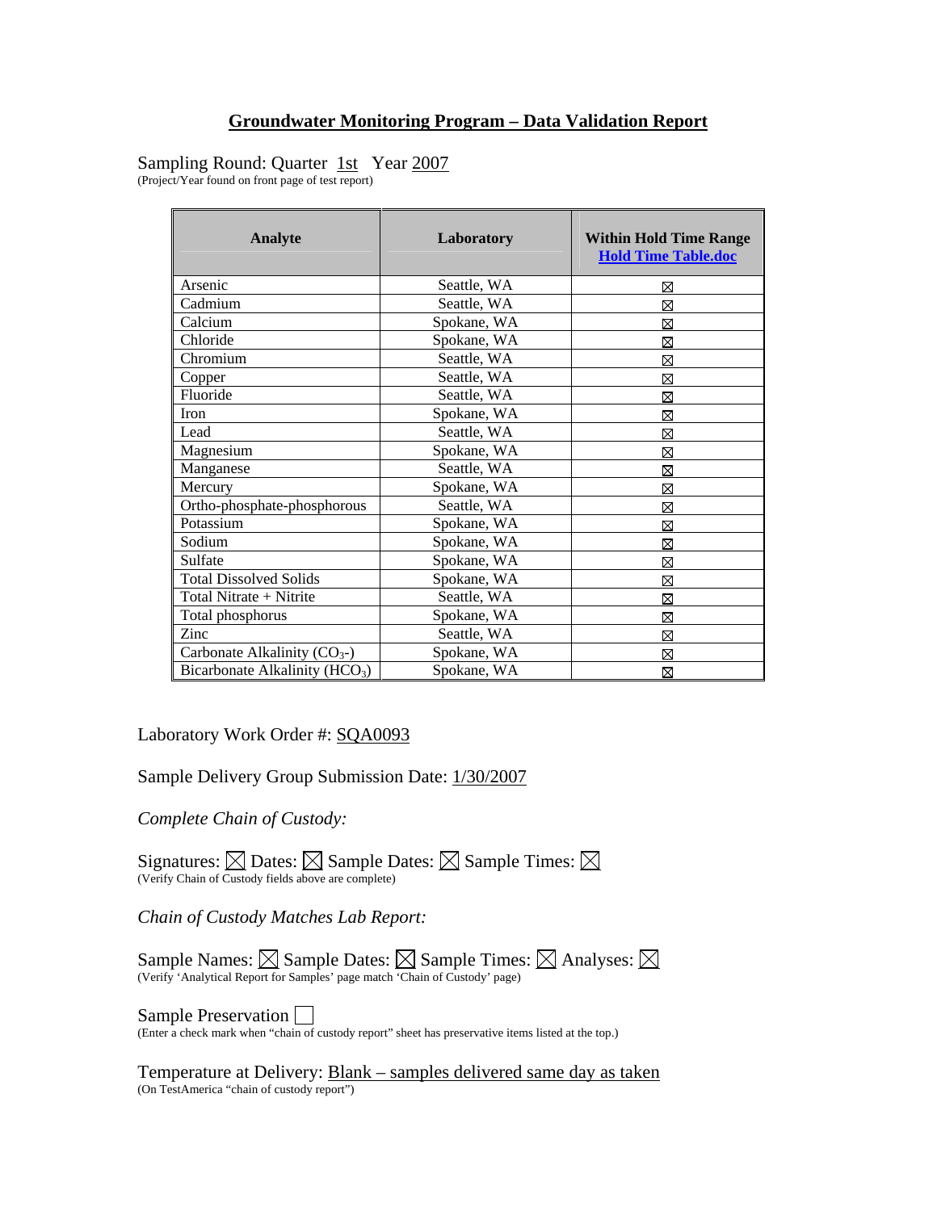# Groundwater Monitoring Program – Data Validation Report

Sampling Round: Quarter 1st Year 2007
(Project/Year found on front page of test report)

| Analyte | Laboratory | Within Hold Time Range Hold Time Table.doc |
|---|---|---|
| Arsenic | Seattle, WA | ☒ |
| Cadmium | Seattle, WA | ☒ |
| Calcium | Spokane, WA | ☒ |
| Chloride | Spokane, WA | ☒ |
| Chromium | Seattle, WA | ☒ |
| Copper | Seattle, WA | ☒ |
| Fluoride | Seattle, WA | ☒ |
| Iron | Spokane, WA | ☒ |
| Lead | Seattle, WA | ☒ |
| Magnesium | Spokane, WA | ☒ |
| Manganese | Seattle, WA | ☒ |
| Mercury | Spokane, WA | ☒ |
| Ortho-phosphate-phosphorous | Seattle, WA | ☒ |
| Potassium | Spokane, WA | ☒ |
| Sodium | Spokane, WA | ☒ |
| Sulfate | Spokane, WA | ☒ |
| Total Dissolved Solids | Spokane, WA | ☒ |
| Total Nitrate + Nitrite | Seattle, WA | ☒ |
| Total phosphorus | Spokane, WA | ☒ |
| Zinc | Seattle, WA | ☒ |
| Carbonate Alkalinity ($CO_3$-) | Spokane, WA | ☒ |
| Bicarbonate Alkalinity ($HCO_3$) | Spokane, WA | ☒ |

Laboratory Work Order #: SQA0093

Sample Delivery Group Submission Date: 1/30/2007

*Complete Chain of Custody:*

Signatures: ☒ Dates: ☒ Sample Dates: ☒ Sample Times: ☒
(Verify Chain of Custody fields above are complete)

*Chain of Custody Matches Lab Report:*

Sample Names: ☒ Sample Dates: ☒ Sample Times: ☒ Analyses: ☒
(Verify 'Analytical Report for Samples' page match 'Chain of Custody' page)

Sample Preservation ☐
(Enter a check mark when "chain of custody report" sheet has preservative items listed at the top.)

Temperature at Delivery: Blank – samples delivered same day as taken
(On TestAmerica "chain of custody report")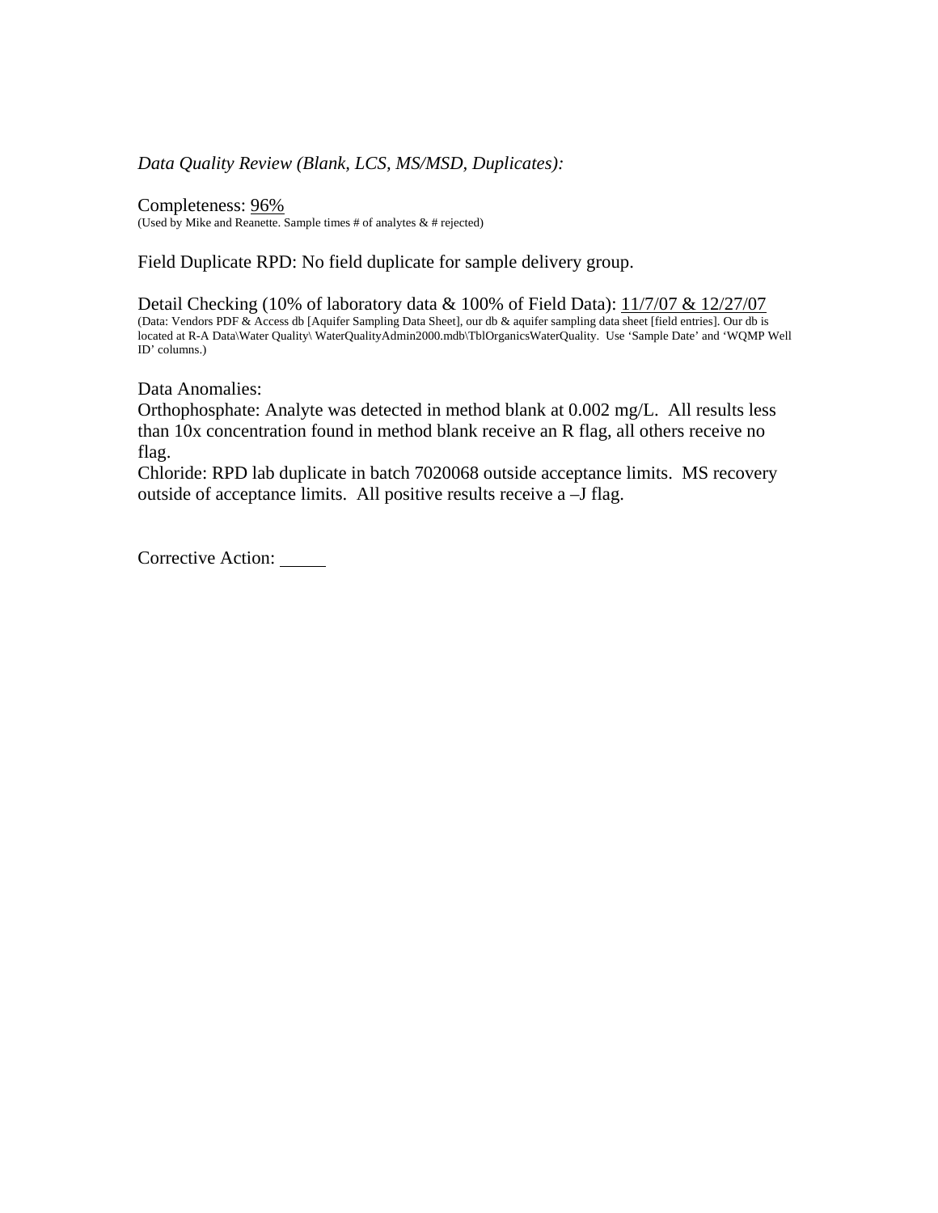*Data Quality Review (Blank, LCS, MS/MSD, Duplicates):*

Completeness: 96%
(Used by Mike and Reanette. Sample times # of analytes & # rejected)

Field Duplicate RPD: No field duplicate for sample delivery group.

Detail Checking (10% of laboratory data & 100% of Field Data): 11/7/07 & 12/27/07
(Data: Vendors PDF & Access db [Aquifer Sampling Data Sheet], our db & aquifer sampling data sheet [field entries]. Our db is located at R-A Data\Water Quality\ WaterQualityAdmin2000.mdb\TblOrganicsWaterQuality. Use 'Sample Date' and 'WQMP Well ID' columns.)

Data Anomalies:
Orthophosphate: Analyte was detected in method blank at 0.002 mg/L. All results less than 10x concentration found in method blank receive an R flag, all others receive no flag.
Chloride: RPD lab duplicate in batch 7020068 outside acceptance limits. MS recovery outside of acceptance limits. All positive results receive a –J flag.

Corrective Action: \_\_\_\_\_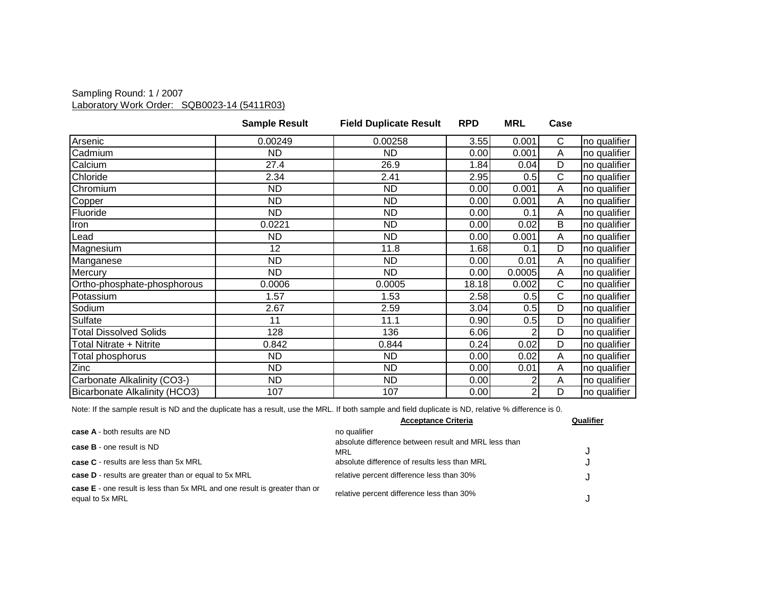Sampling Round: 1 / 2007

Laboratory Work Order: SQB0023-14 (5411R03)

| | Sample Result | Field Duplicate Result | RPD | MRL | Case | |
|---|---|---|---|---|---|---|
| Arsenic | 0.00249 | 0.00258 | 3.55 | 0.001 | C | no qualifier |
| Cadmium | ND | ND | 0.00 | 0.001 | A | no qualifier |
| Calcium | 27.4 | 26.9 | 1.84 | 0.04 | D | no qualifier |
| Chloride | 2.34 | 2.41 | 2.95 | 0.5 | C | no qualifier |
| Chromium | ND | ND | 0.00 | 0.001 | A | no qualifier |
| Copper | ND | ND | 0.00 | 0.001 | A | no qualifier |
| Fluoride | ND | ND | 0.00 | 0.1 | A | no qualifier |
| Iron | 0.0221 | ND | 0.00 | 0.02 | B | no qualifier |
| Lead | ND | ND | 0.00 | 0.001 | A | no qualifier |
| Magnesium | 12 | 11.8 | 1.68 | 0.1 | D | no qualifier |
| Manganese | ND | ND | 0.00 | 0.01 | A | no qualifier |
| Mercury | ND | ND | 0.00 | 0.0005 | A | no qualifier |
| Ortho-phosphate-phosphorous | 0.0006 | 0.0005 | 18.18 | 0.002 | C | no qualifier |
| Potassium | 1.57 | 1.53 | 2.58 | 0.5 | C | no qualifier |
| Sodium | 2.67 | 2.59 | 3.04 | 0.5 | D | no qualifier |
| Sulfate | 11 | 11.1 | 0.90 | 0.5 | D | no qualifier |
| Total Dissolved Solids | 128 | 136 | 6.06 | 2 | D | no qualifier |
| Total Nitrate + Nitrite | 0.842 | 0.844 | 0.24 | 0.02 | D | no qualifier |
| Total phosphorus | ND | ND | 0.00 | 0.02 | A | no qualifier |
| Zinc | ND | ND | 0.00 | 0.01 | A | no qualifier |
| Carbonate Alkalinity (CO3-) | ND | ND | 0.00 | 2 | A | no qualifier |
| Bicarbonate Alkalinity (HCO3) | 107 | 107 | 0.00 | 2 | D | no qualifier |

Note: If the sample result is ND and the duplicate has a result, use the MRL. If both sample and field duplicate is ND, relative % difference is 0.

| | Acceptance Criteria | Qualifier |
|---|---|---|
| **case A** - both results are ND | no qualifier | |
| **case B** - one result is ND | absolute difference between result and MRL less than MRL | J |
| **case C** - results are less than 5x MRL | absolute difference of results less than MRL | J |
| **case D** - results are greater than or equal to 5x MRL | relative percent difference less than 30% | J |
| **case E** - one result is less than 5x MRL and one result is greater than or equal to 5x MRL | relative percent difference less than 30% | J |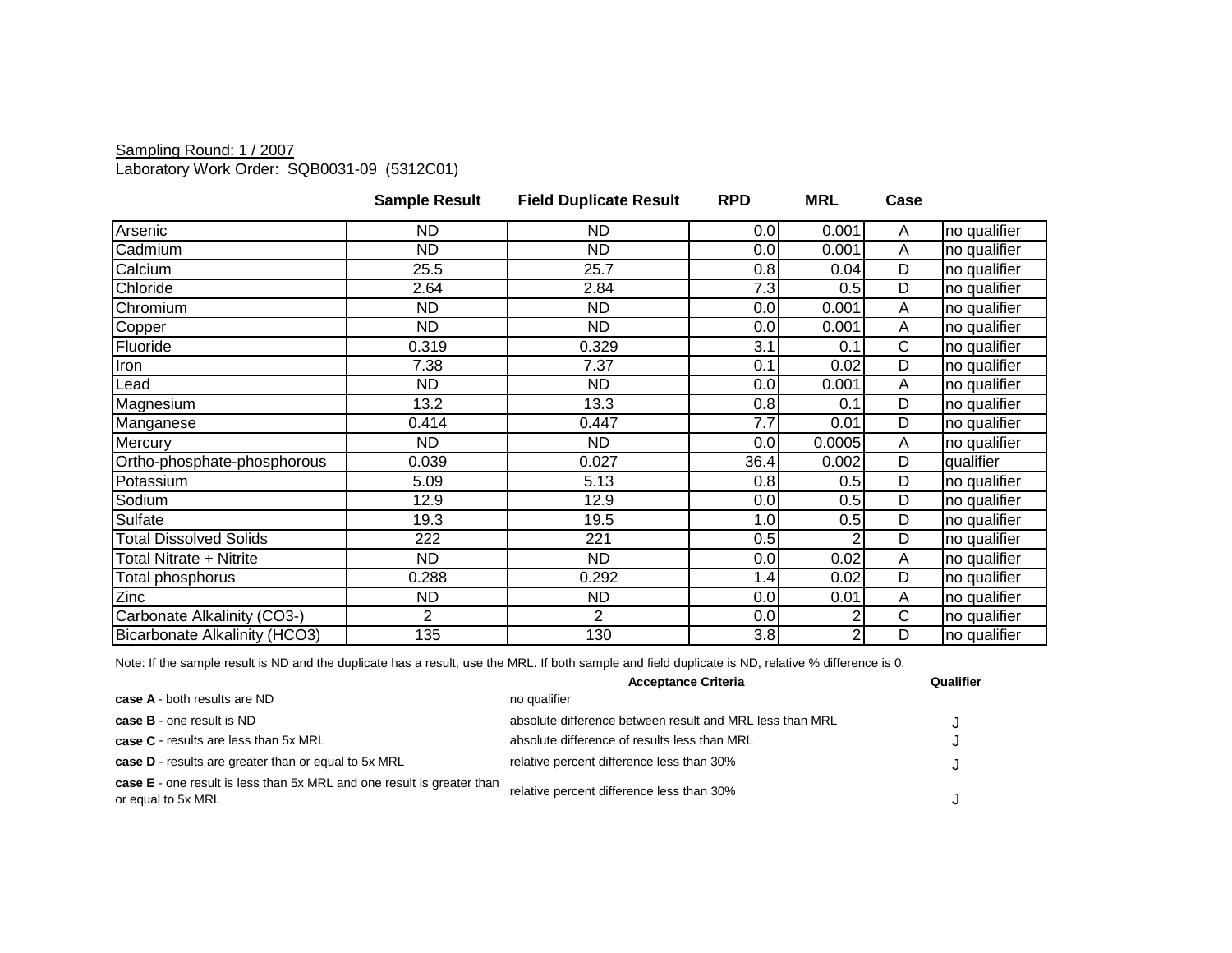Sampling Round: 1 / 2007

Laboratory Work Order: SQB0031-09 (5312C01)

| | Sample Result | Field Duplicate Result | RPD | MRL | Case | |
|---|---|---|---|---|---|---|
| Arsenic | ND | ND | 0.0 | 0.001 | A | no qualifier |
| Cadmium | ND | ND | 0.0 | 0.001 | A | no qualifier |
| Calcium | 25.5 | 25.7 | 0.8 | 0.04 | D | no qualifier |
| Chloride | 2.64 | 2.84 | 7.3 | 0.5 | D | no qualifier |
| Chromium | ND | ND | 0.0 | 0.001 | A | no qualifier |
| Copper | ND | ND | 0.0 | 0.001 | A | no qualifier |
| Fluoride | 0.319 | 0.329 | 3.1 | 0.1 | C | no qualifier |
| Iron | 7.38 | 7.37 | 0.1 | 0.02 | D | no qualifier |
| Lead | ND | ND | 0.0 | 0.001 | A | no qualifier |
| Magnesium | 13.2 | 13.3 | 0.8 | 0.1 | D | no qualifier |
| Manganese | 0.414 | 0.447 | 7.7 | 0.01 | D | no qualifier |
| Mercury | ND | ND | 0.0 | 0.0005 | A | no qualifier |
| Ortho-phosphate-phosphorous | 0.039 | 0.027 | 36.4 | 0.002 | D | qualifier |
| Potassium | 5.09 | 5.13 | 0.8 | 0.5 | D | no qualifier |
| Sodium | 12.9 | 12.9 | 0.0 | 0.5 | D | no qualifier |
| Sulfate | 19.3 | 19.5 | 1.0 | 0.5 | D | no qualifier |
| Total Dissolved Solids | 222 | 221 | 0.5 | 2 | D | no qualifier |
| Total Nitrate + Nitrite | ND | ND | 0.0 | 0.02 | A | no qualifier |
| Total phosphorus | 0.288 | 0.292 | 1.4 | 0.02 | D | no qualifier |
| Zinc | ND | ND | 0.0 | 0.01 | A | no qualifier |
| Carbonate Alkalinity (CO3-) | 2 | 2 | 0.0 | 2 | C | no qualifier |
| Bicarbonate Alkalinity (HCO3) | 135 | 130 | 3.8 | 2 | D | no qualifier |

Note: If the sample result is ND and the duplicate has a result, use the MRL. If both sample and field duplicate is ND, relative % difference is 0.

| | Acceptance Criteria | Qualifier |
|---|---|---|
| **case A** - both results are ND | no qualifier | |
| **case B** - one result is ND | absolute difference between result and MRL less than MRL | J |
| **case C** - results are less than 5x MRL | absolute difference of results less than MRL | J |
| **case D** - results are greater than or equal to 5x MRL | relative percent difference less than 30% | J |
| **case E** - one result is less than 5x MRL and one result is greater than or equal to 5x MRL | relative percent difference less than 30% | J |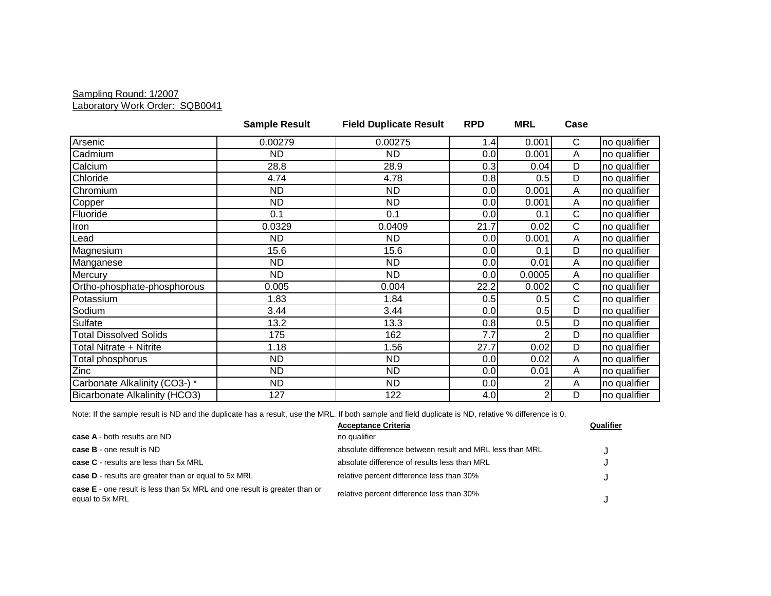Sampling Round: 1/2007
Laboratory Work Order: SQB0041

| | Sample Result | Field Duplicate Result | RPD | MRL | Case | |
|---|---|---|---|---|---|---|
| Arsenic | 0.00279 | 0.00275 | 1.4 | 0.001 | C | no qualifier |
| Cadmium | ND | ND | 0.0 | 0.001 | A | no qualifier |
| Calcium | 28.8 | 28.9 | 0.3 | 0.04 | D | no qualifier |
| Chloride | 4.74 | 4.78 | 0.8 | 0.5 | D | no qualifier |
| Chromium | ND | ND | 0.0 | 0.001 | A | no qualifier |
| Copper | ND | ND | 0.0 | 0.001 | A | no qualifier |
| Fluoride | 0.1 | 0.1 | 0.0 | 0.1 | C | no qualifier |
| Iron | 0.0329 | 0.0409 | 21.7 | 0.02 | C | no qualifier |
| Lead | ND | ND | 0.0 | 0.001 | A | no qualifier |
| Magnesium | 15.6 | 15.6 | 0.0 | 0.1 | D | no qualifier |
| Manganese | ND | ND | 0.0 | 0.01 | A | no qualifier |
| Mercury | ND | ND | 0.0 | 0.0005 | A | no qualifier |
| Ortho-phosphate-phosphorous | 0.005 | 0.004 | 22.2 | 0.002 | C | no qualifier |
| Potassium | 1.83 | 1.84 | 0.5 | 0.5 | C | no qualifier |
| Sodium | 3.44 | 3.44 | 0.0 | 0.5 | D | no qualifier |
| Sulfate | 13.2 | 13.3 | 0.8 | 0.5 | D | no qualifier |
| Total Dissolved Solids | 175 | 162 | 7.7 | 2 | D | no qualifier |
| Total Nitrate + Nitrite | 1.18 | 1.56 | 27.7 | 0.02 | D | no qualifier |
| Total phosphorus | ND | ND | 0.0 | 0.02 | A | no qualifier |
| Zinc | ND | ND | 0.0 | 0.01 | A | no qualifier |
| Carbonate Alkalinity (CO3-) * | ND | ND | 0.0 | 2 | A | no qualifier |
| Bicarbonate Alkalinity (HCO3) | 127 | 122 | 4.0 | 2 | D | no qualifier |

Note: If the sample result is ND and the duplicate has a result, use the MRL. If both sample and field duplicate is ND, relative % difference is 0.

| | Acceptance Criteria | Qualifier |
|---|---|---|
| **case A** - both results are ND | no qualifier | |
| **case B** - one result is ND | absolute difference between result and MRL less than MRL | J |
| **case C** - results are less than 5x MRL | absolute difference of results less than MRL | J |
| **case D** - results are greater than or equal to 5x MRL | relative percent difference less than 30% | J |
| **case E** - one result is less than 5x MRL and one result is greater than or equal to 5x MRL | relative percent difference less than 30% | J |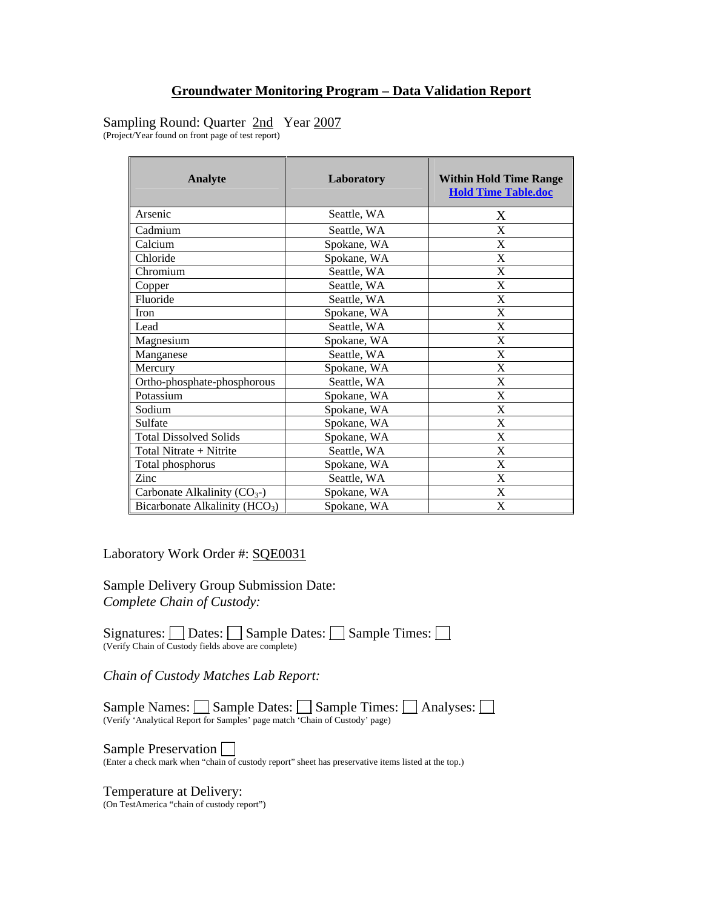## Groundwater Monitoring Program – Data Validation Report

Sampling Round: Quarter 2nd Year 2007
(Project/Year found on front page of test report)

| Analyte | Laboratory | Within Hold Time Range Hold Time Table.doc |
|---|---|---|
| Arsenic | Seattle, WA | X |
| Cadmium | Seattle, WA | X |
| Calcium | Spokane, WA | X |
| Chloride | Spokane, WA | X |
| Chromium | Seattle, WA | X |
| Copper | Seattle, WA | X |
| Fluoride | Seattle, WA | X |
| Iron | Spokane, WA | X |
| Lead | Seattle, WA | X |
| Magnesium | Spokane, WA | X |
| Manganese | Seattle, WA | X |
| Mercury | Spokane, WA | X |
| Ortho-phosphate-phosphorous | Seattle, WA | X |
| Potassium | Spokane, WA | X |
| Sodium | Spokane, WA | X |
| Sulfate | Spokane, WA | X |
| Total Dissolved Solids | Spokane, WA | X |
| Total Nitrate + Nitrite | Seattle, WA | X |
| Total phosphorus | Spokane, WA | X |
| Zinc | Seattle, WA | X |
| Carbonate Alkalinity ($CO_3$-) | Spokane, WA | X |
| Bicarbonate Alkalinity ($HCO_3$) | Spokane, WA | X |

Laboratory Work Order #: SQE0031

Sample Delivery Group Submission Date:

*Complete Chain of Custody:*

Signatures: ☐ Dates: ☐ Sample Dates: ☐ Sample Times: ☐
(Verify Chain of Custody fields above are complete)

*Chain of Custody Matches Lab Report:*

Sample Names: ☐ Sample Dates: ☐ Sample Times: ☐ Analyses: ☐
(Verify 'Analytical Report for Samples' page match 'Chain of Custody' page)

Sample Preservation ☐
(Enter a check mark when "chain of custody report" sheet has preservative items listed at the top.)

Temperature at Delivery:
(On TestAmerica "chain of custody report")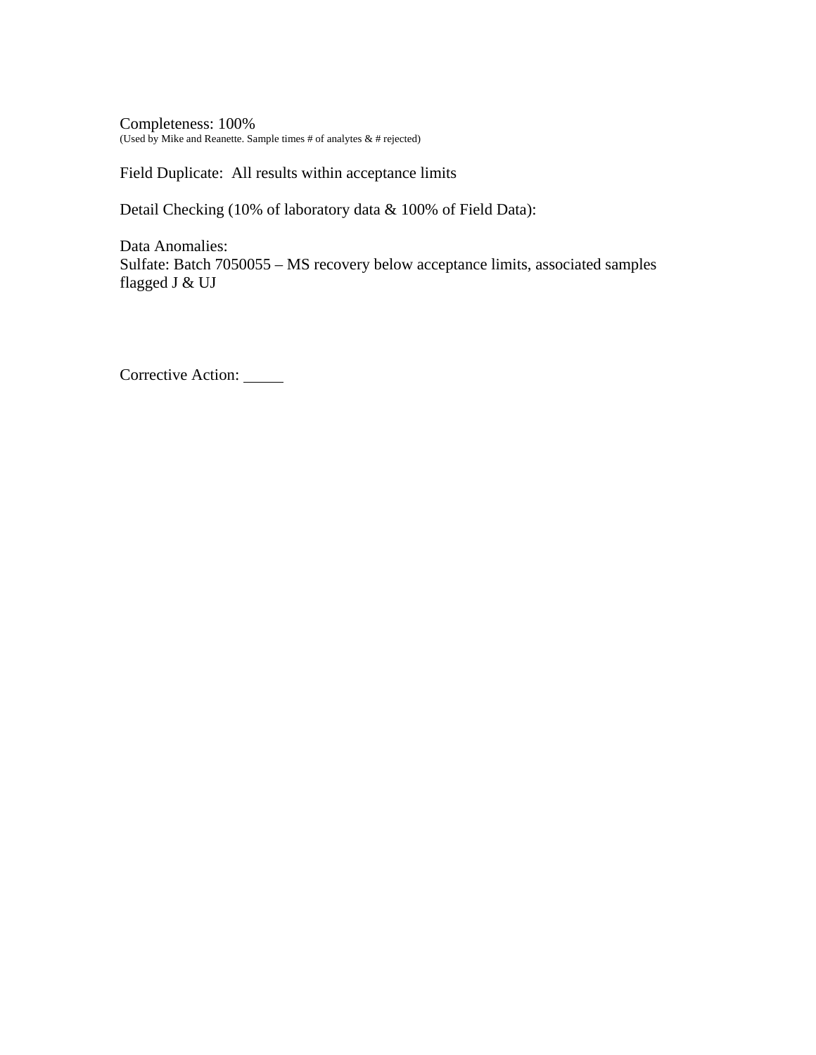Completeness: 100%
(Used by Mike and Reanette. Sample times # of analytes & # rejected)

Field Duplicate: All results within acceptance limits

Detail Checking (10% of laboratory data & 100% of Field Data):

Data Anomalies:
Sulfate: Batch 7050055 – MS recovery below acceptance limits, associated samples flagged J & UJ

Corrective Action: _____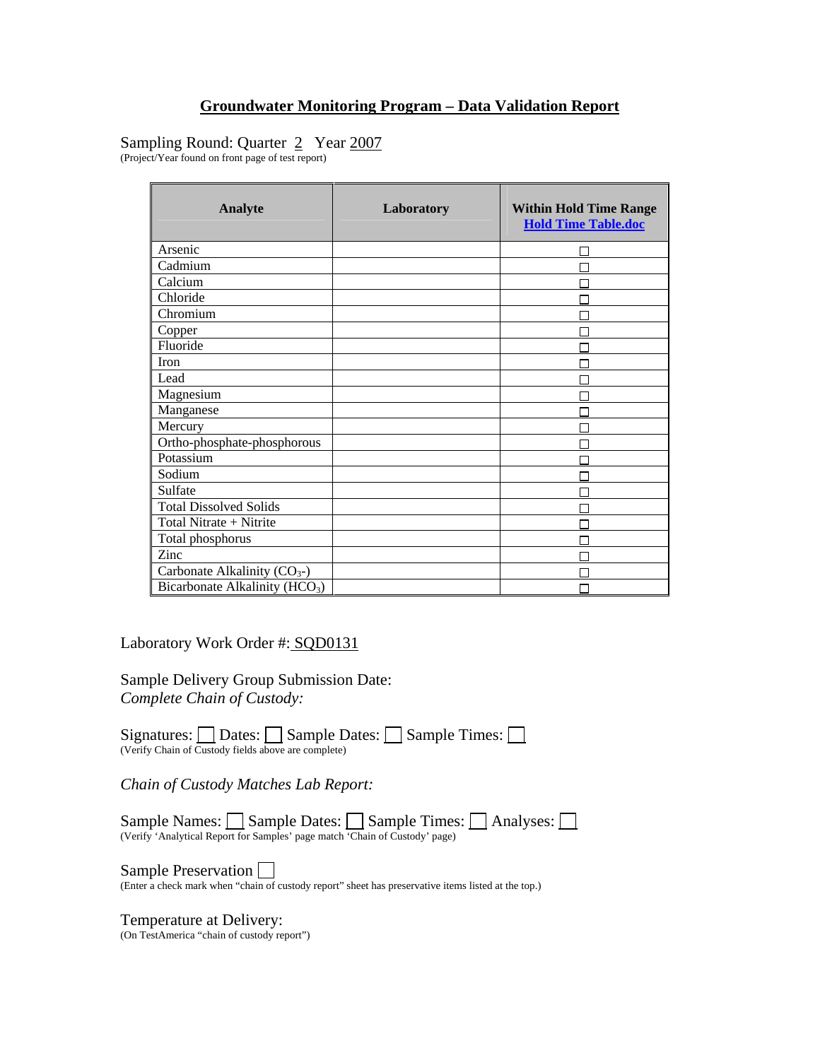# Groundwater Monitoring Program – Data Validation Report

Sampling Round: Quarter 2 Year 2007
(Project/Year found on front page of test report)

| Analyte | Laboratory | Within Hold Time Range Hold Time Table.doc |
|---|---|---|
| Arsenic | | ☐ |
| Cadmium | | ☐ |
| Calcium | | ☐ |
| Chloride | | ☐ |
| Chromium | | ☐ |
| Copper | | ☐ |
| Fluoride | | ☐ |
| Iron | | ☐ |
| Lead | | ☐ |
| Magnesium | | ☐ |
| Manganese | | ☐ |
| Mercury | | ☐ |
| Ortho-phosphate-phosphorous | | ☐ |
| Potassium | | ☐ |
| Sodium | | ☐ |
| Sulfate | | ☐ |
| Total Dissolved Solids | | ☐ |
| Total Nitrate + Nitrite | | ☐ |
| Total phosphorus | | ☐ |
| Zinc | | ☐ |
| Carbonate Alkalinity ($CO_3$-) | | ☐ |
| Bicarbonate Alkalinity ($HCO_3$) | | ☐ |

Laboratory Work Order #: SQD0131

Sample Delivery Group Submission Date:
*Complete Chain of Custody:*

Signatures: ☐ Dates: ☐ Sample Dates: ☐ Sample Times: ☐
(Verify Chain of Custody fields above are complete)

*Chain of Custody Matches Lab Report:*

Sample Names: ☐ Sample Dates: ☐ Sample Times: ☐ Analyses: ☐
(Verify 'Analytical Report for Samples' page match 'Chain of Custody' page)

Sample Preservation ☐
(Enter a check mark when "chain of custody report" sheet has preservative items listed at the top.)

Temperature at Delivery:
(On TestAmerica "chain of custody report")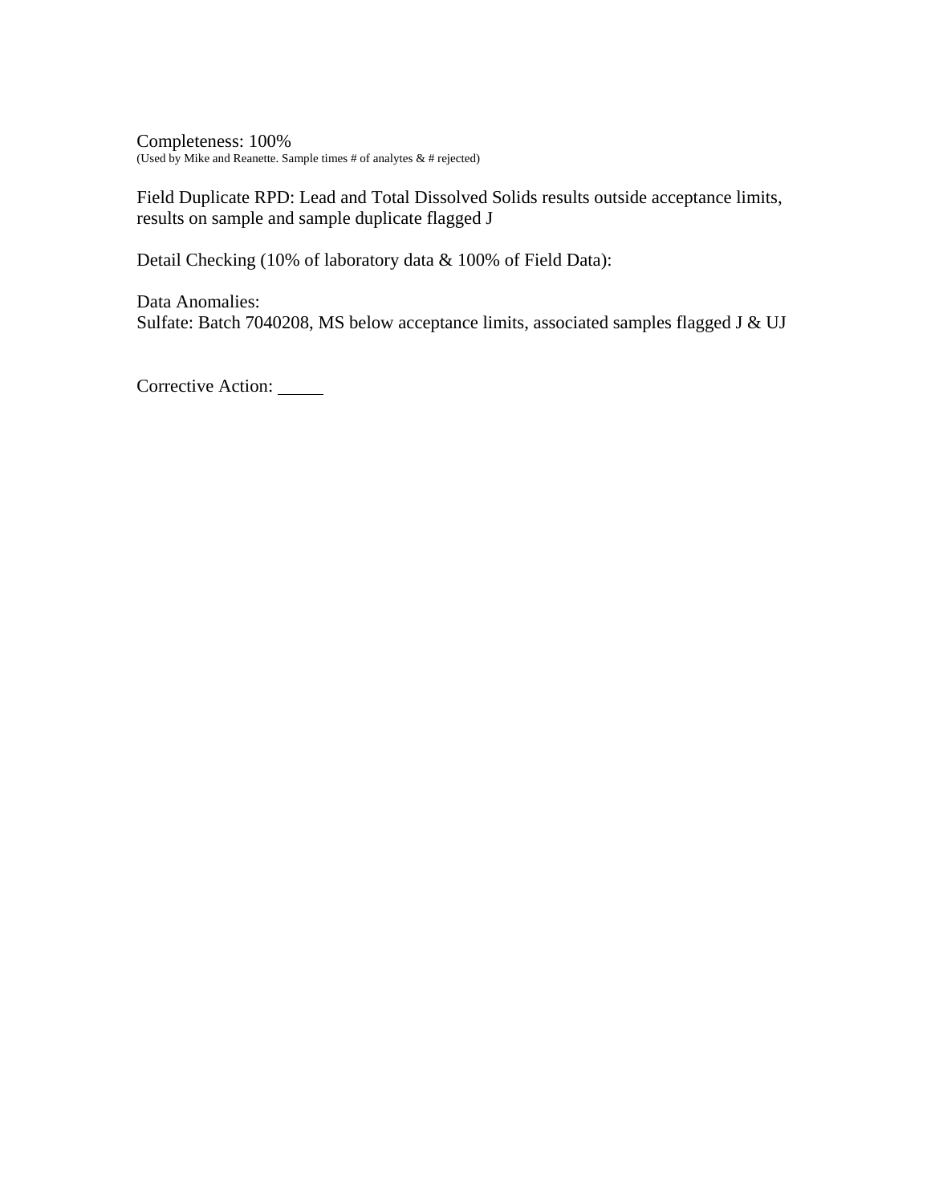Completeness: 100%
(Used by Mike and Reanette. Sample times # of analytes & # rejected)

Field Duplicate RPD: Lead and Total Dissolved Solids results outside acceptance limits, results on sample and sample duplicate flagged J

Detail Checking (10% of laboratory data & 100% of Field Data):

Data Anomalies:
Sulfate: Batch 7040208, MS below acceptance limits, associated samples flagged J & UJ

Corrective Action: _____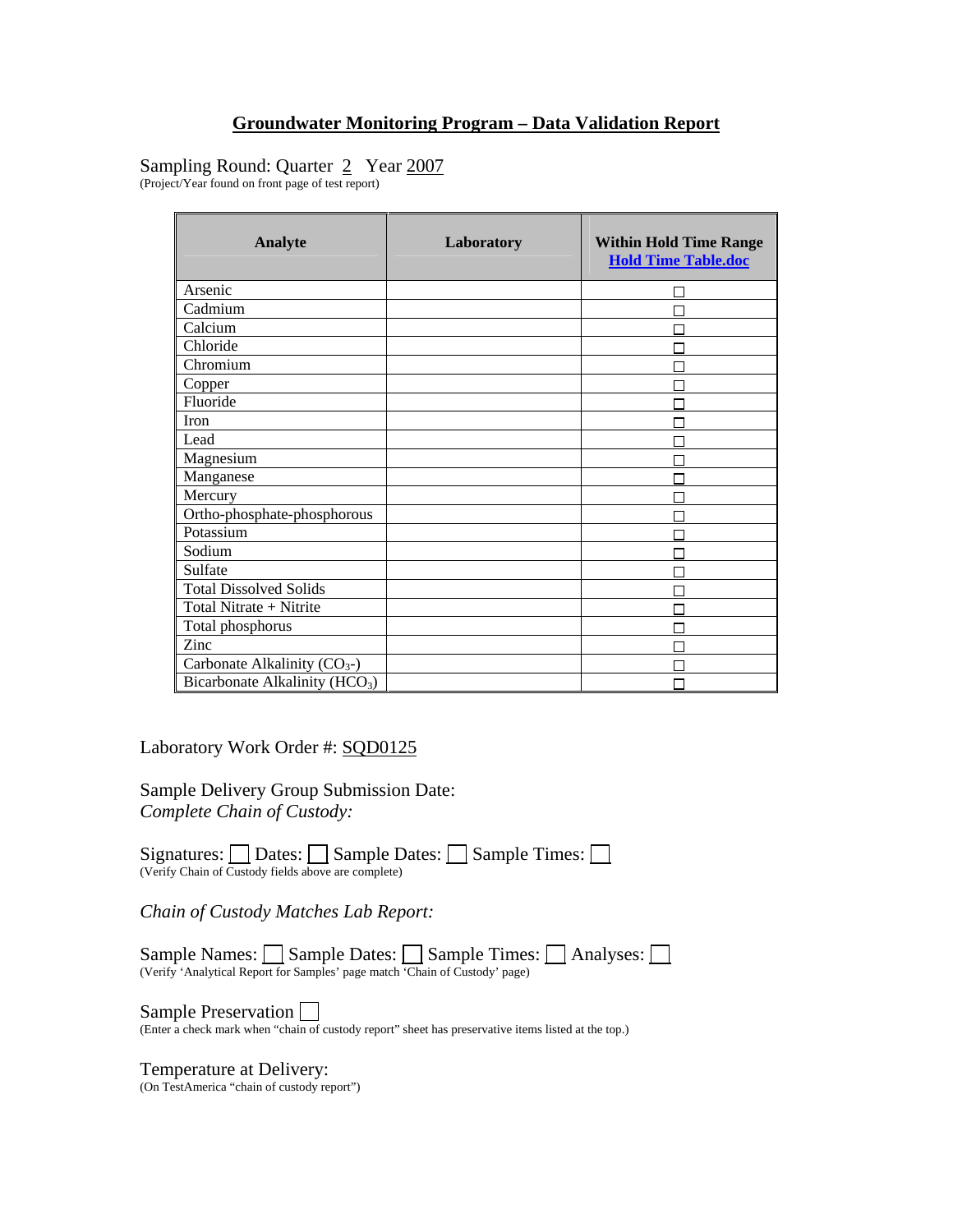# Groundwater Monitoring Program – Data Validation Report

Sampling Round: Quarter 2 Year 2007
(Project/Year found on front page of test report)

| Analyte | Laboratory | Within Hold Time Range [Hold Time Table.doc] |
|---|---|---|
| Arsenic | | ☐ |
| Cadmium | | ☐ |
| Calcium | | ☐ |
| Chloride | | ☐ |
| Chromium | | ☐ |
| Copper | | ☐ |
| Fluoride | | ☐ |
| Iron | | ☐ |
| Lead | | ☐ |
| Magnesium | | ☐ |
| Manganese | | ☐ |
| Mercury | | ☐ |
| Ortho-phosphate-phosphorous | | ☐ |
| Potassium | | ☐ |
| Sodium | | ☐ |
| Sulfate | | ☐ |
| Total Dissolved Solids | | ☐ |
| Total Nitrate + Nitrite | | ☐ |
| Total phosphorus | | ☐ |
| Zinc | | ☐ |
| Carbonate Alkalinity ($CO_3$-) | | ☐ |
| Bicarbonate Alkalinity ($HCO_3$) | | ☐ |

Laboratory Work Order #: SQD0125

Sample Delivery Group Submission Date:
*Complete Chain of Custody:*

Signatures: ☐ Dates: ☐ Sample Dates: ☐ Sample Times: ☐
(Verify Chain of Custody fields above are complete)

*Chain of Custody Matches Lab Report:*

Sample Names: ☐ Sample Dates: ☐ Sample Times: ☐ Analyses: ☐
(Verify 'Analytical Report for Samples' page match 'Chain of Custody' page)

Sample Preservation ☐
(Enter a check mark when "chain of custody report" sheet has preservative items listed at the top.)

Temperature at Delivery:
(On TestAmerica "chain of custody report")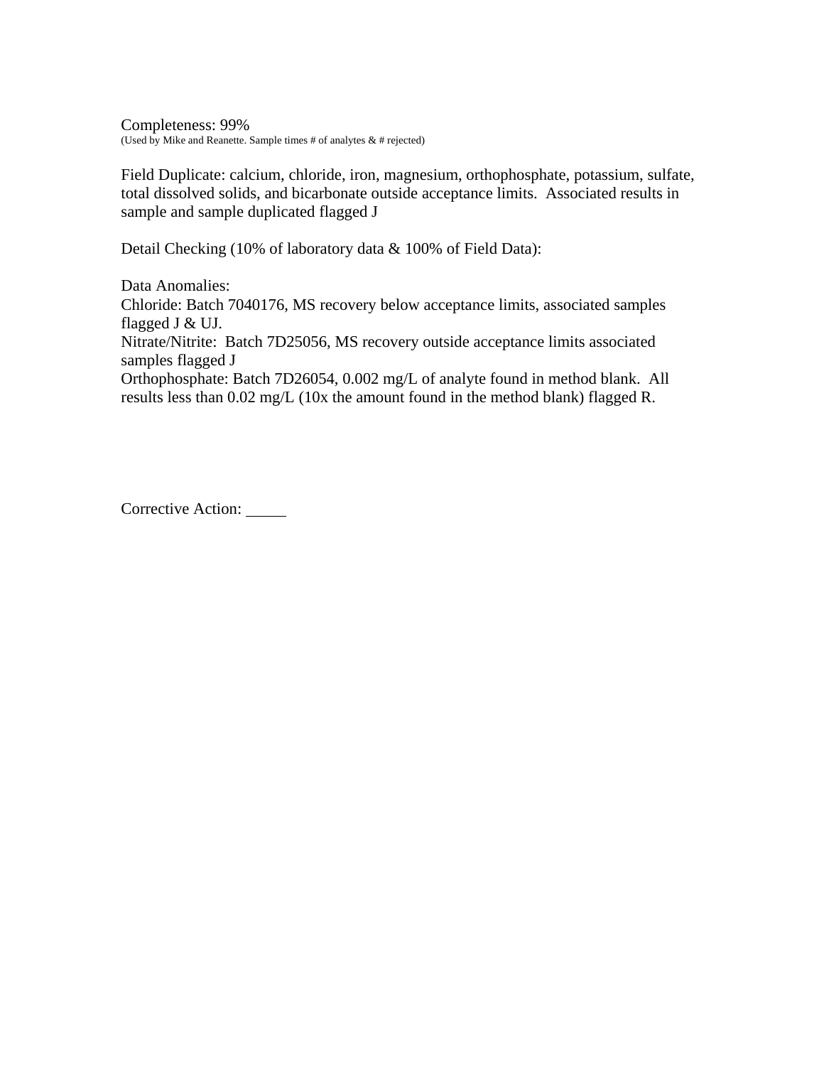Completeness: 99%
(Used by Mike and Reanette. Sample times # of analytes & # rejected)

Field Duplicate: calcium, chloride, iron, magnesium, orthophosphate, potassium, sulfate, total dissolved solids, and bicarbonate outside acceptance limits. Associated results in sample and sample duplicated flagged J

Detail Checking (10% of laboratory data & 100% of Field Data):

Data Anomalies:
Chloride: Batch 7040176, MS recovery below acceptance limits, associated samples flagged J & UJ.
Nitrate/Nitrite: Batch 7D25056, MS recovery outside acceptance limits associated samples flagged J
Orthophosphate: Batch 7D26054, 0.002 mg/L of analyte found in method blank. All results less than 0.02 mg/L (10x the amount found in the method blank) flagged R.

Corrective Action: _____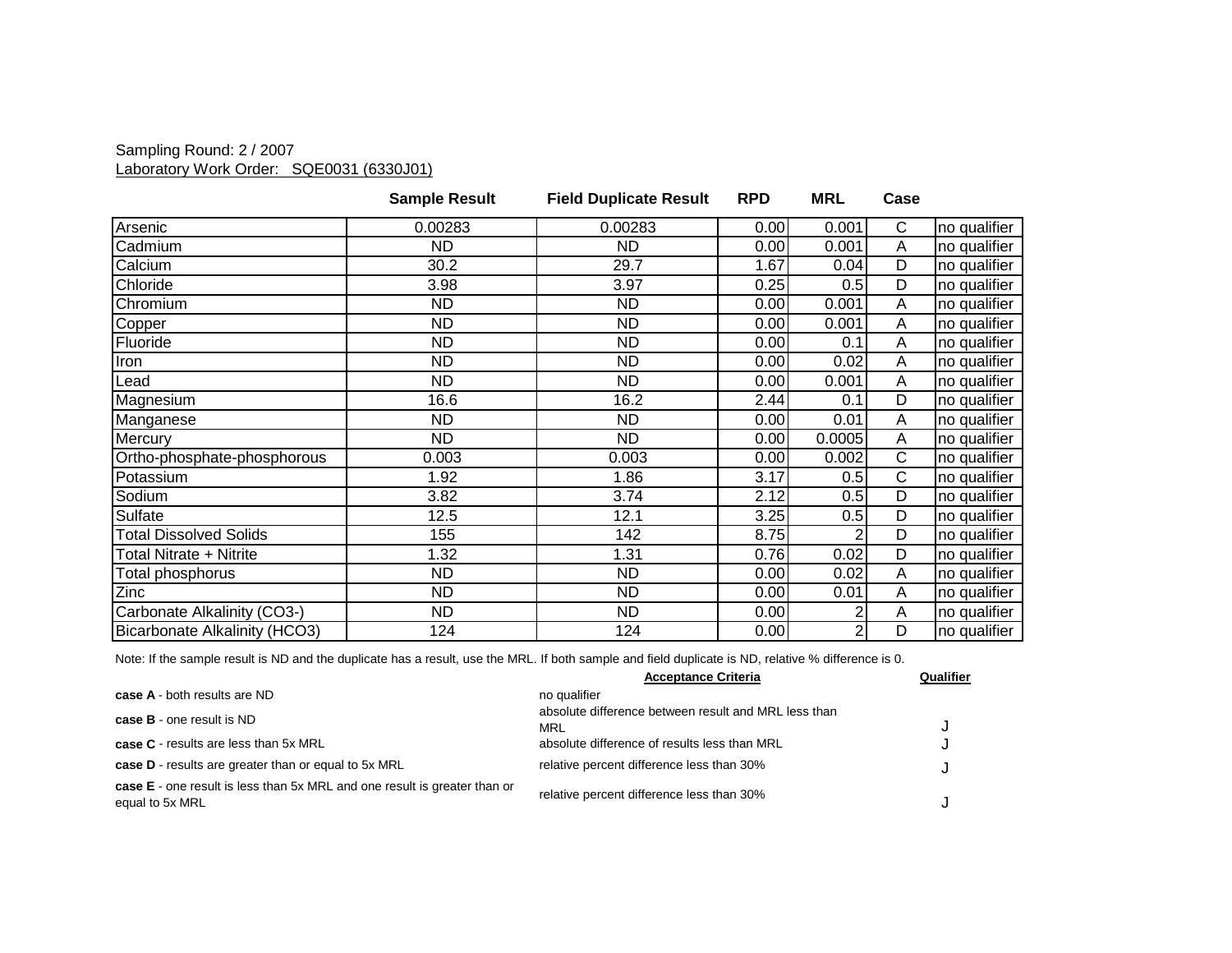Sampling Round: 2 / 2007

Laboratory Work Order: SQE0031 (6330J01)

| | Sample Result | Field Duplicate Result | RPD | MRL | Case | |
|---|---|---|---|---|---|---|
| Arsenic | 0.00283 | 0.00283 | 0.00 | 0.001 | C | no qualifier |
| Cadmium | ND | ND | 0.00 | 0.001 | A | no qualifier |
| Calcium | 30.2 | 29.7 | 1.67 | 0.04 | D | no qualifier |
| Chloride | 3.98 | 3.97 | 0.25 | 0.5 | D | no qualifier |
| Chromium | ND | ND | 0.00 | 0.001 | A | no qualifier |
| Copper | ND | ND | 0.00 | 0.001 | A | no qualifier |
| Fluoride | ND | ND | 0.00 | 0.1 | A | no qualifier |
| Iron | ND | ND | 0.00 | 0.02 | A | no qualifier |
| Lead | ND | ND | 0.00 | 0.001 | A | no qualifier |
| Magnesium | 16.6 | 16.2 | 2.44 | 0.1 | D | no qualifier |
| Manganese | ND | ND | 0.00 | 0.01 | A | no qualifier |
| Mercury | ND | ND | 0.00 | 0.0005 | A | no qualifier |
| Ortho-phosphate-phosphorous | 0.003 | 0.003 | 0.00 | 0.002 | C | no qualifier |
| Potassium | 1.92 | 1.86 | 3.17 | 0.5 | C | no qualifier |
| Sodium | 3.82 | 3.74 | 2.12 | 0.5 | D | no qualifier |
| Sulfate | 12.5 | 12.1 | 3.25 | 0.5 | D | no qualifier |
| Total Dissolved Solids | 155 | 142 | 8.75 | 2 | D | no qualifier |
| Total Nitrate + Nitrite | 1.32 | 1.31 | 0.76 | 0.02 | D | no qualifier |
| Total phosphorus | ND | ND | 0.00 | 0.02 | A | no qualifier |
| Zinc | ND | ND | 0.00 | 0.01 | A | no qualifier |
| Carbonate Alkalinity (CO3-) | ND | ND | 0.00 | 2 | A | no qualifier |
| Bicarbonate Alkalinity (HCO3) | 124 | 124 | 0.00 | 2 | D | no qualifier |

Note: If the sample result is ND and the duplicate has a result, use the MRL. If both sample and field duplicate is ND, relative % difference is 0.

| | Acceptance Criteria | Qualifier |
|---|---|---|
| **case A** - both results are ND | no qualifier | |
| **case B** - one result is ND | absolute difference between result and MRL less than MRL | J |
| **case C** - results are less than 5x MRL | absolute difference of results less than MRL | J |
| **case D** - results are greater than or equal to 5x MRL | relative percent difference less than 30% | J |
| **case E** - one result is less than 5x MRL and one result is greater than or equal to 5x MRL | relative percent difference less than 30% | J |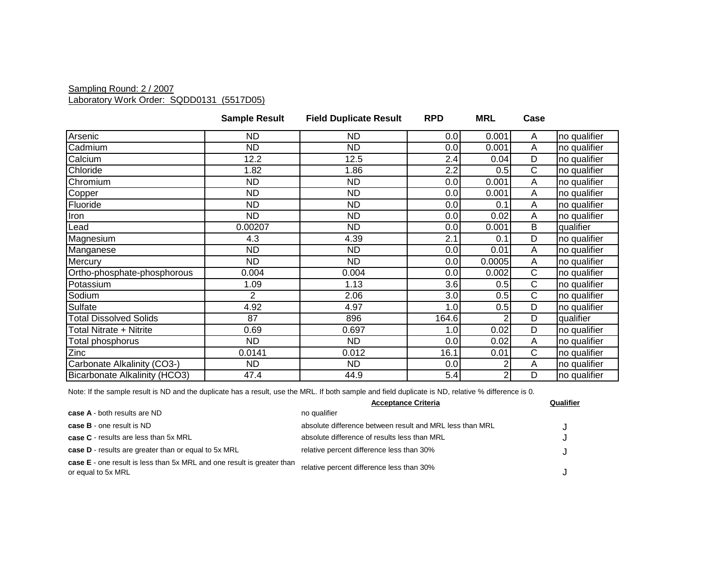Sampling Round: 2 / 2007

Laboratory Work Order: SQDD0131 (5517D05)

| | Sample Result | Field Duplicate Result | RPD | MRL | Case | |
|---|---|---|---|---|---|---|
| Arsenic | ND | ND | 0.0 | 0.001 | A | no qualifier |
| Cadmium | ND | ND | 0.0 | 0.001 | A | no qualifier |
| Calcium | 12.2 | 12.5 | 2.4 | 0.04 | D | no qualifier |
| Chloride | 1.82 | 1.86 | 2.2 | 0.5 | C | no qualifier |
| Chromium | ND | ND | 0.0 | 0.001 | A | no qualifier |
| Copper | ND | ND | 0.0 | 0.001 | A | no qualifier |
| Fluoride | ND | ND | 0.0 | 0.1 | A | no qualifier |
| Iron | ND | ND | 0.0 | 0.02 | A | no qualifier |
| Lead | 0.00207 | ND | 0.0 | 0.001 | B | qualifier |
| Magnesium | 4.3 | 4.39 | 2.1 | 0.1 | D | no qualifier |
| Manganese | ND | ND | 0.0 | 0.01 | A | no qualifier |
| Mercury | ND | ND | 0.0 | 0.0005 | A | no qualifier |
| Ortho-phosphate-phosphorous | 0.004 | 0.004 | 0.0 | 0.002 | C | no qualifier |
| Potassium | 1.09 | 1.13 | 3.6 | 0.5 | C | no qualifier |
| Sodium | 2 | 2.06 | 3.0 | 0.5 | C | no qualifier |
| Sulfate | 4.92 | 4.97 | 1.0 | 0.5 | D | no qualifier |
| Total Dissolved Solids | 87 | 896 | 164.6 | 2 | D | qualifier |
| Total Nitrate + Nitrite | 0.69 | 0.697 | 1.0 | 0.02 | D | no qualifier |
| Total phosphorus | ND | ND | 0.0 | 0.02 | A | no qualifier |
| Zinc | 0.0141 | 0.012 | 16.1 | 0.01 | C | no qualifier |
| Carbonate Alkalinity (CO3-) | ND | ND | 0.0 | 2 | A | no qualifier |
| Bicarbonate Alkalinity (HCO3) | 47.4 | 44.9 | 5.4 | 2 | D | no qualifier |

Note: If the sample result is ND and the duplicate has a result, use the MRL. If both sample and field duplicate is ND, relative % difference is 0.

| | Acceptance Criteria | Qualifier |
|---|---|---|
| **case A** - both results are ND | no qualifier | |
| **case B** - one result is ND | absolute difference between result and MRL less than MRL | J |
| **case C** - results are less than 5x MRL | absolute difference of results less than MRL | J |
| **case D** - results are greater than or equal to 5x MRL | relative percent difference less than 30% | J |
| **case E** - one result is less than 5x MRL and one result is greater than or equal to 5x MRL | relative percent difference less than 30% | J |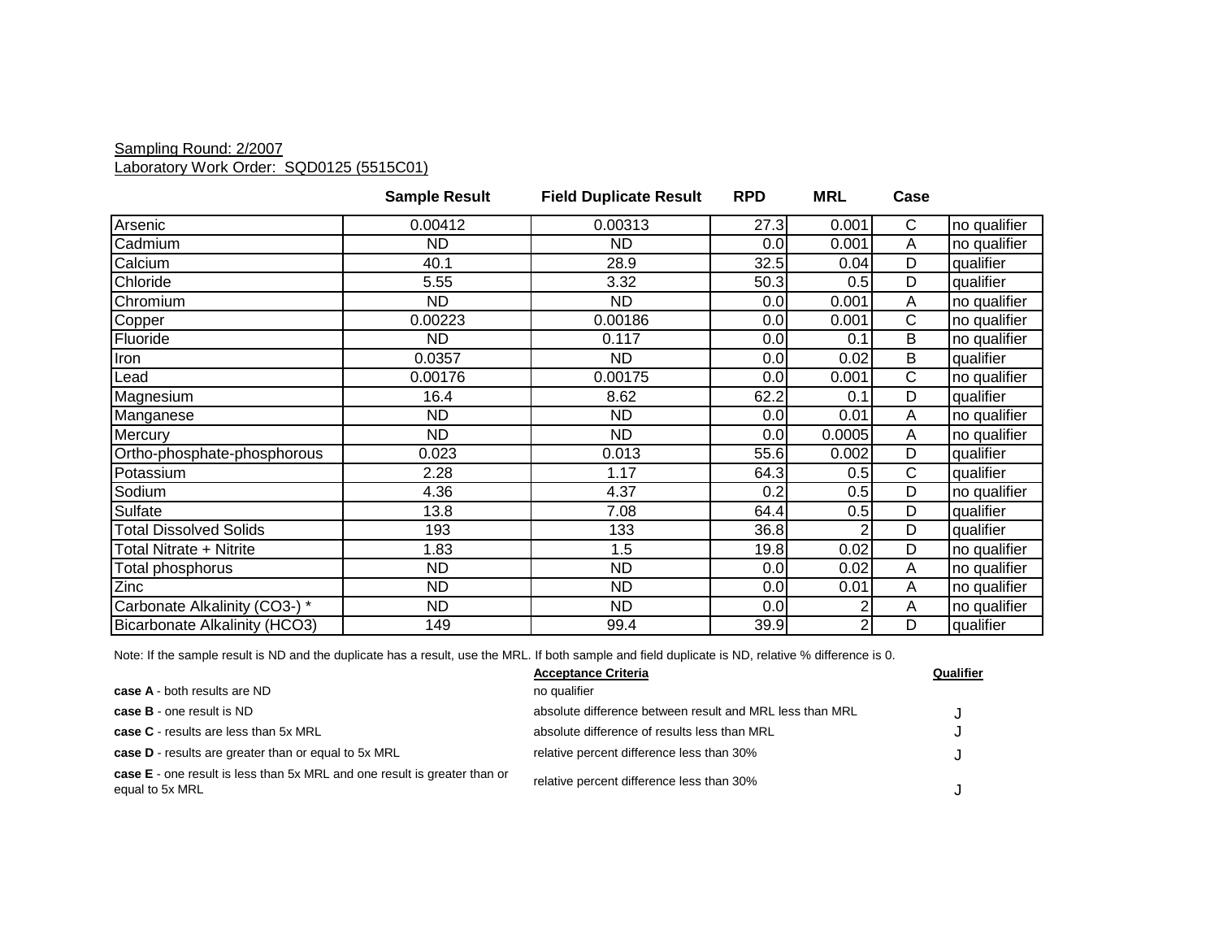Sampling Round: 2/2007
Laboratory Work Order: SQD0125 (5515C01)

| | Sample Result | Field Duplicate Result | RPD | MRL | Case | |
|---|---|---|---|---|---|---|
| Arsenic | 0.00412 | 0.00313 | 27.3 | 0.001 | C | no qualifier |
| Cadmium | ND | ND | 0.0 | 0.001 | A | no qualifier |
| Calcium | 40.1 | 28.9 | 32.5 | 0.04 | D | qualifier |
| Chloride | 5.55 | 3.32 | 50.3 | 0.5 | D | qualifier |
| Chromium | ND | ND | 0.0 | 0.001 | A | no qualifier |
| Copper | 0.00223 | 0.00186 | 0.0 | 0.001 | C | no qualifier |
| Fluoride | ND | 0.117 | 0.0 | 0.1 | B | no qualifier |
| Iron | 0.0357 | ND | 0.0 | 0.02 | B | qualifier |
| Lead | 0.00176 | 0.00175 | 0.0 | 0.001 | C | no qualifier |
| Magnesium | 16.4 | 8.62 | 62.2 | 0.1 | D | qualifier |
| Manganese | ND | ND | 0.0 | 0.01 | A | no qualifier |
| Mercury | ND | ND | 0.0 | 0.0005 | A | no qualifier |
| Ortho-phosphate-phosphorous | 0.023 | 0.013 | 55.6 | 0.002 | D | qualifier |
| Potassium | 2.28 | 1.17 | 64.3 | 0.5 | C | qualifier |
| Sodium | 4.36 | 4.37 | 0.2 | 0.5 | D | no qualifier |
| Sulfate | 13.8 | 7.08 | 64.4 | 0.5 | D | qualifier |
| Total Dissolved Solids | 193 | 133 | 36.8 | 2 | D | qualifier |
| Total Nitrate + Nitrite | 1.83 | 1.5 | 19.8 | 0.02 | D | no qualifier |
| Total phosphorus | ND | ND | 0.0 | 0.02 | A | no qualifier |
| Zinc | ND | ND | 0.0 | 0.01 | A | no qualifier |
| Carbonate Alkalinity (CO3-) * | ND | ND | 0.0 | 2 | A | no qualifier |
| Bicarbonate Alkalinity (HCO3) | 149 | 99.4 | 39.9 | 2 | D | qualifier |

Note: If the sample result is ND and the duplicate has a result, use the MRL. If both sample and field duplicate is ND, relative % difference is 0.

| | Acceptance Criteria | Qualifier |
|---|---|---|
| **case A** - both results are ND | no qualifier | |
| **case B** - one result is ND | absolute difference between result and MRL less than MRL | J |
| **case C** - results are less than 5x MRL | absolute difference of results less than MRL | J |
| **case D** - results are greater than or equal to 5x MRL | relative percent difference less than 30% | J |
| **case E** - one result is less than 5x MRL and one result is greater than or equal to 5x MRL | relative percent difference less than 30% | J |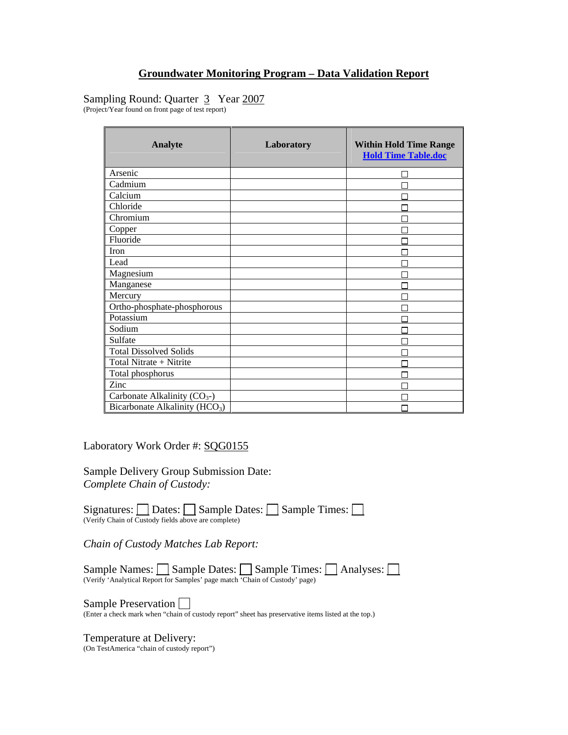# Groundwater Monitoring Program – Data Validation Report

Sampling Round: Quarter 3 Year 2007
(Project/Year found on front page of test report)

| Analyte | Laboratory | Within Hold Time Range Hold Time Table.doc |
|---|---|---|
| Arsenic | | ☐ |
| Cadmium | | ☐ |
| Calcium | | ☐ |
| Chloride | | ☐ |
| Chromium | | ☐ |
| Copper | | ☐ |
| Fluoride | | ☐ |
| Iron | | ☐ |
| Lead | | ☐ |
| Magnesium | | ☐ |
| Manganese | | ☐ |
| Mercury | | ☐ |
| Ortho-phosphate-phosphorous | | ☐ |
| Potassium | | ☐ |
| Sodium | | ☐ |
| Sulfate | | ☐ |
| Total Dissolved Solids | | ☐ |
| Total Nitrate + Nitrite | | ☐ |
| Total phosphorus | | ☐ |
| Zinc | | ☐ |
| Carbonate Alkalinity ($CO_3$-) | | ☐ |
| Bicarbonate Alkalinity ($HCO_3$) | | ☐ |

Laboratory Work Order #: SQG0155

Sample Delivery Group Submission Date:
*Complete Chain of Custody:*

Signatures: ☐ Dates: ☐ Sample Dates: ☐ Sample Times: ☐
(Verify Chain of Custody fields above are complete)

*Chain of Custody Matches Lab Report:*

Sample Names: ☐ Sample Dates: ☐ Sample Times: ☐ Analyses: ☐
(Verify 'Analytical Report for Samples' page match 'Chain of Custody' page)

Sample Preservation ☐
(Enter a check mark when "chain of custody report" sheet has preservative items listed at the top.)

Temperature at Delivery:
(On TestAmerica "chain of custody report")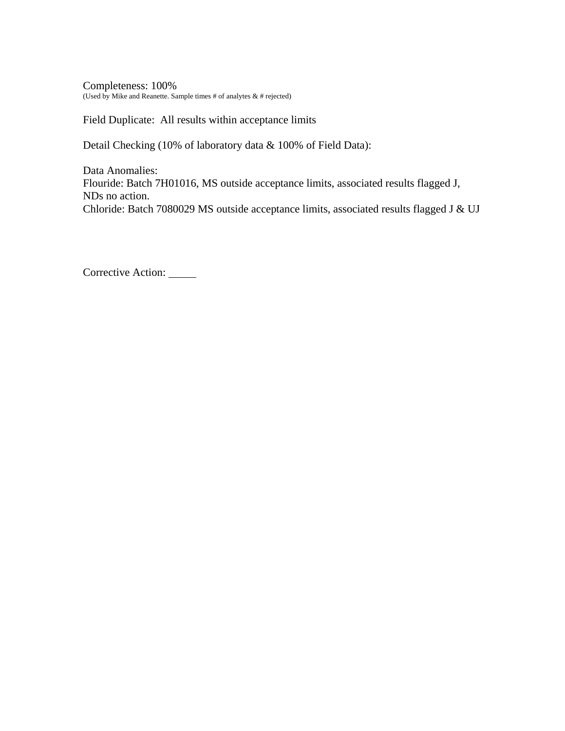Completeness: 100%
(Used by Mike and Reanette. Sample times # of analytes & # rejected)

Field Duplicate: All results within acceptance limits

Detail Checking (10% of laboratory data & 100% of Field Data):

Data Anomalies:
Flouride: Batch 7H01016, MS outside acceptance limits, associated results flagged J, NDs no action.
Chloride: Batch 7080029 MS outside acceptance limits, associated results flagged J & UJ

Corrective Action: _____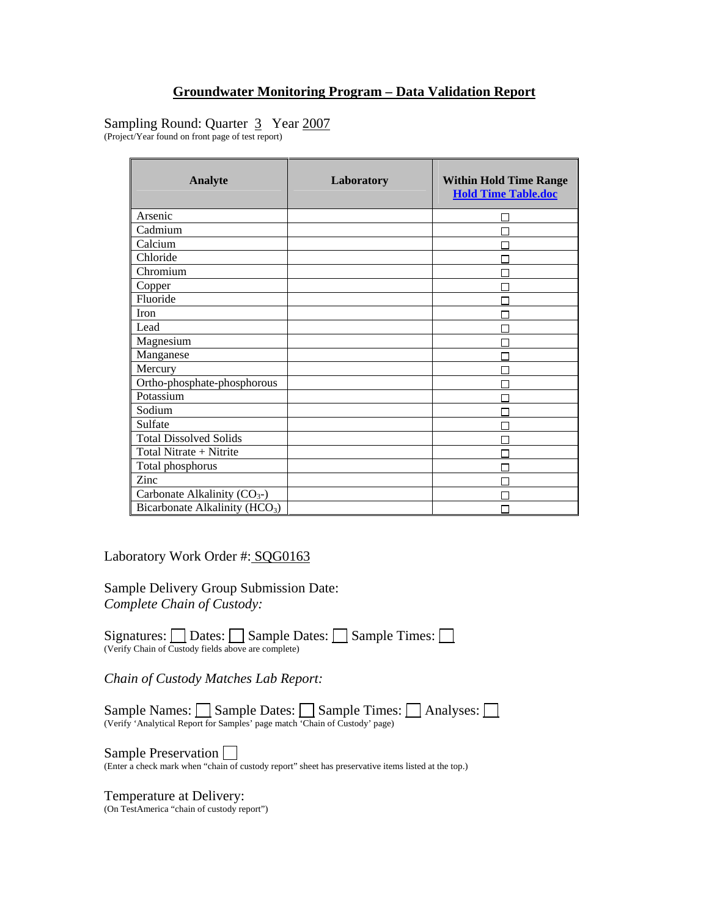# Groundwater Monitoring Program – Data Validation Report

Sampling Round: Quarter 3 Year 2007

(Project/Year found on front page of test report)

| Analyte | Laboratory | Within Hold Time Range Hold Time Table.doc |
|---|---|---|
| Arsenic | | ☐ |
| Cadmium | | ☐ |
| Calcium | | ☐ |
| Chloride | | ☐ |
| Chromium | | ☐ |
| Copper | | ☐ |
| Fluoride | | ☐ |
| Iron | | ☐ |
| Lead | | ☐ |
| Magnesium | | ☐ |
| Manganese | | ☐ |
| Mercury | | ☐ |
| Ortho-phosphate-phosphorous | | ☐ |
| Potassium | | ☐ |
| Sodium | | ☐ |
| Sulfate | | ☐ |
| Total Dissolved Solids | | ☐ |
| Total Nitrate + Nitrite | | ☐ |
| Total phosphorus | | ☐ |
| Zinc | | ☐ |
| Carbonate Alkalinity ($CO_3$-) | | ☐ |
| Bicarbonate Alkalinity ($HCO_3$) | | ☐ |

Laboratory Work Order #: SQG0163

Sample Delivery Group Submission Date:

*Complete Chain of Custody:*

Signatures: ☐ Dates: ☐ Sample Dates: ☐ Sample Times: ☐

(Verify Chain of Custody fields above are complete)

*Chain of Custody Matches Lab Report:*

Sample Names: ☐ Sample Dates: ☐ Sample Times: ☐ Analyses: ☐

(Verify 'Analytical Report for Samples' page match 'Chain of Custody' page)

Sample Preservation ☐

(Enter a check mark when "chain of custody report" sheet has preservative items listed at the top.)

Temperature at Delivery:

(On TestAmerica "chain of custody report")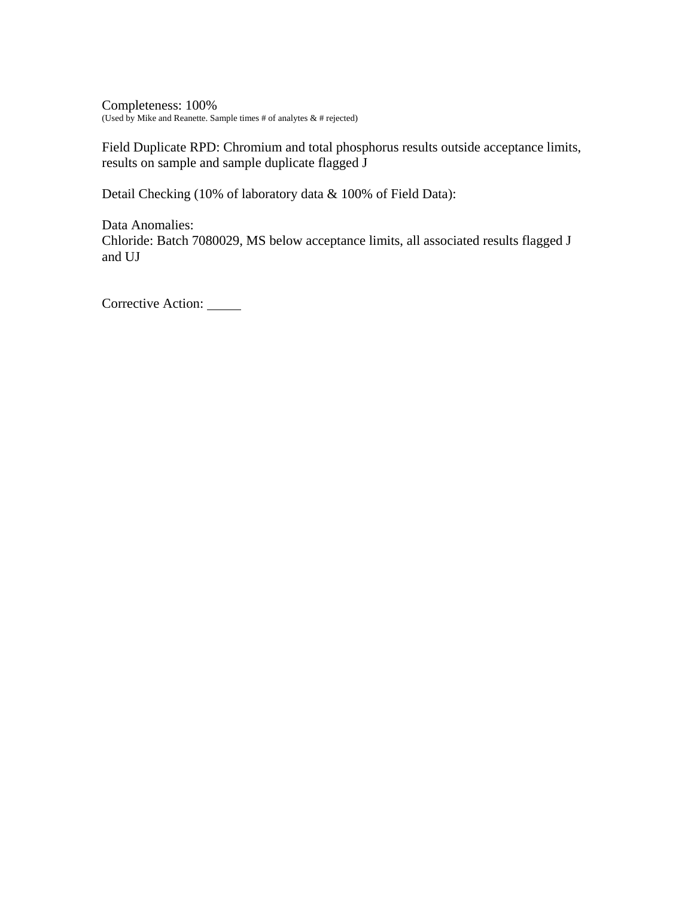Completeness: 100%
(Used by Mike and Reanette. Sample times # of analytes & # rejected)

Field Duplicate RPD: Chromium and total phosphorus results outside acceptance limits, results on sample and sample duplicate flagged J

Detail Checking (10% of laboratory data & 100% of Field Data):

Data Anomalies:
Chloride: Batch 7080029, MS below acceptance limits, all associated results flagged J and UJ

Corrective Action: _____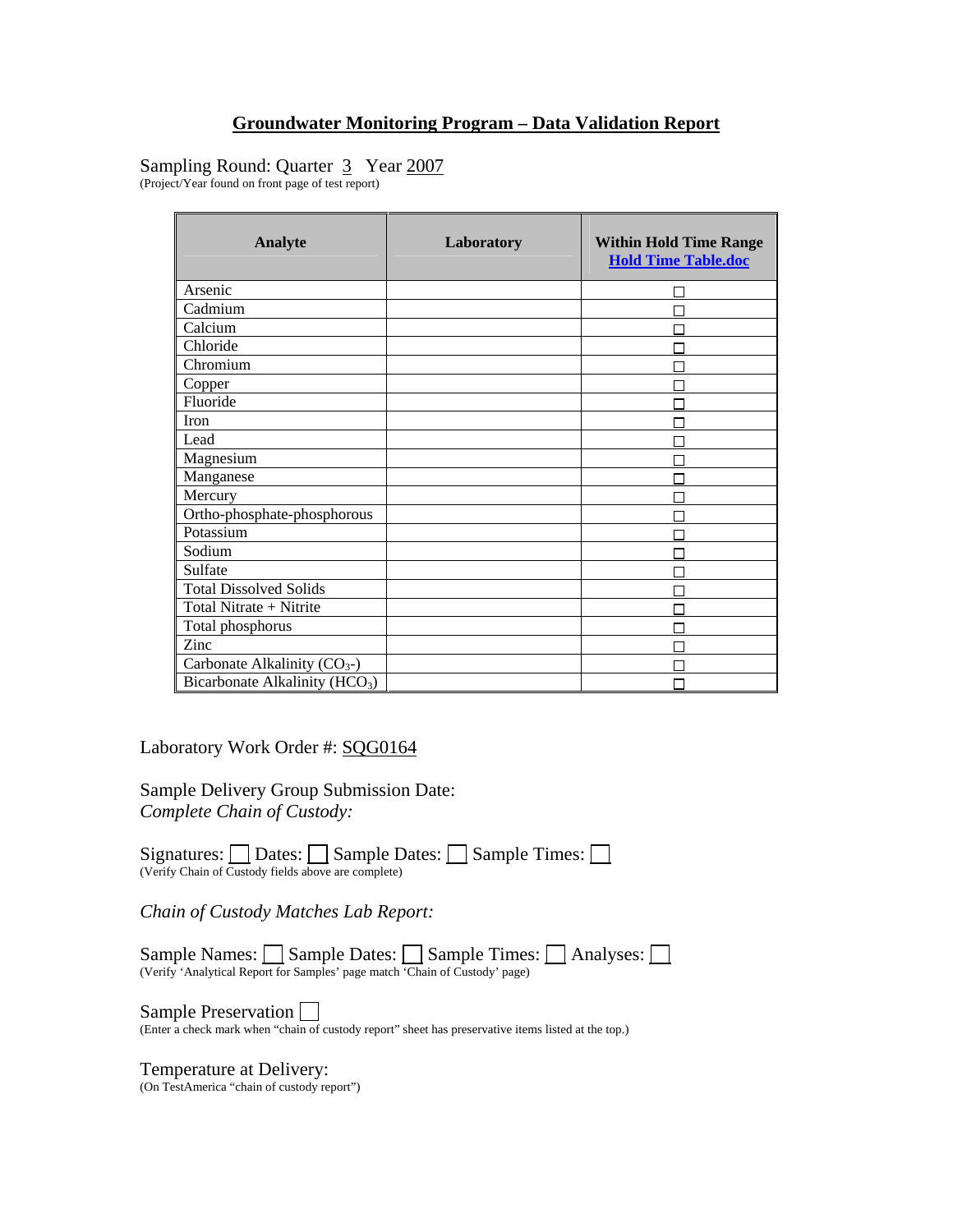# Groundwater Monitoring Program – Data Validation Report

Sampling Round: Quarter 3 Year 2007
(Project/Year found on front page of test report)

| Analyte | Laboratory | Within Hold Time Range [Hold Time Table.doc] |
|---|---|---|
| Arsenic | | ☐ |
| Cadmium | | ☐ |
| Calcium | | ☐ |
| Chloride | | ☐ |
| Chromium | | ☐ |
| Copper | | ☐ |
| Fluoride | | ☐ |
| Iron | | ☐ |
| Lead | | ☐ |
| Magnesium | | ☐ |
| Manganese | | ☐ |
| Mercury | | ☐ |
| Ortho-phosphate-phosphorous | | ☐ |
| Potassium | | ☐ |
| Sodium | | ☐ |
| Sulfate | | ☐ |
| Total Dissolved Solids | | ☐ |
| Total Nitrate + Nitrite | | ☐ |
| Total phosphorus | | ☐ |
| Zinc | | ☐ |
| Carbonate Alkalinity ($CO_3$-) | | ☐ |
| Bicarbonate Alkalinity ($HCO_3$) | | ☐ |

Laboratory Work Order #: SQG0164

Sample Delivery Group Submission Date:
*Complete Chain of Custody:*

Signatures: ☐ Dates: ☐ Sample Dates: ☐ Sample Times: ☐
(Verify Chain of Custody fields above are complete)

*Chain of Custody Matches Lab Report:*

Sample Names: ☐ Sample Dates: ☐ Sample Times: ☐ Analyses: ☐
(Verify 'Analytical Report for Samples' page match 'Chain of Custody' page)

Sample Preservation ☐
(Enter a check mark when "chain of custody report" sheet has preservative items listed at the top.)

Temperature at Delivery:
(On TestAmerica "chain of custody report")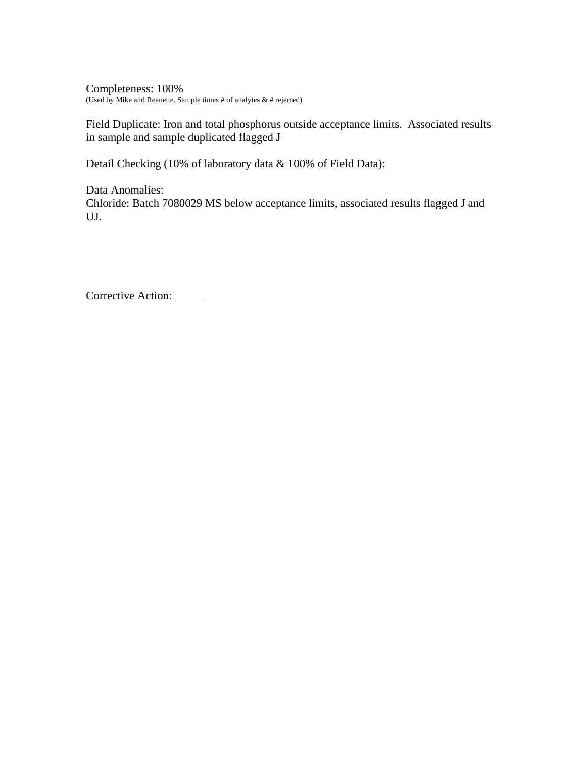Completeness: 100%
(Used by Mike and Reanette. Sample times # of analytes & # rejected)

Field Duplicate: Iron and total phosphorus outside acceptance limits. Associated results in sample and sample duplicated flagged J

Detail Checking (10% of laboratory data & 100% of Field Data):

Data Anomalies:
Chloride: Batch 7080029 MS below acceptance limits, associated results flagged J and UJ.

Corrective Action: _____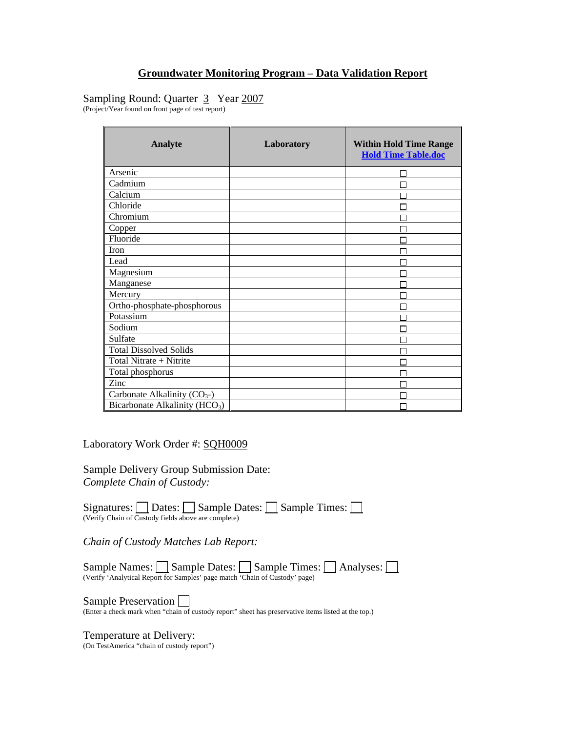# Groundwater Monitoring Program – Data Validation Report

Sampling Round: Quarter 3 Year 2007

(Project/Year found on front page of test report)

| Analyte | Laboratory | Within Hold Time Range [Hold Time Table.doc] |
|---|---|---|
| Arsenic | | ☐ |
| Cadmium | | ☐ |
| Calcium | | ☐ |
| Chloride | | ☐ |
| Chromium | | ☐ |
| Copper | | ☐ |
| Fluoride | | ☐ |
| Iron | | ☐ |
| Lead | | ☐ |
| Magnesium | | ☐ |
| Manganese | | ☐ |
| Mercury | | ☐ |
| Ortho-phosphate-phosphorous | | ☐ |
| Potassium | | ☐ |
| Sodium | | ☐ |
| Sulfate | | ☐ |
| Total Dissolved Solids | | ☐ |
| Total Nitrate + Nitrite | | ☐ |
| Total phosphorus | | ☐ |
| Zinc | | ☐ |
| Carbonate Alkalinity ($CO_3$-) | | ☐ |
| Bicarbonate Alkalinity ($HCO_3$) | | ☐ |

Laboratory Work Order #: SQH0009

Sample Delivery Group Submission Date:

*Complete Chain of Custody:*

Signatures: ☐ Dates: ☐ Sample Dates: ☐ Sample Times: ☐

(Verify Chain of Custody fields above are complete)

*Chain of Custody Matches Lab Report:*

Sample Names: ☐ Sample Dates: ☐ Sample Times: ☐ Analyses: ☐

(Verify 'Analytical Report for Samples' page match 'Chain of Custody' page)

Sample Preservation ☐

(Enter a check mark when "chain of custody report" sheet has preservative items listed at the top.)

Temperature at Delivery:

(On TestAmerica "chain of custody report")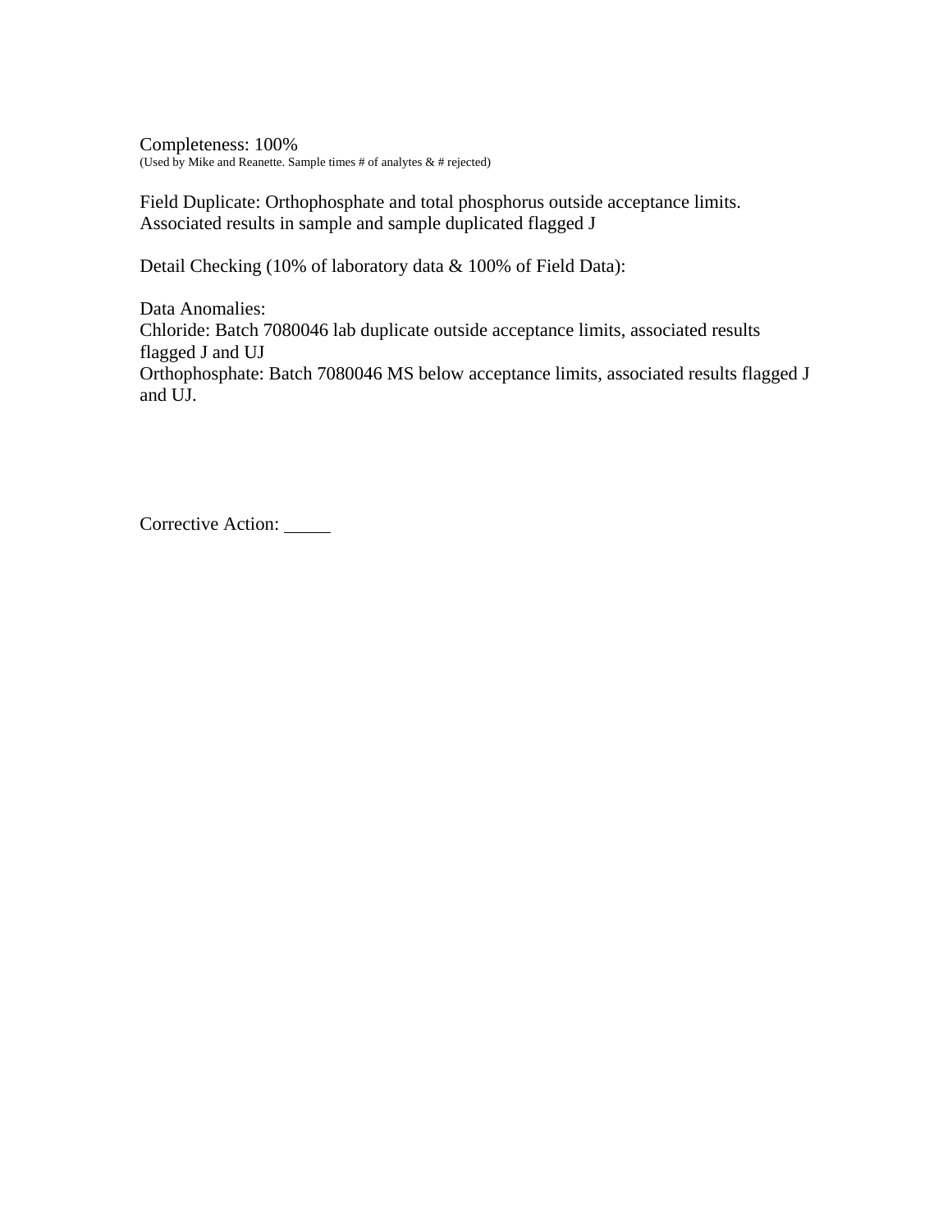Completeness: 100%
(Used by Mike and Reanette. Sample times # of analytes & # rejected)

Field Duplicate: Orthophosphate and total phosphorus outside acceptance limits. Associated results in sample and sample duplicated flagged J

Detail Checking (10% of laboratory data & 100% of Field Data):

Data Anomalies:
Chloride: Batch 7080046 lab duplicate outside acceptance limits, associated results flagged J and UJ
Orthophosphate: Batch 7080046 MS below acceptance limits, associated results flagged J and UJ.

Corrective Action: _____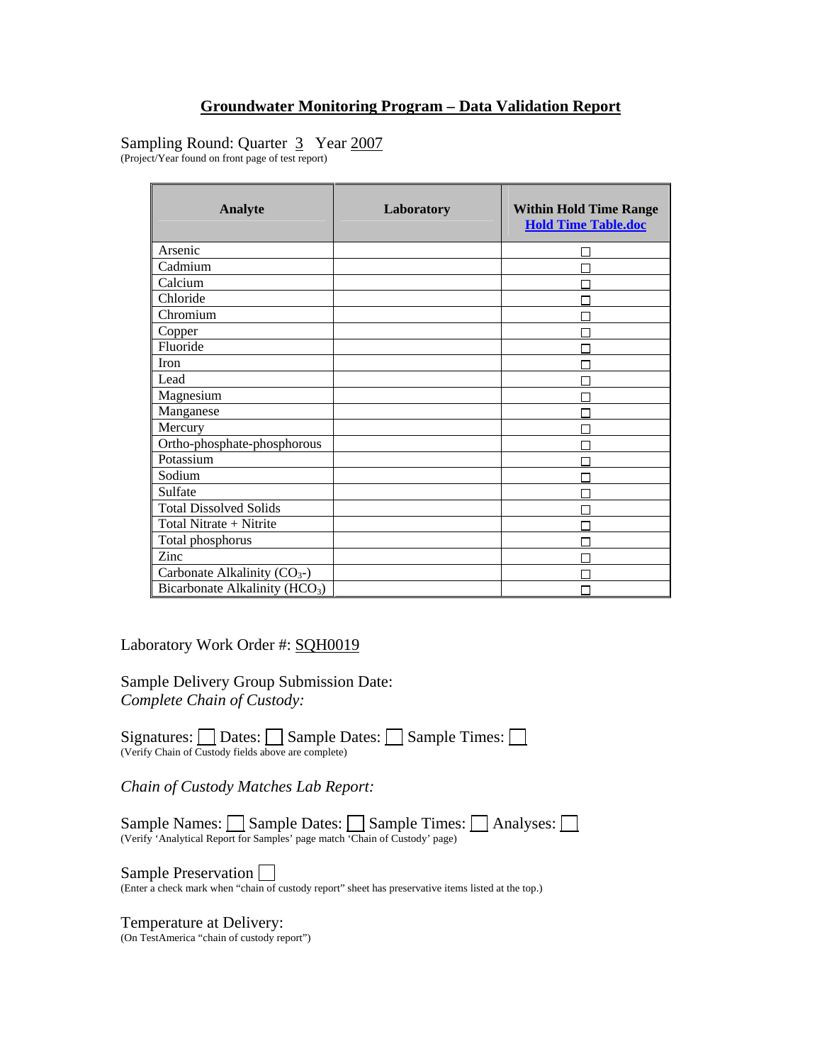# Groundwater Monitoring Program – Data Validation Report

Sampling Round: Quarter 3 Year 2007
(Project/Year found on front page of test report)

| Analyte | Laboratory | Within Hold Time Range Hold Time Table.doc |
|---|---|---|
| Arsenic | | ☐ |
| Cadmium | | ☐ |
| Calcium | | ☐ |
| Chloride | | ☐ |
| Chromium | | ☐ |
| Copper | | ☐ |
| Fluoride | | ☐ |
| Iron | | ☐ |
| Lead | | ☐ |
| Magnesium | | ☐ |
| Manganese | | ☐ |
| Mercury | | ☐ |
| Ortho-phosphate-phosphorous | | ☐ |
| Potassium | | ☐ |
| Sodium | | ☐ |
| Sulfate | | ☐ |
| Total Dissolved Solids | | ☐ |
| Total Nitrate + Nitrite | | ☐ |
| Total phosphorus | | ☐ |
| Zinc | | ☐ |
| Carbonate Alkalinity ($CO_3$-) | | ☐ |
| Bicarbonate Alkalinity ($HCO_3$) | | ☐ |

Laboratory Work Order #: SQH0019

Sample Delivery Group Submission Date:
*Complete Chain of Custody:*

Signatures: ☐ Dates: ☐ Sample Dates: ☐ Sample Times: ☐
(Verify Chain of Custody fields above are complete)

*Chain of Custody Matches Lab Report:*

Sample Names: ☐ Sample Dates: ☐ Sample Times: ☐ Analyses: ☐
(Verify 'Analytical Report for Samples' page match 'Chain of Custody' page)

Sample Preservation ☐
(Enter a check mark when "chain of custody report" sheet has preservative items listed at the top.)

Temperature at Delivery:
(On TestAmerica "chain of custody report")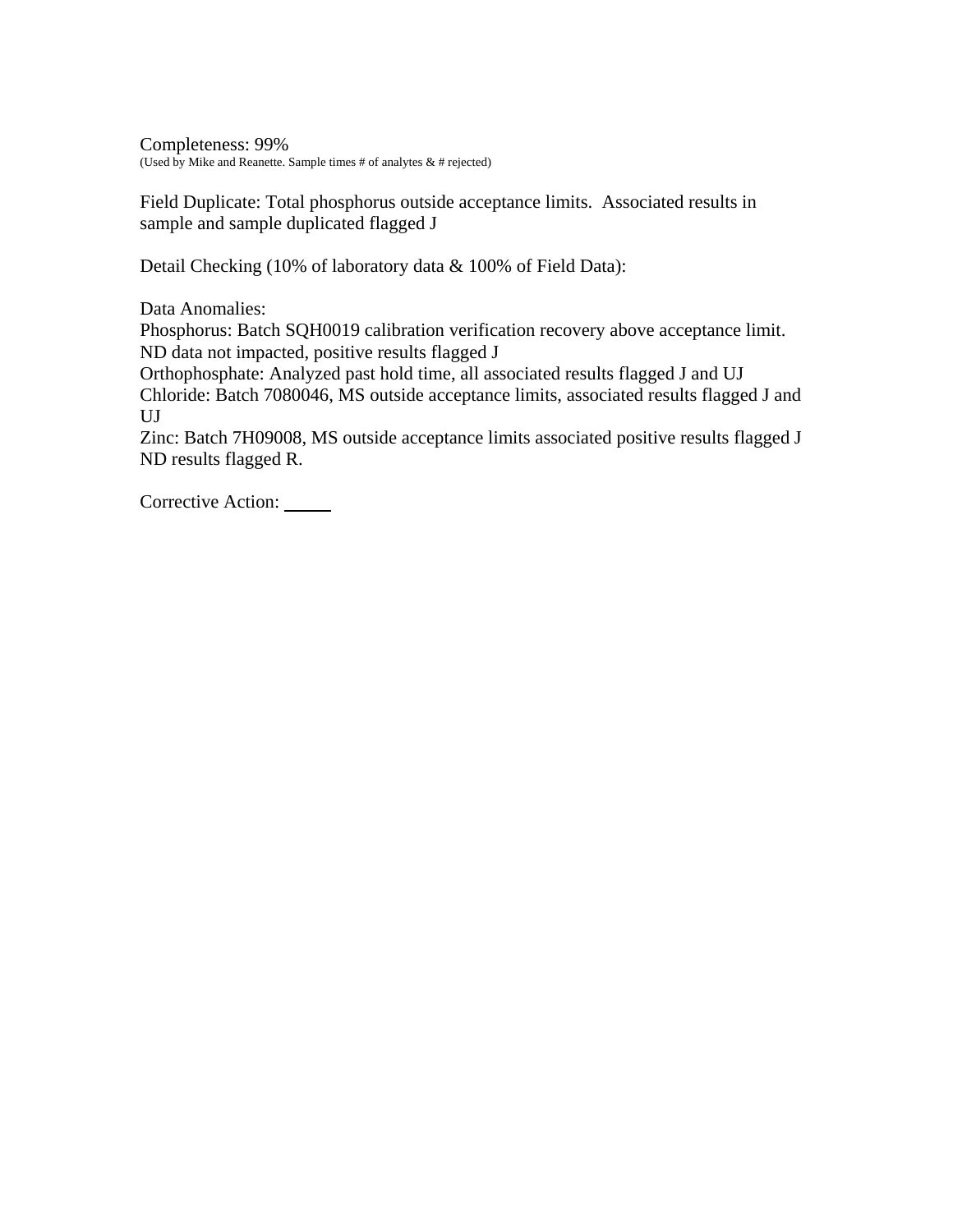Completeness: 99%

(Used by Mike and Reanette. Sample times # of analytes & # rejected)

Field Duplicate: Total phosphorus outside acceptance limits. Associated results in sample and sample duplicated flagged J

Detail Checking (10% of laboratory data & 100% of Field Data):

Data Anomalies:
Phosphorus: Batch SQH0019 calibration verification recovery above acceptance limit. ND data not impacted, positive results flagged J
Orthophosphate: Analyzed past hold time, all associated results flagged J and UJ
Chloride: Batch 7080046, MS outside acceptance limits, associated results flagged J and UJ
Zinc: Batch 7H09008, MS outside acceptance limits associated positive results flagged J ND results flagged R.

Corrective Action: _____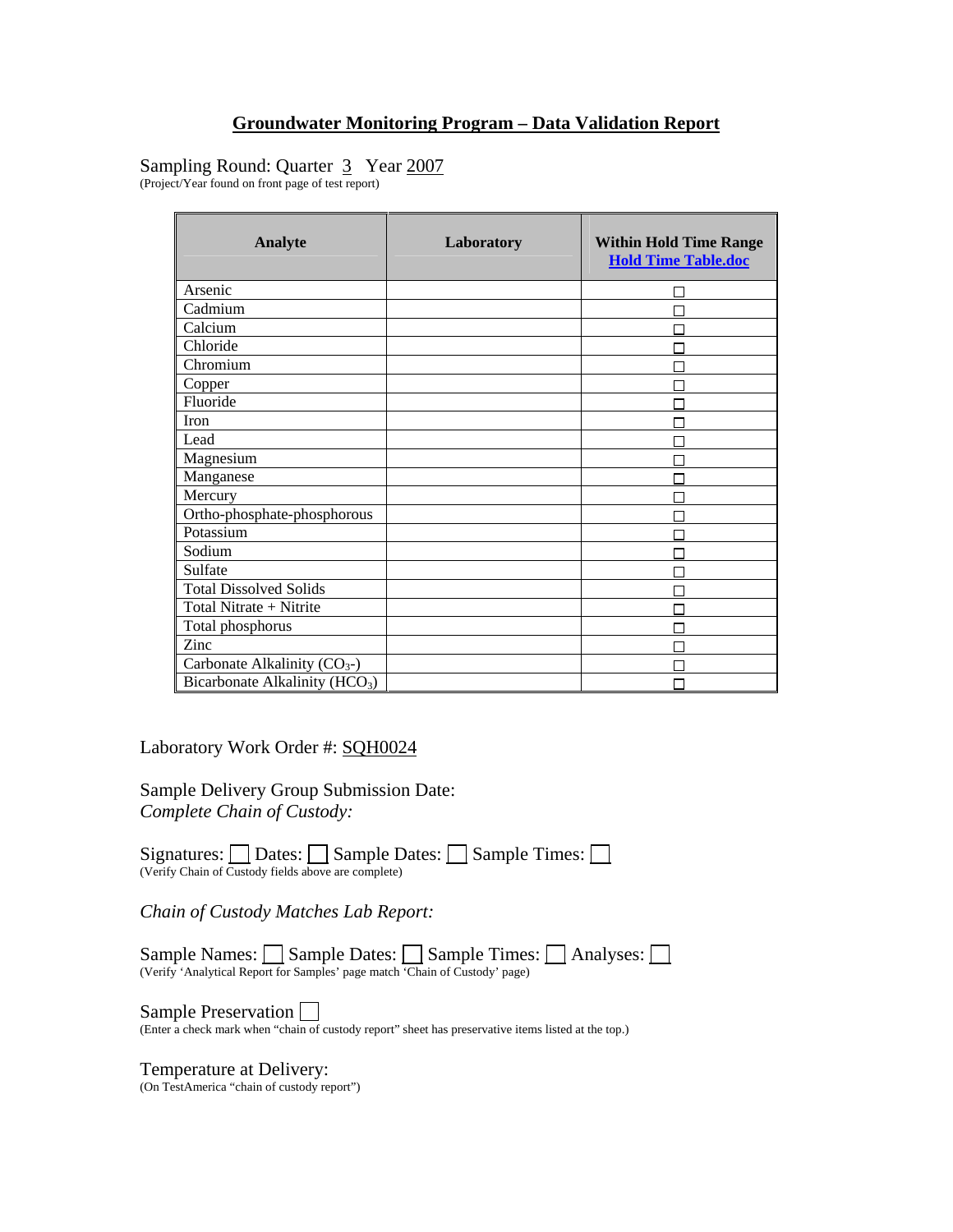# Groundwater Monitoring Program – Data Validation Report

Sampling Round: Quarter 3 Year 2007

(Project/Year found on front page of test report)

| Analyte | Laboratory | Within Hold Time Range [Hold Time Table.doc] |
|---|---|---|
| Arsenic | | ☐ |
| Cadmium | | ☐ |
| Calcium | | ☐ |
| Chloride | | ☐ |
| Chromium | | ☐ |
| Copper | | ☐ |
| Fluoride | | ☐ |
| Iron | | ☐ |
| Lead | | ☐ |
| Magnesium | | ☐ |
| Manganese | | ☐ |
| Mercury | | ☐ |
| Ortho-phosphate-phosphorous | | ☐ |
| Potassium | | ☐ |
| Sodium | | ☐ |
| Sulfate | | ☐ |
| Total Dissolved Solids | | ☐ |
| Total Nitrate + Nitrite | | ☐ |
| Total phosphorus | | ☐ |
| Zinc | | ☐ |
| Carbonate Alkalinity ($CO_3$-) | | ☐ |
| Bicarbonate Alkalinity ($HCO_3$) | | ☐ |

Laboratory Work Order #: SQH0024

Sample Delivery Group Submission Date:

*Complete Chain of Custody:*

Signatures: ☐ Dates: ☐ Sample Dates: ☐ Sample Times: ☐

(Verify Chain of Custody fields above are complete)

*Chain of Custody Matches Lab Report:*

Sample Names: ☐ Sample Dates: ☐ Sample Times: ☐ Analyses: ☐

(Verify 'Analytical Report for Samples' page match 'Chain of Custody' page)

Sample Preservation ☐

(Enter a check mark when "chain of custody report" sheet has preservative items listed at the top.)

Temperature at Delivery:

(On TestAmerica "chain of custody report")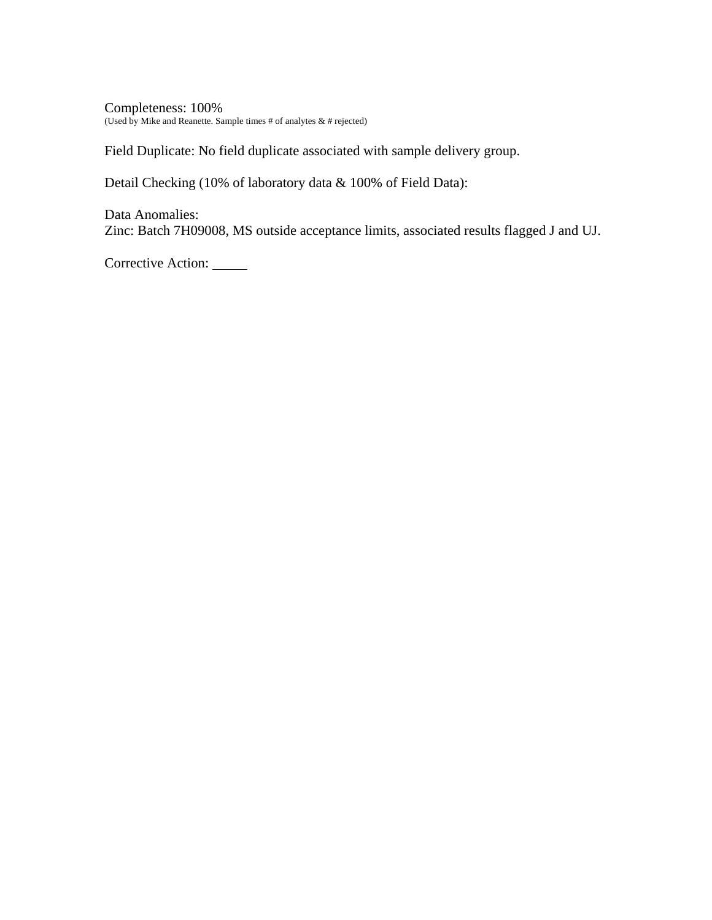Completeness: 100%
(Used by Mike and Reanette. Sample times # of analytes & # rejected)

Field Duplicate: No field duplicate associated with sample delivery group.

Detail Checking (10% of laboratory data & 100% of Field Data):

Data Anomalies:
Zinc: Batch 7H09008, MS outside acceptance limits, associated results flagged J and UJ.

Corrective Action: _____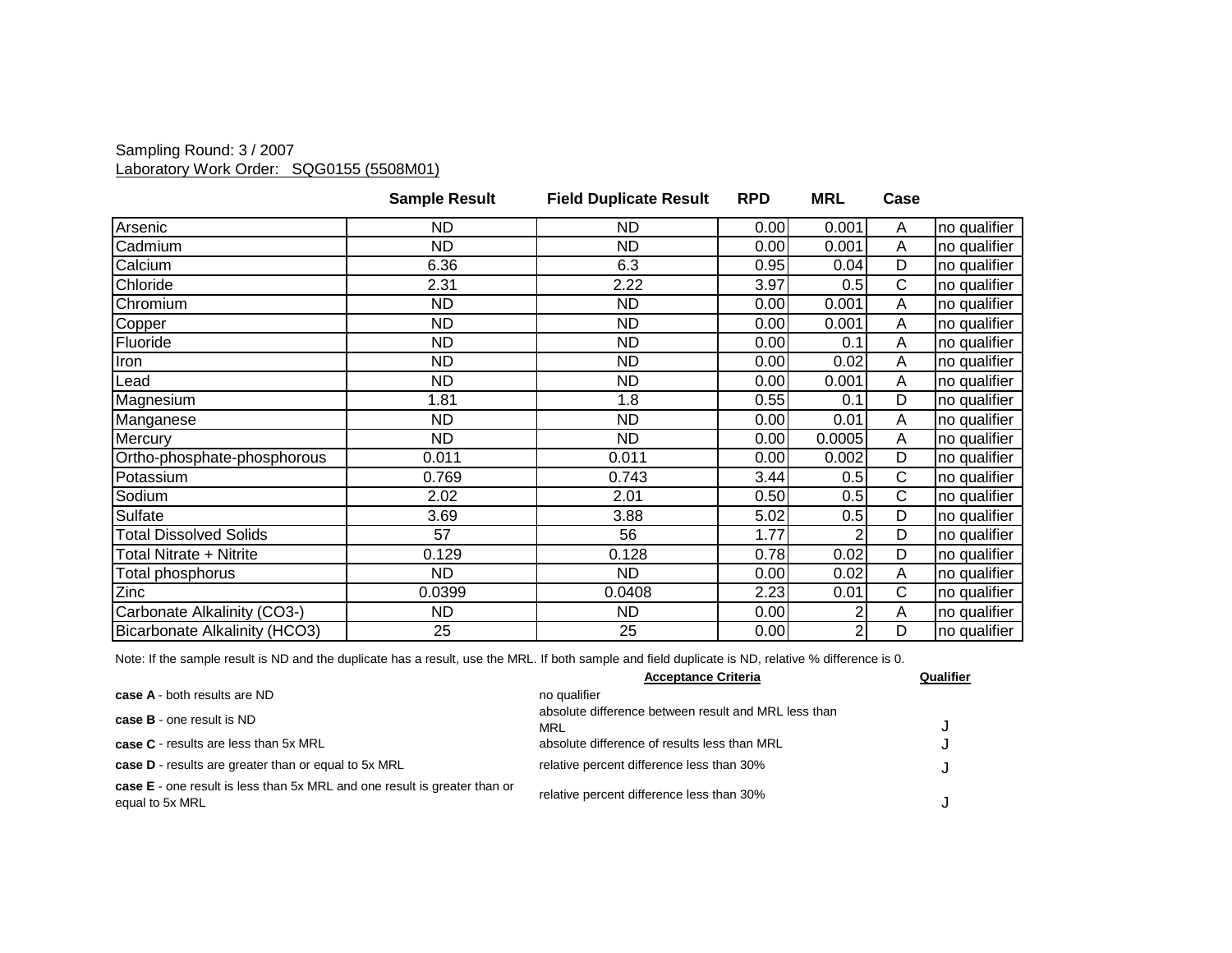Sampling Round: 3 / 2007

Laboratory Work Order: SQG0155 (5508M01)

| | Sample Result | Field Duplicate Result | RPD | MRL | Case | |
|---|---|---|---|---|---|---|
| Arsenic | ND | ND | 0.00 | 0.001 | A | no qualifier |
| Cadmium | ND | ND | 0.00 | 0.001 | A | no qualifier |
| Calcium | 6.36 | 6.3 | 0.95 | 0.04 | D | no qualifier |
| Chloride | 2.31 | 2.22 | 3.97 | 0.5 | C | no qualifier |
| Chromium | ND | ND | 0.00 | 0.001 | A | no qualifier |
| Copper | ND | ND | 0.00 | 0.001 | A | no qualifier |
| Fluoride | ND | ND | 0.00 | 0.1 | A | no qualifier |
| Iron | ND | ND | 0.00 | 0.02 | A | no qualifier |
| Lead | ND | ND | 0.00 | 0.001 | A | no qualifier |
| Magnesium | 1.81 | 1.8 | 0.55 | 0.1 | D | no qualifier |
| Manganese | ND | ND | 0.00 | 0.01 | A | no qualifier |
| Mercury | ND | ND | 0.00 | 0.0005 | A | no qualifier |
| Ortho-phosphate-phosphorous | 0.011 | 0.011 | 0.00 | 0.002 | D | no qualifier |
| Potassium | 0.769 | 0.743 | 3.44 | 0.5 | C | no qualifier |
| Sodium | 2.02 | 2.01 | 0.50 | 0.5 | C | no qualifier |
| Sulfate | 3.69 | 3.88 | 5.02 | 0.5 | D | no qualifier |
| Total Dissolved Solids | 57 | 56 | 1.77 | 2 | D | no qualifier |
| Total Nitrate + Nitrite | 0.129 | 0.128 | 0.78 | 0.02 | D | no qualifier |
| Total phosphorus | ND | ND | 0.00 | 0.02 | A | no qualifier |
| Zinc | 0.0399 | 0.0408 | 2.23 | 0.01 | C | no qualifier |
| Carbonate Alkalinity (CO3-) | ND | ND | 0.00 | 2 | A | no qualifier |
| Bicarbonate Alkalinity (HCO3) | 25 | 25 | 0.00 | 2 | D | no qualifier |

Note: If the sample result is ND and the duplicate has a result, use the MRL. If both sample and field duplicate is ND, relative % difference is 0.

| | Acceptance Criteria | Qualifier |
|---|---|---|
| **case A** - both results are ND | no qualifier | |
| **case B** - one result is ND | absolute difference between result and MRL less than MRL | J |
| **case C** - results are less than 5x MRL | absolute difference of results less than MRL | J |
| **case D** - results are greater than or equal to 5x MRL | relative percent difference less than 30% | J |
| **case E** - one result is less than 5x MRL and one result is greater than or equal to 5x MRL | relative percent difference less than 30% | J |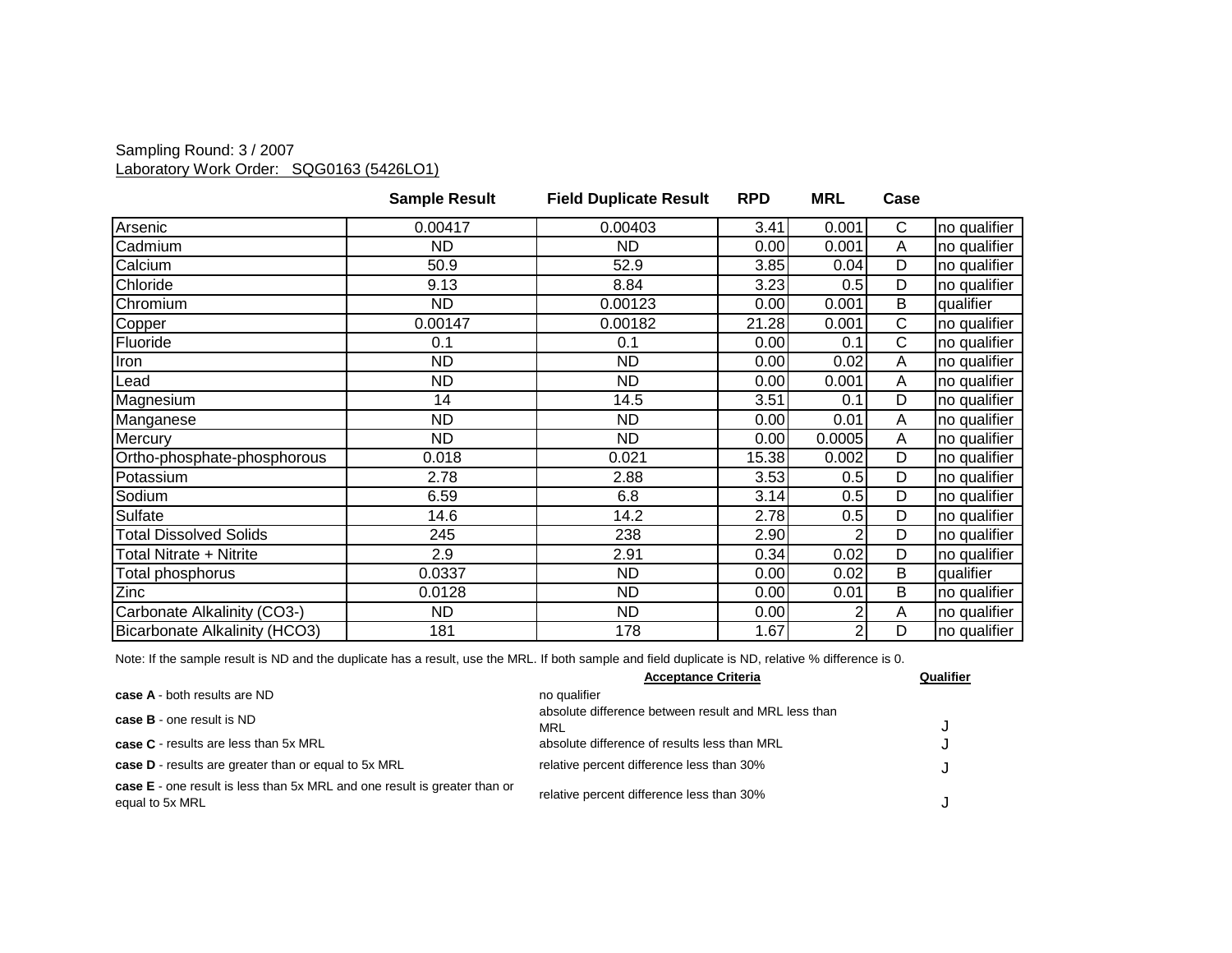Sampling Round: 3 / 2007

Laboratory Work Order: SQG0163 (5426LO1)

| | Sample Result | Field Duplicate Result | RPD | MRL | Case | |
|---|---|---|---|---|---|---|
| Arsenic | 0.00417 | 0.00403 | 3.41 | 0.001 | C | no qualifier |
| Cadmium | ND | ND | 0.00 | 0.001 | A | no qualifier |
| Calcium | 50.9 | 52.9 | 3.85 | 0.04 | D | no qualifier |
| Chloride | 9.13 | 8.84 | 3.23 | 0.5 | D | no qualifier |
| Chromium | ND | 0.00123 | 0.00 | 0.001 | B | qualifier |
| Copper | 0.00147 | 0.00182 | 21.28 | 0.001 | C | no qualifier |
| Fluoride | 0.1 | 0.1 | 0.00 | 0.1 | C | no qualifier |
| Iron | ND | ND | 0.00 | 0.02 | A | no qualifier |
| Lead | ND | ND | 0.00 | 0.001 | A | no qualifier |
| Magnesium | 14 | 14.5 | 3.51 | 0.1 | D | no qualifier |
| Manganese | ND | ND | 0.00 | 0.01 | A | no qualifier |
| Mercury | ND | ND | 0.00 | 0.0005 | A | no qualifier |
| Ortho-phosphate-phosphorous | 0.018 | 0.021 | 15.38 | 0.002 | D | no qualifier |
| Potassium | 2.78 | 2.88 | 3.53 | 0.5 | D | no qualifier |
| Sodium | 6.59 | 6.8 | 3.14 | 0.5 | D | no qualifier |
| Sulfate | 14.6 | 14.2 | 2.78 | 0.5 | D | no qualifier |
| Total Dissolved Solids | 245 | 238 | 2.90 | 2 | D | no qualifier |
| Total Nitrate + Nitrite | 2.9 | 2.91 | 0.34 | 0.02 | D | no qualifier |
| Total phosphorus | 0.0337 | ND | 0.00 | 0.02 | B | qualifier |
| Zinc | 0.0128 | ND | 0.00 | 0.01 | B | no qualifier |
| Carbonate Alkalinity (CO3-) | ND | ND | 0.00 | 2 | A | no qualifier |
| Bicarbonate Alkalinity (HCO3) | 181 | 178 | 1.67 | 2 | D | no qualifier |

Note: If the sample result is ND and the duplicate has a result, use the MRL. If both sample and field duplicate is ND, relative % difference is 0.

| | Acceptance Criteria | Qualifier |
|---|---|---|
| **case A** - both results are ND | no qualifier | |
| **case B** - one result is ND | absolute difference between result and MRL less than MRL | J |
| **case C** - results are less than 5x MRL | absolute difference of results less than MRL | J |
| **case D** - results are greater than or equal to 5x MRL | relative percent difference less than 30% | J |
| **case E** - one result is less than 5x MRL and one result is greater than or equal to 5x MRL | relative percent difference less than 30% | J |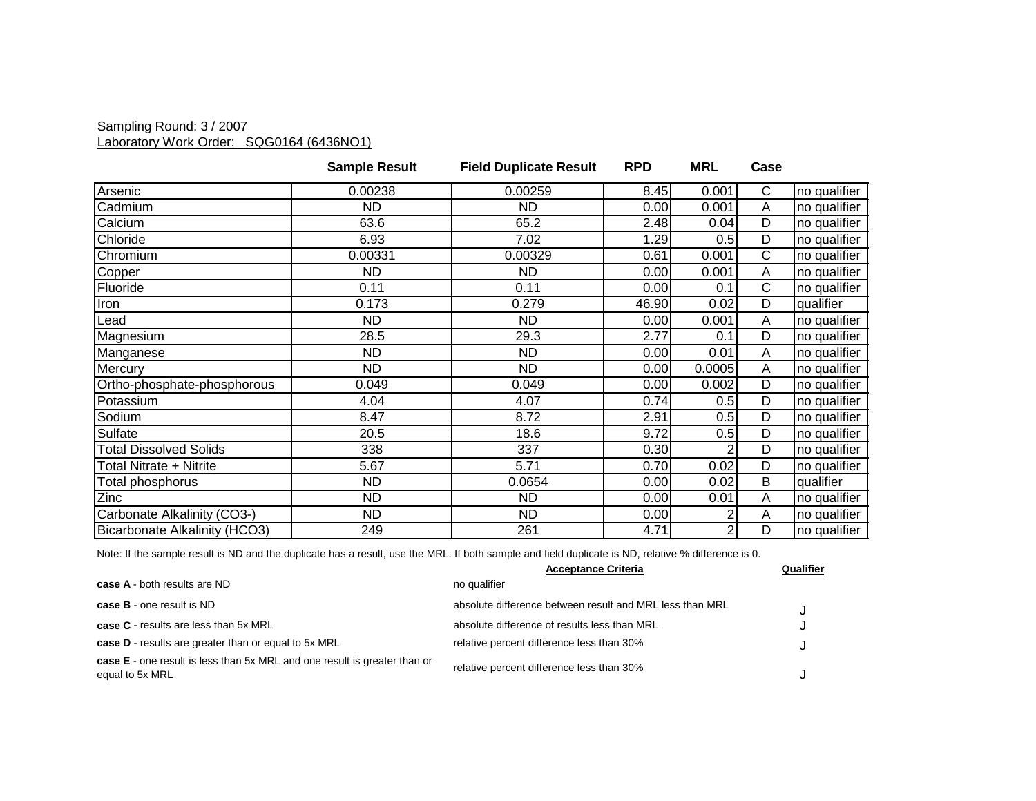Sampling Round: 3 / 2007

Laboratory Work Order: SQG0164 (6436NO1)

| | Sample Result | Field Duplicate Result | RPD | MRL | Case | |
|---|---|---|---|---|---|---|
| Arsenic | 0.00238 | 0.00259 | 8.45 | 0.001 | C | no qualifier |
| Cadmium | ND | ND | 0.00 | 0.001 | A | no qualifier |
| Calcium | 63.6 | 65.2 | 2.48 | 0.04 | D | no qualifier |
| Chloride | 6.93 | 7.02 | 1.29 | 0.5 | D | no qualifier |
| Chromium | 0.00331 | 0.00329 | 0.61 | 0.001 | C | no qualifier |
| Copper | ND | ND | 0.00 | 0.001 | A | no qualifier |
| Fluoride | 0.11 | 0.11 | 0.00 | 0.1 | C | no qualifier |
| Iron | 0.173 | 0.279 | 46.90 | 0.02 | D | qualifier |
| Lead | ND | ND | 0.00 | 0.001 | A | no qualifier |
| Magnesium | 28.5 | 29.3 | 2.77 | 0.1 | D | no qualifier |
| Manganese | ND | ND | 0.00 | 0.01 | A | no qualifier |
| Mercury | ND | ND | 0.00 | 0.0005 | A | no qualifier |
| Ortho-phosphate-phosphorous | 0.049 | 0.049 | 0.00 | 0.002 | D | no qualifier |
| Potassium | 4.04 | 4.07 | 0.74 | 0.5 | D | no qualifier |
| Sodium | 8.47 | 8.72 | 2.91 | 0.5 | D | no qualifier |
| Sulfate | 20.5 | 18.6 | 9.72 | 0.5 | D | no qualifier |
| Total Dissolved Solids | 338 | 337 | 0.30 | 2 | D | no qualifier |
| Total Nitrate + Nitrite | 5.67 | 5.71 | 0.70 | 0.02 | D | no qualifier |
| Total phosphorus | ND | 0.0654 | 0.00 | 0.02 | B | qualifier |
| Zinc | ND | ND | 0.00 | 0.01 | A | no qualifier |
| Carbonate Alkalinity ($CO_3^-$) | ND | ND | 0.00 | 2 | A | no qualifier |
| Bicarbonate Alkalinity ($HCO_3$) | 249 | 261 | 4.71 | 2 | D | no qualifier |

Note: If the sample result is ND and the duplicate has a result, use the MRL. If both sample and field duplicate is ND, relative % difference is 0.

| | Acceptance Criteria | Qualifier |
|---|---|---|
| **case A** - both results are ND | no qualifier | |
| **case B** - one result is ND | absolute difference between result and MRL less than MRL | J |
| **case C** - results are less than 5x MRL | absolute difference of results less than MRL | J |
| **case D** - results are greater than or equal to 5x MRL | relative percent difference less than 30% | J |
| **case E** - one result is less than 5x MRL and one result is greater than or equal to 5x MRL | relative percent difference less than 30% | J |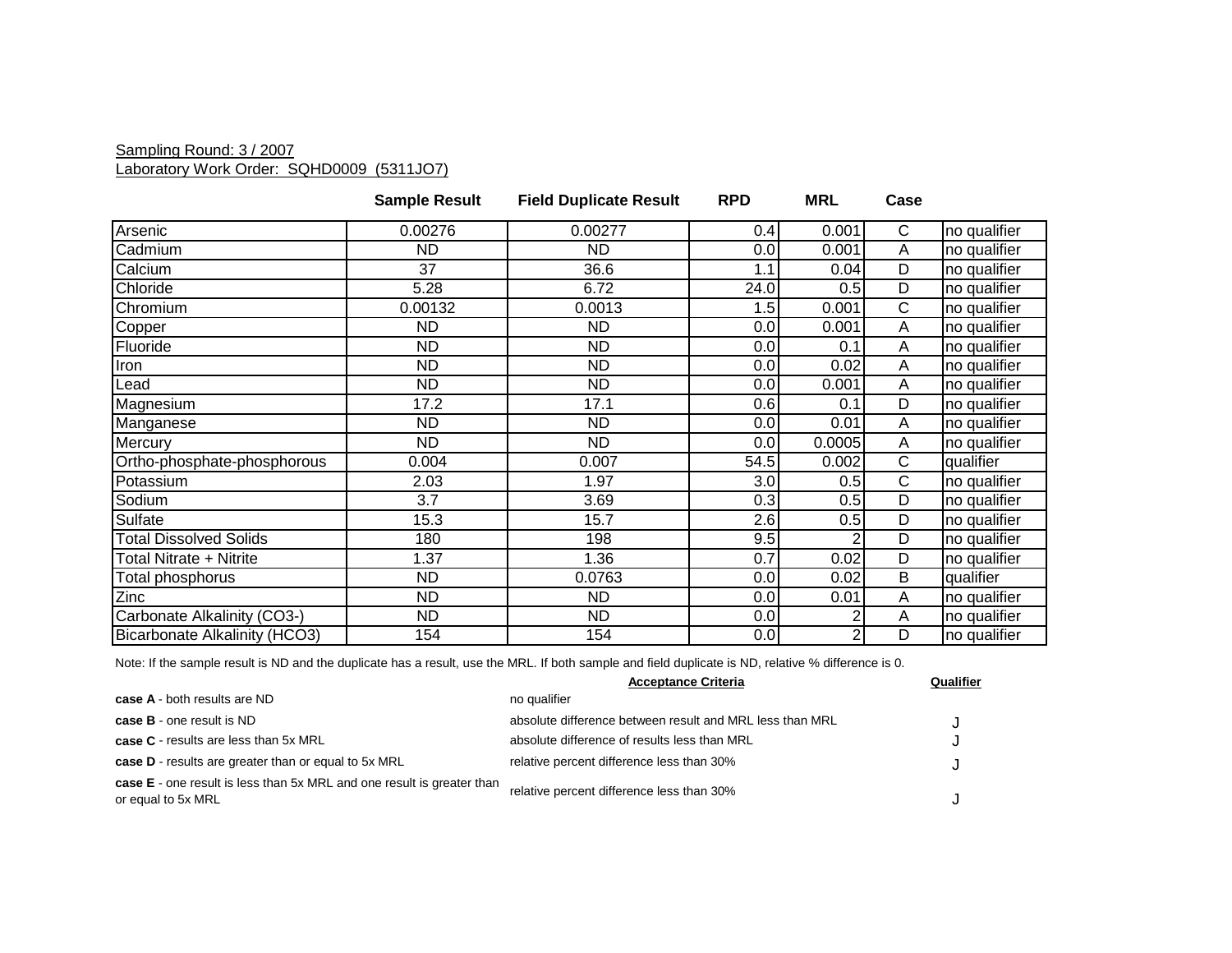Sampling Round: 3 / 2007
Laboratory Work Order: SQHD0009 (5311JO7)

| | Sample Result | Field Duplicate Result | RPD | MRL | Case | |
|---|---|---|---|---|---|---|
| Arsenic | 0.00276 | 0.00277 | 0.4 | 0.001 | C | no qualifier |
| Cadmium | ND | ND | 0.0 | 0.001 | A | no qualifier |
| Calcium | 37 | 36.6 | 1.1 | 0.04 | D | no qualifier |
| Chloride | 5.28 | 6.72 | 24.0 | 0.5 | D | no qualifier |
| Chromium | 0.00132 | 0.0013 | 1.5 | 0.001 | C | no qualifier |
| Copper | ND | ND | 0.0 | 0.001 | A | no qualifier |
| Fluoride | ND | ND | 0.0 | 0.1 | A | no qualifier |
| Iron | ND | ND | 0.0 | 0.02 | A | no qualifier |
| Lead | ND | ND | 0.0 | 0.001 | A | no qualifier |
| Magnesium | 17.2 | 17.1 | 0.6 | 0.1 | D | no qualifier |
| Manganese | ND | ND | 0.0 | 0.01 | A | no qualifier |
| Mercury | ND | ND | 0.0 | 0.0005 | A | no qualifier |
| Ortho-phosphate-phosphorous | 0.004 | 0.007 | 54.5 | 0.002 | C | qualifier |
| Potassium | 2.03 | 1.97 | 3.0 | 0.5 | C | no qualifier |
| Sodium | 3.7 | 3.69 | 0.3 | 0.5 | D | no qualifier |
| Sulfate | 15.3 | 15.7 | 2.6 | 0.5 | D | no qualifier |
| Total Dissolved Solids | 180 | 198 | 9.5 | 2 | D | no qualifier |
| Total Nitrate + Nitrite | 1.37 | 1.36 | 0.7 | 0.02 | D | no qualifier |
| Total phosphorus | ND | 0.0763 | 0.0 | 0.02 | B | qualifier |
| Zinc | ND | ND | 0.0 | 0.01 | A | no qualifier |
| Carbonate Alkalinity ($CO_3^-$) | ND | ND | 0.0 | 2 | A | no qualifier |
| Bicarbonate Alkalinity ($HCO_3$) | 154 | 154 | 0.0 | 2 | D | no qualifier |

Note: If the sample result is ND and the duplicate has a result, use the MRL. If both sample and field duplicate is ND, relative % difference is 0.

| | Acceptance Criteria | Qualifier |
|---|---|---|
| **case A** - both results are ND | no qualifier | |
| **case B** - one result is ND | absolute difference between result and MRL less than MRL | J |
| **case C** - results are less than 5x MRL | absolute difference of results less than MRL | J |
| **case D** - results are greater than or equal to 5x MRL | relative percent difference less than 30% | J |
| **case E** - one result is less than 5x MRL and one result is greater than or equal to 5x MRL | relative percent difference less than 30% | J |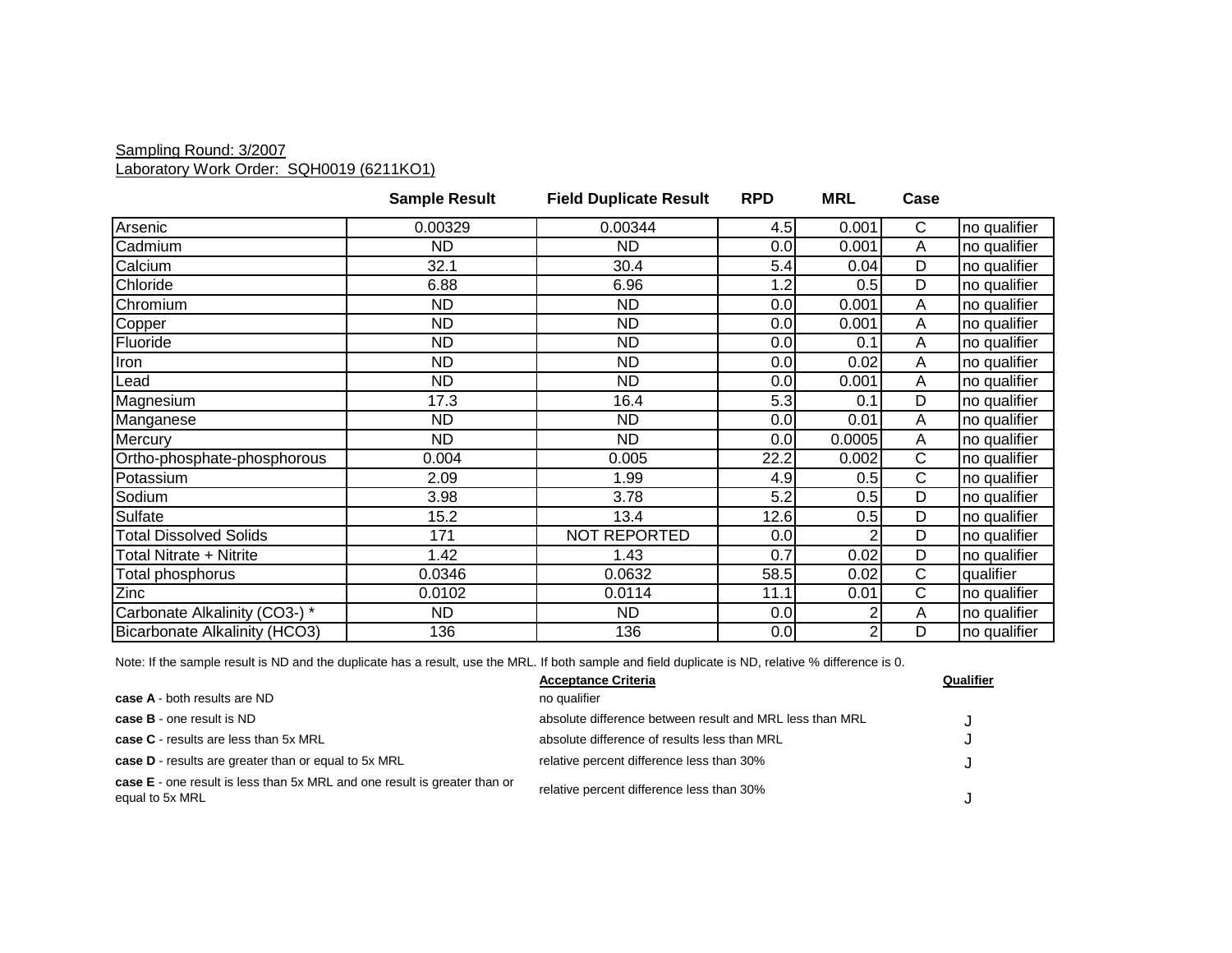Sampling Round: 3/2007

Laboratory Work Order:  SQH0019 (6211KO1)

| | Sample Result | Field Duplicate Result | RPD | MRL | Case | |
|---|---|---|---|---|---|---|
| Arsenic | 0.00329 | 0.00344 | 4.5 | 0.001 | C | no qualifier |
| Cadmium | ND | ND | 0.0 | 0.001 | A | no qualifier |
| Calcium | 32.1 | 30.4 | 5.4 | 0.04 | D | no qualifier |
| Chloride | 6.88 | 6.96 | 1.2 | 0.5 | D | no qualifier |
| Chromium | ND | ND | 0.0 | 0.001 | A | no qualifier |
| Copper | ND | ND | 0.0 | 0.001 | A | no qualifier |
| Fluoride | ND | ND | 0.0 | 0.1 | A | no qualifier |
| Iron | ND | ND | 0.0 | 0.02 | A | no qualifier |
| Lead | ND | ND | 0.0 | 0.001 | A | no qualifier |
| Magnesium | 17.3 | 16.4 | 5.3 | 0.1 | D | no qualifier |
| Manganese | ND | ND | 0.0 | 0.01 | A | no qualifier |
| Mercury | ND | ND | 0.0 | 0.0005 | A | no qualifier |
| Ortho-phosphate-phosphorous | 0.004 | 0.005 | 22.2 | 0.002 | C | no qualifier |
| Potassium | 2.09 | 1.99 | 4.9 | 0.5 | C | no qualifier |
| Sodium | 3.98 | 3.78 | 5.2 | 0.5 | D | no qualifier |
| Sulfate | 15.2 | 13.4 | 12.6 | 0.5 | D | no qualifier |
| Total Dissolved Solids | 171 | NOT REPORTED | 0.0 | 2 | D | no qualifier |
| Total Nitrate + Nitrite | 1.42 | 1.43 | 0.7 | 0.02 | D | no qualifier |
| Total phosphorus | 0.0346 | 0.0632 | 58.5 | 0.02 | C | qualifier |
| Zinc | 0.0102 | 0.0114 | 11.1 | 0.01 | C | no qualifier |
| Carbonate Alkalinity (CO3-) * | ND | ND | 0.0 | 2 | A | no qualifier |
| Bicarbonate Alkalinity (HCO3) | 136 | 136 | 0.0 | 2 | D | no qualifier |

Note: If the sample result is ND and the duplicate has a result, use the MRL. If both sample and field duplicate is ND, relative % difference is 0.

| | Acceptance Criteria | Qualifier |
|---|---|---|
| **case A** - both results are ND | no qualifier | |
| **case B** - one result is ND | absolute difference between result and MRL less than MRL | J |
| **case C** - results are less than 5x MRL | absolute difference of results less than MRL | J |
| **case D** - results are greater than or equal to 5x MRL | relative percent difference less than 30% | J |
| **case E** - one result is less than 5x MRL and one result is greater than or equal to 5x MRL | relative percent difference less than 30% | J |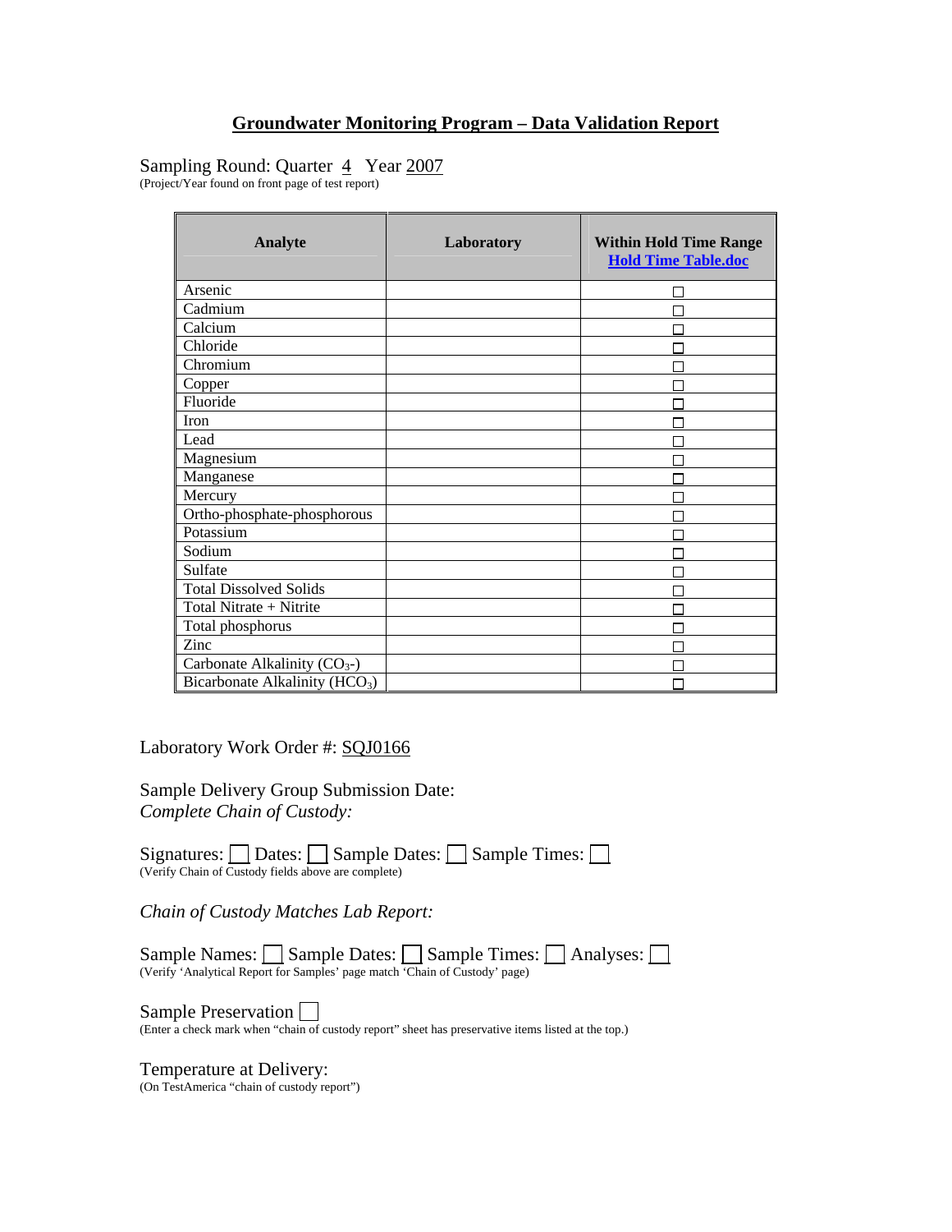## Groundwater Monitoring Program – Data Validation Report

Sampling Round: Quarter 4 Year 2007
(Project/Year found on front page of test report)

| Analyte | Laboratory | Within Hold Time Range Hold Time Table.doc |
|---|---|---|
| Arsenic | | ☐ |
| Cadmium | | ☐ |
| Calcium | | ☐ |
| Chloride | | ☐ |
| Chromium | | ☐ |
| Copper | | ☐ |
| Fluoride | | ☐ |
| Iron | | ☐ |
| Lead | | ☐ |
| Magnesium | | ☐ |
| Manganese | | ☐ |
| Mercury | | ☐ |
| Ortho-phosphate-phosphorous | | ☐ |
| Potassium | | ☐ |
| Sodium | | ☐ |
| Sulfate | | ☐ |
| Total Dissolved Solids | | ☐ |
| Total Nitrate + Nitrite | | ☐ |
| Total phosphorus | | ☐ |
| Zinc | | ☐ |
| Carbonate Alkalinity ($CO_3$-) | | ☐ |
| Bicarbonate Alkalinity ($HCO_3$) | | ☐ |

Laboratory Work Order #: SQJ0166

Sample Delivery Group Submission Date:
*Complete Chain of Custody:*

Signatures: ☐ Dates: ☐ Sample Dates: ☐ Sample Times: ☐
(Verify Chain of Custody fields above are complete)

*Chain of Custody Matches Lab Report:*

Sample Names: ☐ Sample Dates: ☐ Sample Times: ☐ Analyses: ☐
(Verify 'Analytical Report for Samples' page match 'Chain of Custody' page)

Sample Preservation ☐
(Enter a check mark when "chain of custody report" sheet has preservative items listed at the top.)

Temperature at Delivery:
(On TestAmerica "chain of custody report")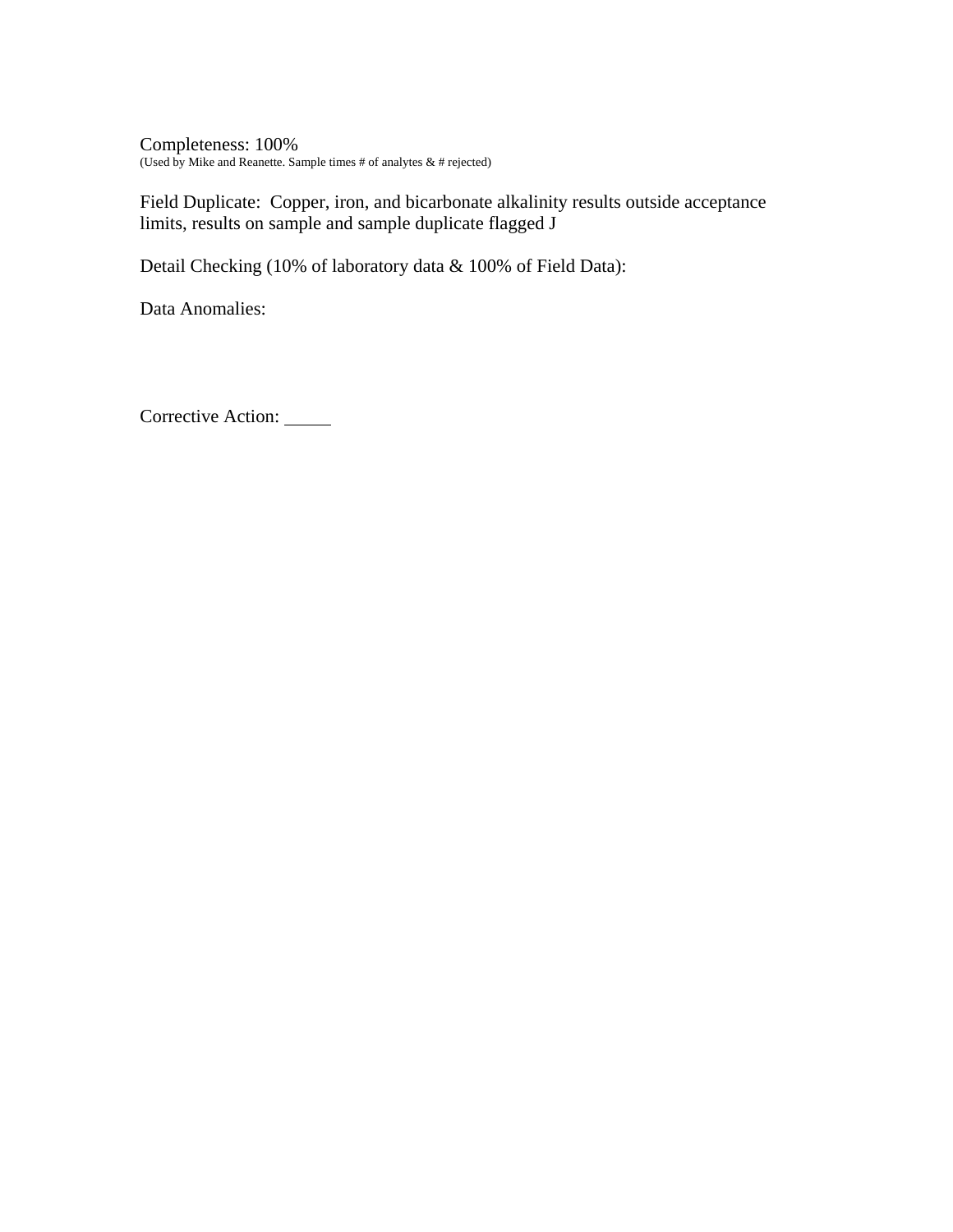Completeness: 100%
(Used by Mike and Reanette. Sample times # of analytes & # rejected)

Field Duplicate: Copper, iron, and bicarbonate alkalinity results outside acceptance limits, results on sample and sample duplicate flagged J

Detail Checking (10% of laboratory data & 100% of Field Data):

Data Anomalies:

Corrective Action: _____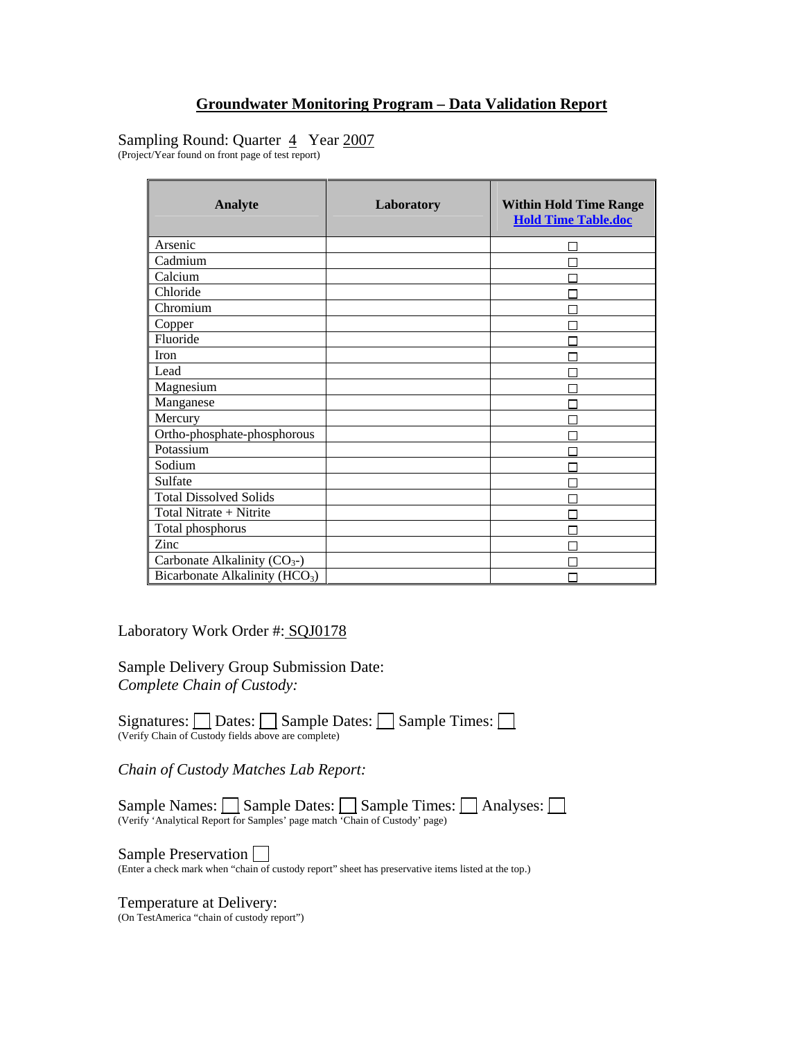# Groundwater Monitoring Program – Data Validation Report

Sampling Round: Quarter 4 Year 2007
(Project/Year found on front page of test report)

| Analyte | Laboratory | Within Hold Time Range Hold Time Table.doc |
|---|---|---|
| Arsenic | | ☐ |
| Cadmium | | ☐ |
| Calcium | | ☐ |
| Chloride | | ☐ |
| Chromium | | ☐ |
| Copper | | ☐ |
| Fluoride | | ☐ |
| Iron | | ☐ |
| Lead | | ☐ |
| Magnesium | | ☐ |
| Manganese | | ☐ |
| Mercury | | ☐ |
| Ortho-phosphate-phosphorous | | ☐ |
| Potassium | | ☐ |
| Sodium | | ☐ |
| Sulfate | | ☐ |
| Total Dissolved Solids | | ☐ |
| Total Nitrate + Nitrite | | ☐ |
| Total phosphorus | | ☐ |
| Zinc | | ☐ |
| Carbonate Alkalinity ($CO_3$-) | | ☐ |
| Bicarbonate Alkalinity ($HCO_3$) | | ☐ |

Laboratory Work Order #: SQJ0178

Sample Delivery Group Submission Date:
*Complete Chain of Custody:*

Signatures: ☐ Dates: ☐ Sample Dates: ☐ Sample Times: ☐
(Verify Chain of Custody fields above are complete)

*Chain of Custody Matches Lab Report:*

Sample Names: ☐ Sample Dates: ☐ Sample Times: ☐ Analyses: ☐
(Verify 'Analytical Report for Samples' page match 'Chain of Custody' page)

Sample Preservation ☐
(Enter a check mark when "chain of custody report" sheet has preservative items listed at the top.)

Temperature at Delivery:
(On TestAmerica "chain of custody report")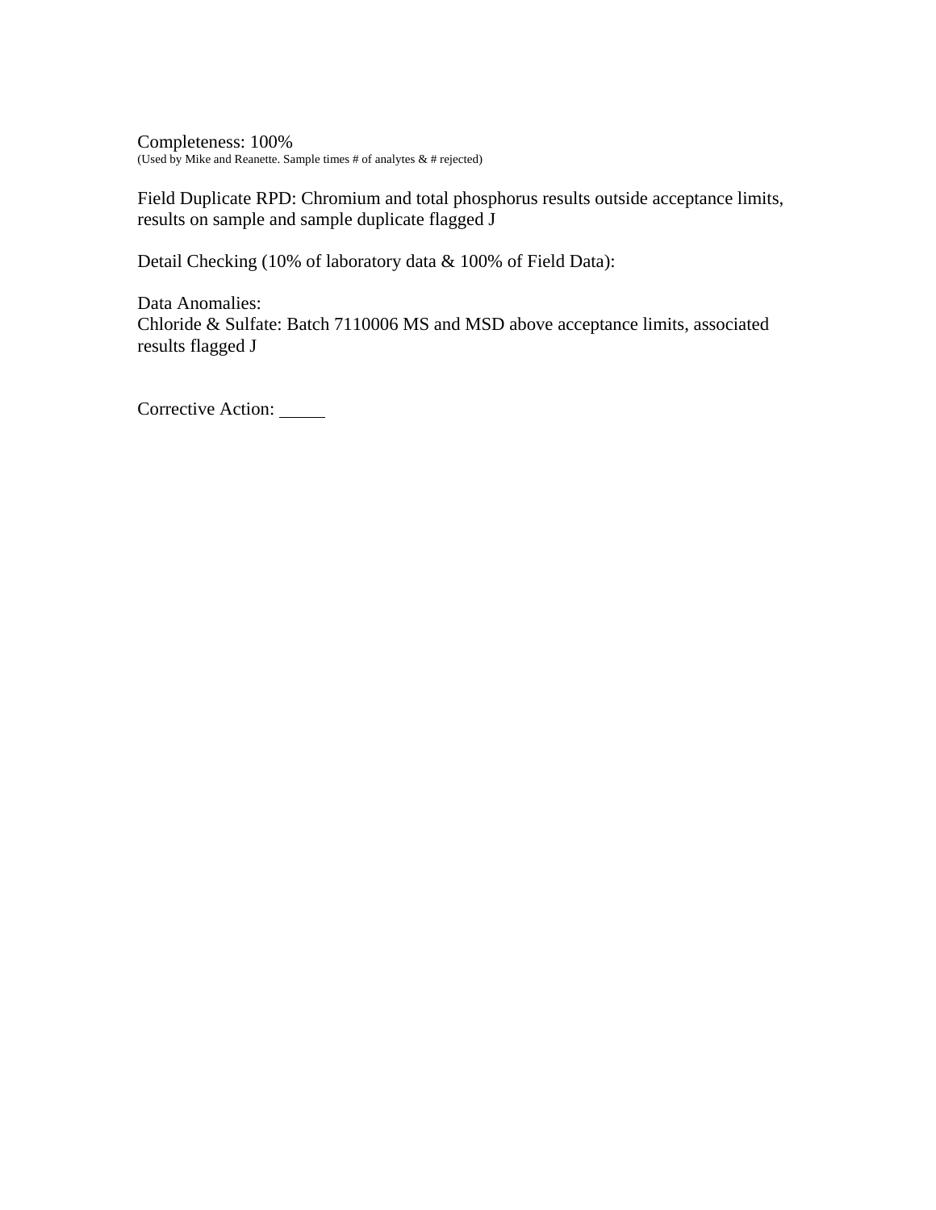Completeness: 100%
(Used by Mike and Reanette. Sample times # of analytes & # rejected)

Field Duplicate RPD: Chromium and total phosphorus results outside acceptance limits, results on sample and sample duplicate flagged J

Detail Checking (10% of laboratory data & 100% of Field Data):

Data Anomalies:
Chloride & Sulfate: Batch 7110006 MS and MSD above acceptance limits, associated results flagged J

Corrective Action: _____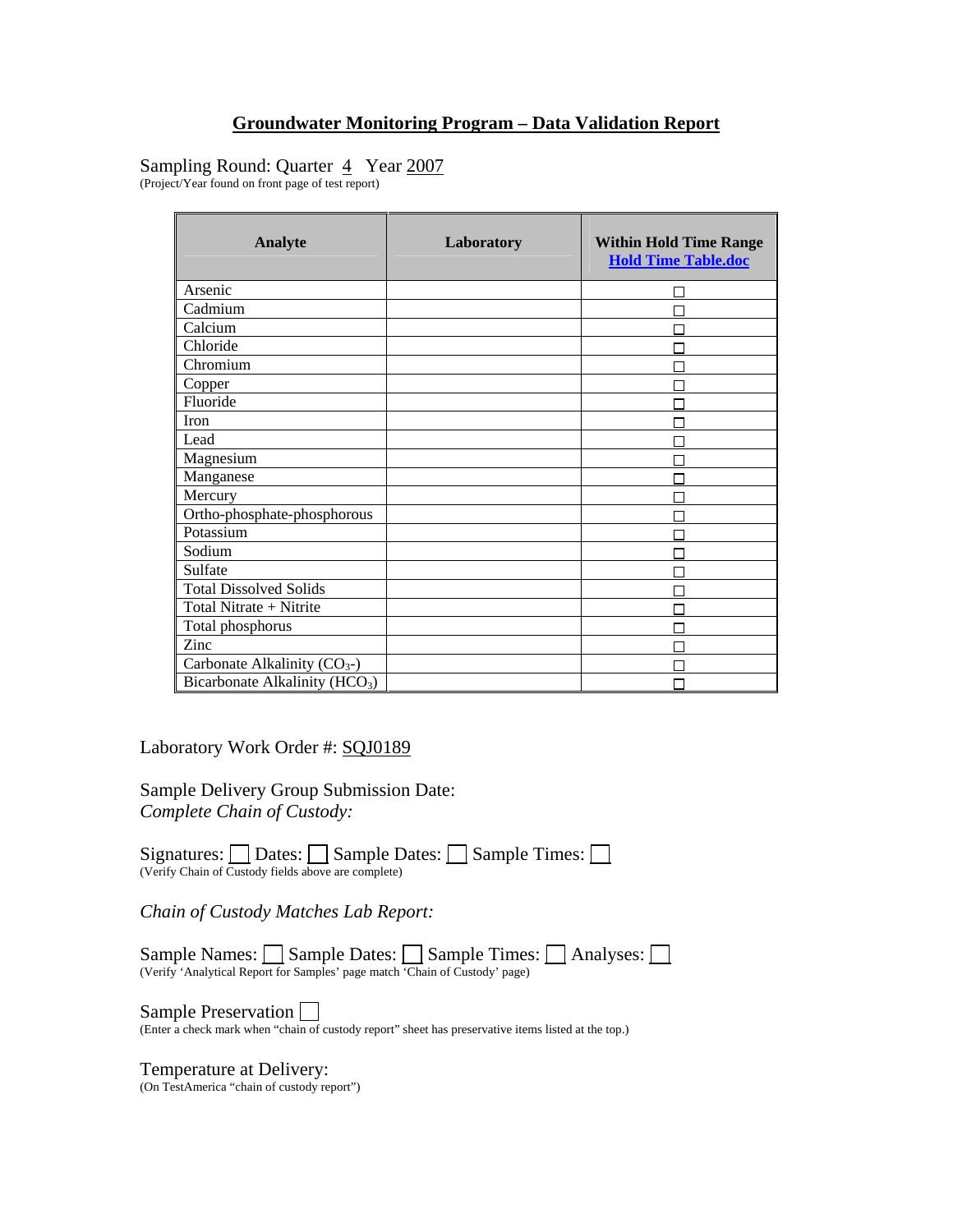## Groundwater Monitoring Program – Data Validation Report

Sampling Round: Quarter 4 Year 2007
(Project/Year found on front page of test report)

| Analyte | Laboratory | Within Hold Time Range [Hold Time Table.doc] |
|---|---|---|
| Arsenic | | ☐ |
| Cadmium | | ☐ |
| Calcium | | ☐ |
| Chloride | | ☐ |
| Chromium | | ☐ |
| Copper | | ☐ |
| Fluoride | | ☐ |
| Iron | | ☐ |
| Lead | | ☐ |
| Magnesium | | ☐ |
| Manganese | | ☐ |
| Mercury | | ☐ |
| Ortho-phosphate-phosphorous | | ☐ |
| Potassium | | ☐ |
| Sodium | | ☐ |
| Sulfate | | ☐ |
| Total Dissolved Solids | | ☐ |
| Total Nitrate + Nitrite | | ☐ |
| Total phosphorus | | ☐ |
| Zinc | | ☐ |
| Carbonate Alkalinity ($CO_3$-) | | ☐ |
| Bicarbonate Alkalinity ($HCO_3$) | | ☐ |

Laboratory Work Order #: SQJ0189

Sample Delivery Group Submission Date:
*Complete Chain of Custody:*

Signatures: ☐ Dates: ☐ Sample Dates: ☐ Sample Times: ☐
(Verify Chain of Custody fields above are complete)

*Chain of Custody Matches Lab Report:*

Sample Names: ☐ Sample Dates: ☐ Sample Times: ☐ Analyses: ☐
(Verify 'Analytical Report for Samples' page match 'Chain of Custody' page)

Sample Preservation ☐
(Enter a check mark when "chain of custody report" sheet has preservative items listed at the top.)

Temperature at Delivery:
(On TestAmerica "chain of custody report")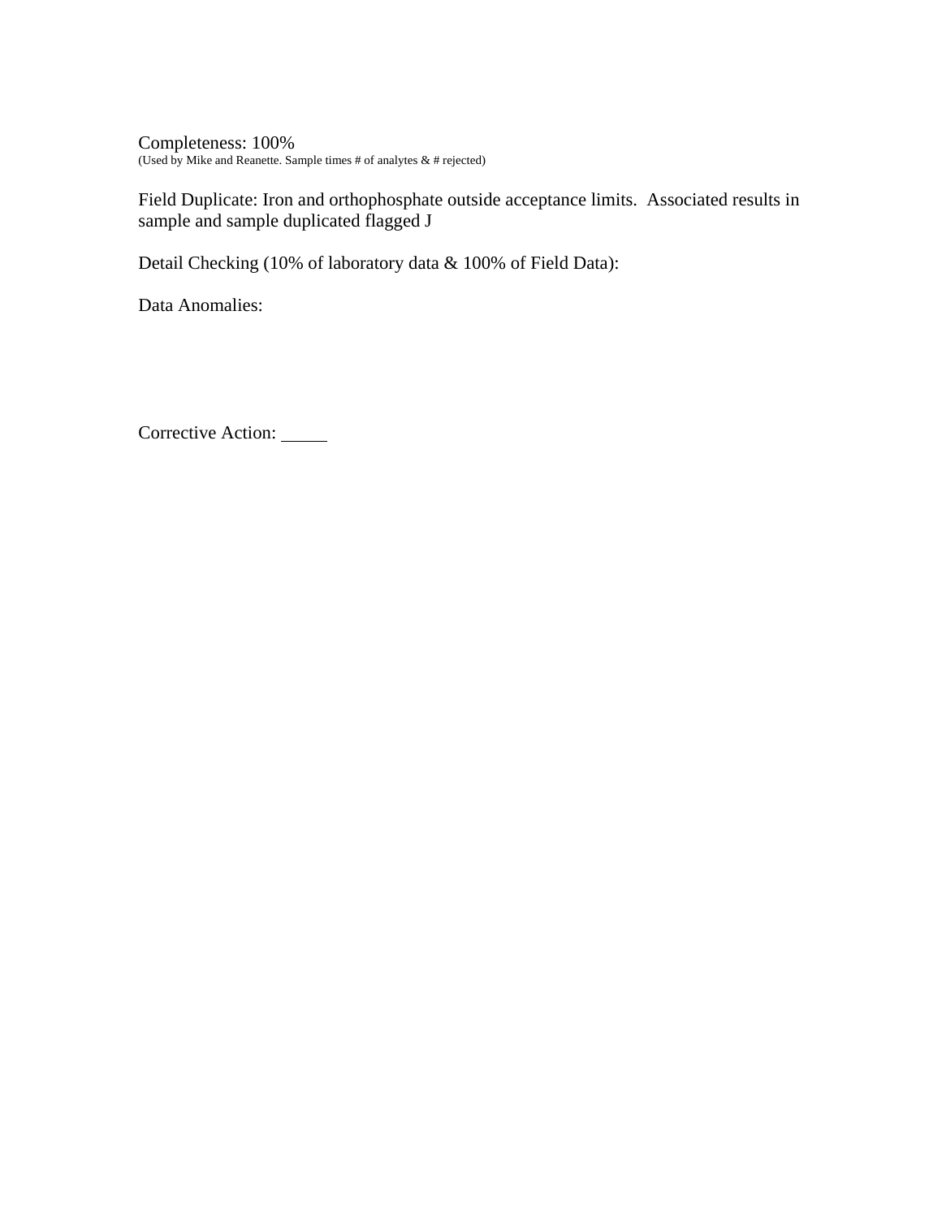Completeness: 100%
(Used by Mike and Reanette. Sample times # of analytes & # rejected)

Field Duplicate: Iron and orthophosphate outside acceptance limits.  Associated results in sample and sample duplicated flagged J

Detail Checking (10% of laboratory data & 100% of Field Data):

Data Anomalies:

Corrective Action: _____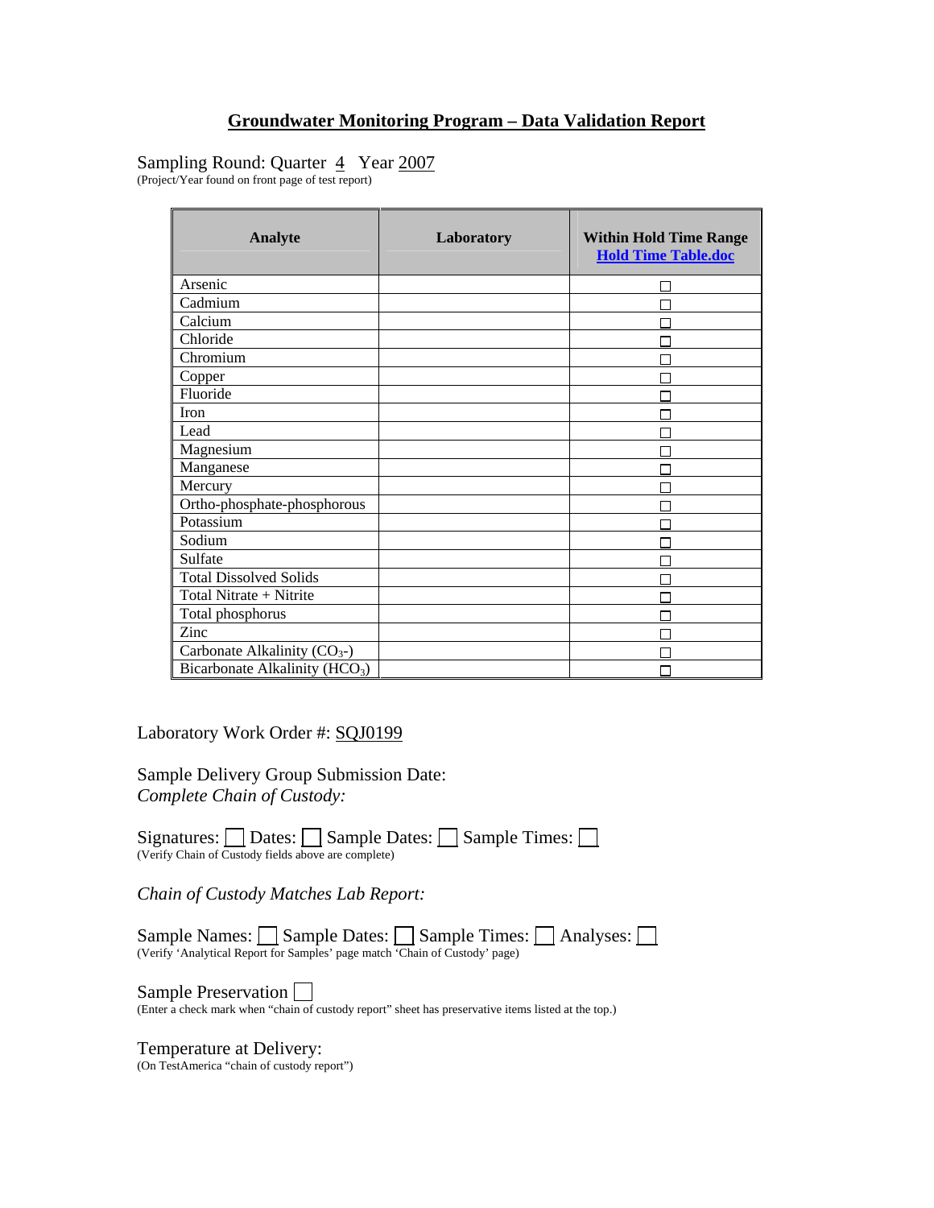# Groundwater Monitoring Program – Data Validation Report

Sampling Round: Quarter 4 Year 2007
(Project/Year found on front page of test report)

| Analyte | Laboratory | Within Hold Time Range Hold Time Table.doc |
|---|---|---|
| Arsenic | | ☐ |
| Cadmium | | ☐ |
| Calcium | | ☐ |
| Chloride | | ☐ |
| Chromium | | ☐ |
| Copper | | ☐ |
| Fluoride | | ☐ |
| Iron | | ☐ |
| Lead | | ☐ |
| Magnesium | | ☐ |
| Manganese | | ☐ |
| Mercury | | ☐ |
| Ortho-phosphate-phosphorous | | ☐ |
| Potassium | | ☐ |
| Sodium | | ☐ |
| Sulfate | | ☐ |
| Total Dissolved Solids | | ☐ |
| Total Nitrate + Nitrite | | ☐ |
| Total phosphorus | | ☐ |
| Zinc | | ☐ |
| Carbonate Alkalinity ($CO_3$-) | | ☐ |
| Bicarbonate Alkalinity ($HCO_3$) | | ☐ |

Laboratory Work Order #: SQJ0199

Sample Delivery Group Submission Date:
*Complete Chain of Custody:*

Signatures: ☐ Dates: ☐ Sample Dates: ☐ Sample Times: ☐
(Verify Chain of Custody fields above are complete)

*Chain of Custody Matches Lab Report:*

Sample Names: ☐ Sample Dates: ☐ Sample Times: ☐ Analyses: ☐
(Verify 'Analytical Report for Samples' page match 'Chain of Custody' page)

Sample Preservation ☐
(Enter a check mark when "chain of custody report" sheet has preservative items listed at the top.)

Temperature at Delivery:
(On TestAmerica "chain of custody report")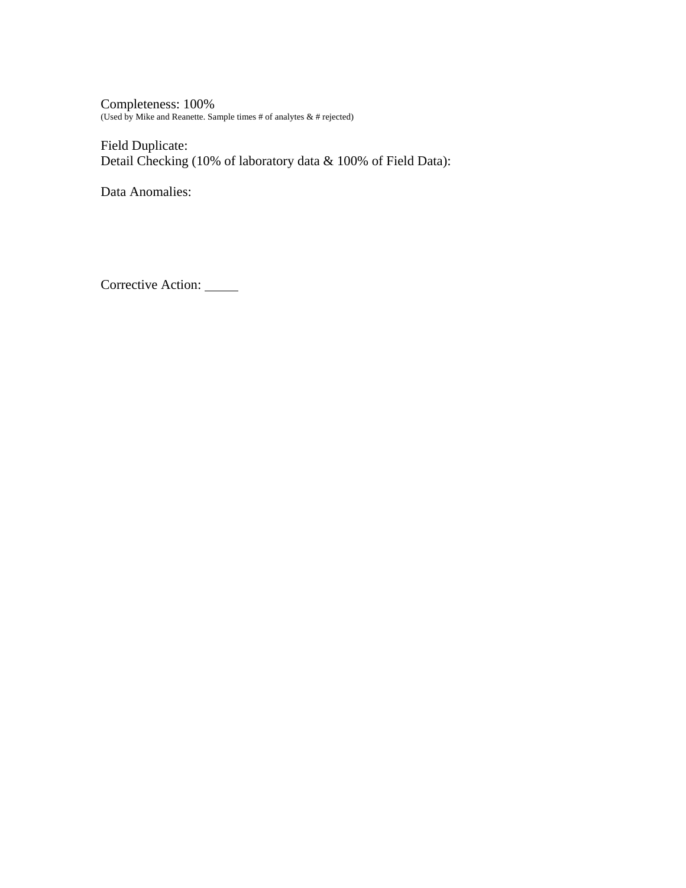Completeness: 100%
(Used by Mike and Reanette. Sample times # of analytes & # rejected)

Field Duplicate:
Detail Checking (10% of laboratory data & 100% of Field Data):

Data Anomalies:

Corrective Action: _____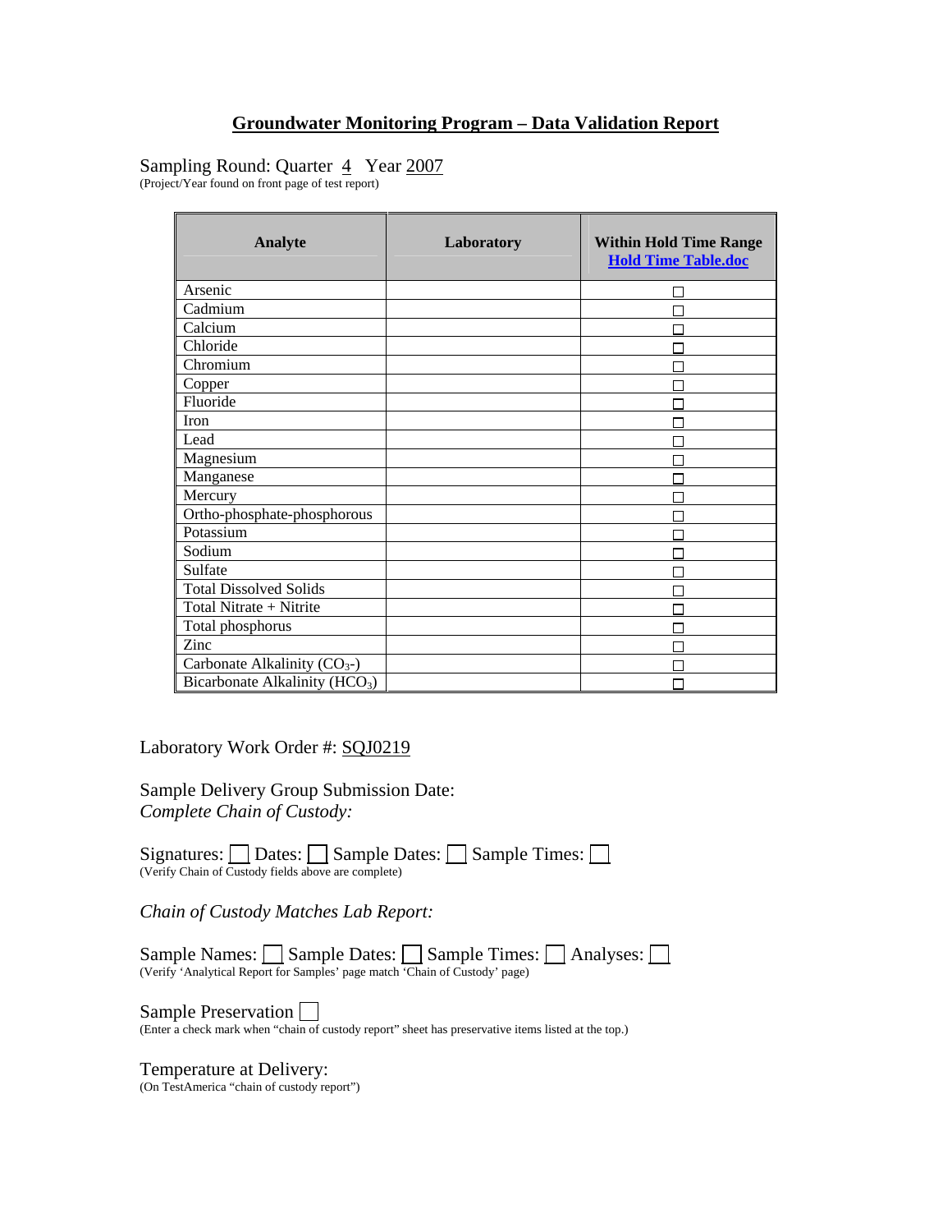# Groundwater Monitoring Program – Data Validation Report

Sampling Round: Quarter 4 Year 2007
(Project/Year found on front page of test report)

| Analyte | Laboratory | Within Hold Time Range Hold Time Table.doc |
| --- | --- | --- |
| Arsenic | | ☐ |
| Cadmium | | ☐ |
| Calcium | | ☐ |
| Chloride | | ☐ |
| Chromium | | ☐ |
| Copper | | ☐ |
| Fluoride | | ☐ |
| Iron | | ☐ |
| Lead | | ☐ |
| Magnesium | | ☐ |
| Manganese | | ☐ |
| Mercury | | ☐ |
| Ortho-phosphate-phosphorous | | ☐ |
| Potassium | | ☐ |
| Sodium | | ☐ |
| Sulfate | | ☐ |
| Total Dissolved Solids | | ☐ |
| Total Nitrate + Nitrite | | ☐ |
| Total phosphorus | | ☐ |
| Zinc | | ☐ |
| Carbonate Alkalinity ($CO_3$-) | | ☐ |
| Bicarbonate Alkalinity ($HCO_3$) | | ☐ |

Laboratory Work Order #: SQJ0219

Sample Delivery Group Submission Date:
*Complete Chain of Custody:*

Signatures: ☐ Dates: ☐ Sample Dates: ☐ Sample Times: ☐
(Verify Chain of Custody fields above are complete)

*Chain of Custody Matches Lab Report:*

Sample Names: ☐ Sample Dates: ☐ Sample Times: ☐ Analyses: ☐
(Verify 'Analytical Report for Samples' page match 'Chain of Custody' page)

Sample Preservation ☐
(Enter a check mark when "chain of custody report" sheet has preservative items listed at the top.)

Temperature at Delivery:
(On TestAmerica "chain of custody report")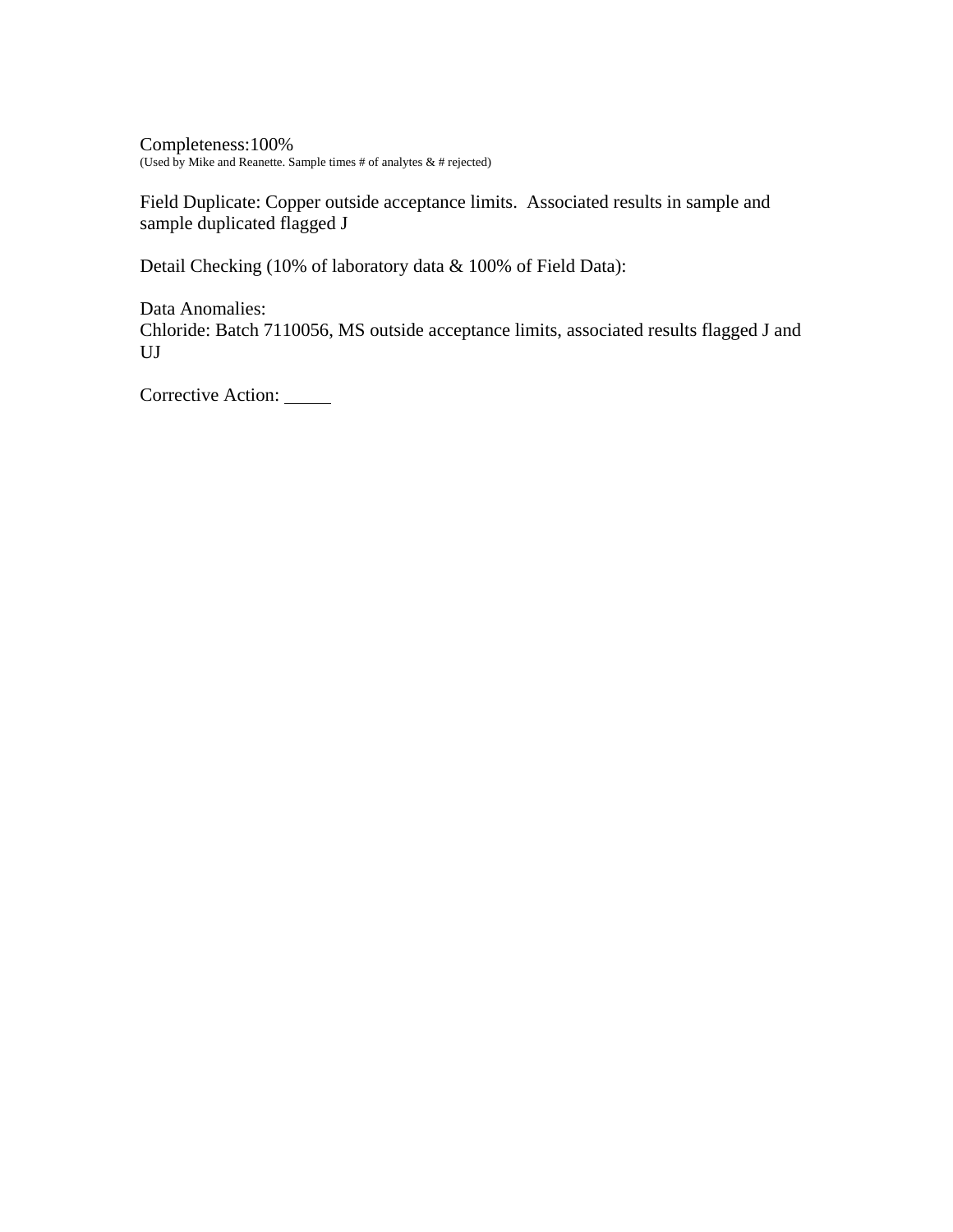Completeness:100%
(Used by Mike and Reanette. Sample times # of analytes & # rejected)

Field Duplicate: Copper outside acceptance limits. Associated results in sample and sample duplicated flagged J

Detail Checking (10% of laboratory data & 100% of Field Data):

Data Anomalies:
Chloride: Batch 7110056, MS outside acceptance limits, associated results flagged J and UJ

Corrective Action: _____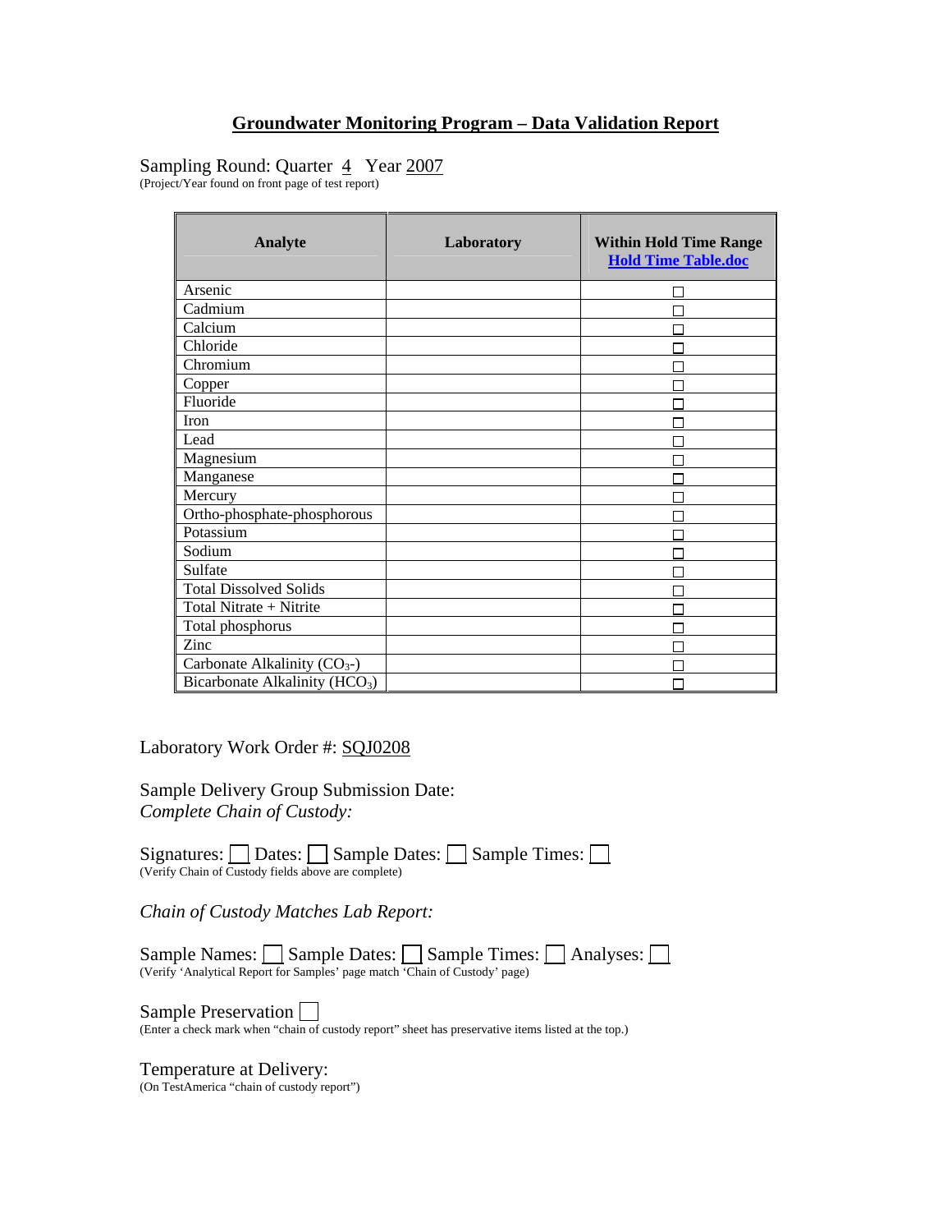# Groundwater Monitoring Program – Data Validation Report

Sampling Round: Quarter 4 Year 2007
(Project/Year found on front page of test report)

| Analyte | Laboratory | Within Hold Time Range [Hold Time Table.doc] |
|---|---|---|
| Arsenic | | ☐ |
| Cadmium | | ☐ |
| Calcium | | ☐ |
| Chloride | | ☐ |
| Chromium | | ☐ |
| Copper | | ☐ |
| Fluoride | | ☐ |
| Iron | | ☐ |
| Lead | | ☐ |
| Magnesium | | ☐ |
| Manganese | | ☐ |
| Mercury | | ☐ |
| Ortho-phosphate-phosphorous | | ☐ |
| Potassium | | ☐ |
| Sodium | | ☐ |
| Sulfate | | ☐ |
| Total Dissolved Solids | | ☐ |
| Total Nitrate + Nitrite | | ☐ |
| Total phosphorus | | ☐ |
| Zinc | | ☐ |
| Carbonate Alkalinity ($CO_3$-) | | ☐ |
| Bicarbonate Alkalinity ($HCO_3$) | | ☐ |

Laboratory Work Order #: SQJ0208

Sample Delivery Group Submission Date:
*Complete Chain of Custody:*

Signatures: ☐ Dates: ☐ Sample Dates: ☐ Sample Times: ☐
(Verify Chain of Custody fields above are complete)

*Chain of Custody Matches Lab Report:*

Sample Names: ☐ Sample Dates: ☐ Sample Times: ☐ Analyses: ☐
(Verify 'Analytical Report for Samples' page match 'Chain of Custody' page)

Sample Preservation ☐
(Enter a check mark when "chain of custody report" sheet has preservative items listed at the top.)

Temperature at Delivery:
(On TestAmerica "chain of custody report")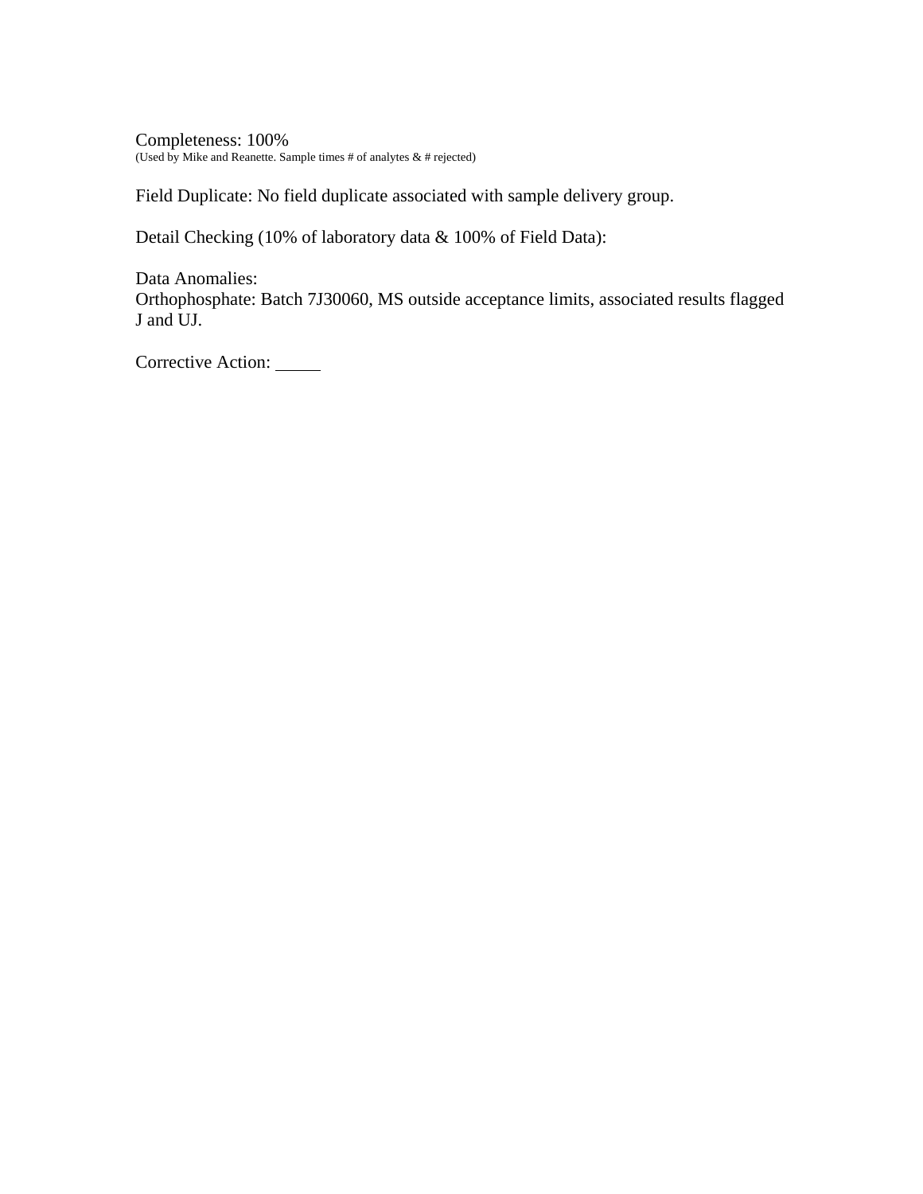Completeness: 100%
(Used by Mike and Reanette. Sample times # of analytes & # rejected)

Field Duplicate: No field duplicate associated with sample delivery group.

Detail Checking (10% of laboratory data & 100% of Field Data):

Data Anomalies:
Orthophosphate: Batch 7J30060, MS outside acceptance limits, associated results flagged J and UJ.

Corrective Action: _____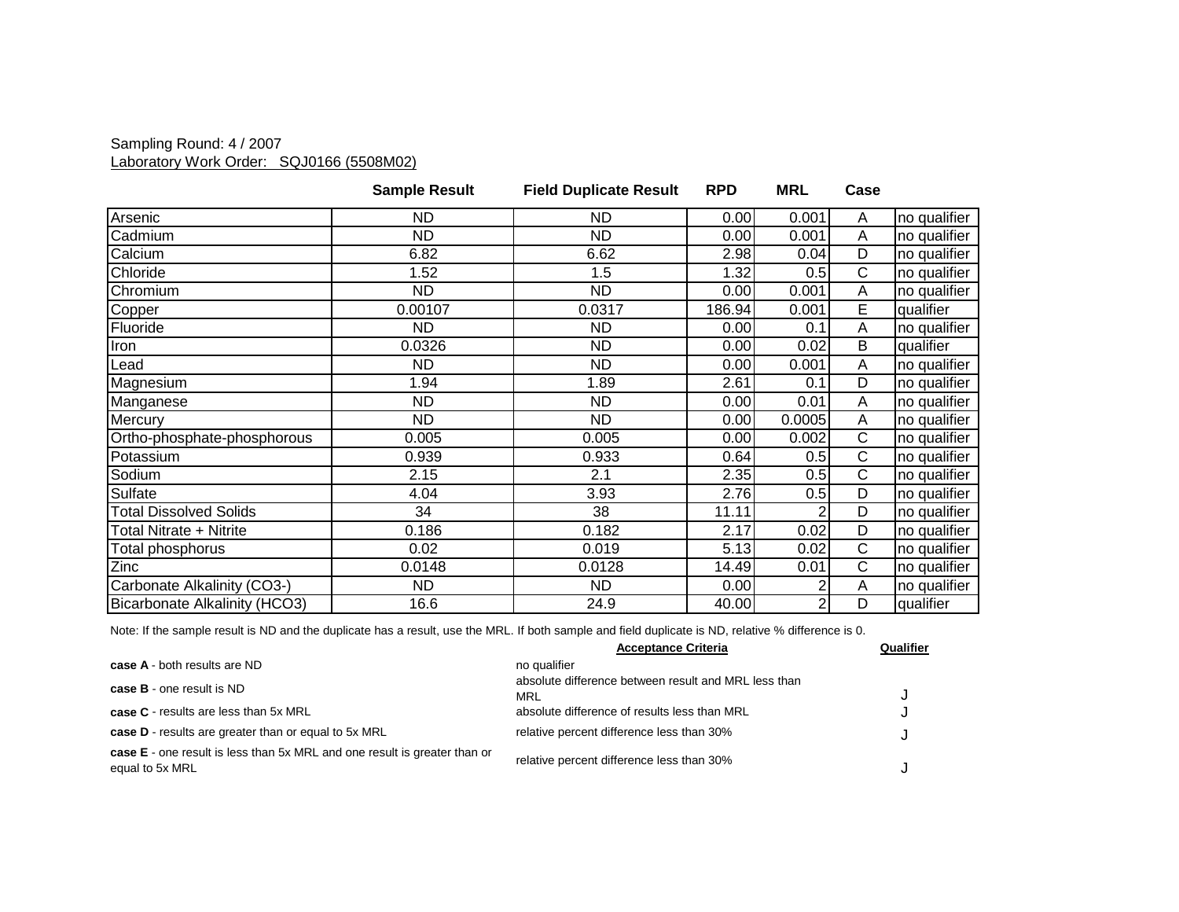Sampling Round: 4 / 2007

Laboratory Work Order: SQJ0166 (5508M02)

| | Sample Result | Field Duplicate Result | RPD | MRL | Case | |
|---|---|---|---|---|---|---|
| Arsenic | ND | ND | 0.00 | 0.001 | A | no qualifier |
| Cadmium | ND | ND | 0.00 | 0.001 | A | no qualifier |
| Calcium | 6.82 | 6.62 | 2.98 | 0.04 | D | no qualifier |
| Chloride | 1.52 | 1.5 | 1.32 | 0.5 | C | no qualifier |
| Chromium | ND | ND | 0.00 | 0.001 | A | no qualifier |
| Copper | 0.00107 | 0.0317 | 186.94 | 0.001 | E | qualifier |
| Fluoride | ND | ND | 0.00 | 0.1 | A | no qualifier |
| Iron | 0.0326 | ND | 0.00 | 0.02 | B | qualifier |
| Lead | ND | ND | 0.00 | 0.001 | A | no qualifier |
| Magnesium | 1.94 | 1.89 | 2.61 | 0.1 | D | no qualifier |
| Manganese | ND | ND | 0.00 | 0.01 | A | no qualifier |
| Mercury | ND | ND | 0.00 | 0.0005 | A | no qualifier |
| Ortho-phosphate-phosphorous | 0.005 | 0.005 | 0.00 | 0.002 | C | no qualifier |
| Potassium | 0.939 | 0.933 | 0.64 | 0.5 | C | no qualifier |
| Sodium | 2.15 | 2.1 | 2.35 | 0.5 | C | no qualifier |
| Sulfate | 4.04 | 3.93 | 2.76 | 0.5 | D | no qualifier |
| Total Dissolved Solids | 34 | 38 | 11.11 | 2 | D | no qualifier |
| Total Nitrate + Nitrite | 0.186 | 0.182 | 2.17 | 0.02 | D | no qualifier |
| Total phosphorus | 0.02 | 0.019 | 5.13 | 0.02 | C | no qualifier |
| Zinc | 0.0148 | 0.0128 | 14.49 | 0.01 | C | no qualifier |
| Carbonate Alkalinity (CO3-) | ND | ND | 0.00 | 2 | A | no qualifier |
| Bicarbonate Alkalinity (HCO3) | 16.6 | 24.9 | 40.00 | 2 | D | qualifier |

Note: If the sample result is ND and the duplicate has a result, use the MRL. If both sample and field duplicate is ND, relative % difference is 0.

| | Acceptance Criteria | Qualifier |
|---|---|---|
| **case A** - both results are ND | no qualifier | |
| **case B** - one result is ND | absolute difference between result and MRL less than MRL | J |
| **case C** - results are less than 5x MRL | absolute difference of results less than MRL | J |
| **case D** - results are greater than or equal to 5x MRL | relative percent difference less than 30% | J |
| **case E** - one result is less than 5x MRL and one result is greater than or equal to 5x MRL | relative percent difference less than 30% | J |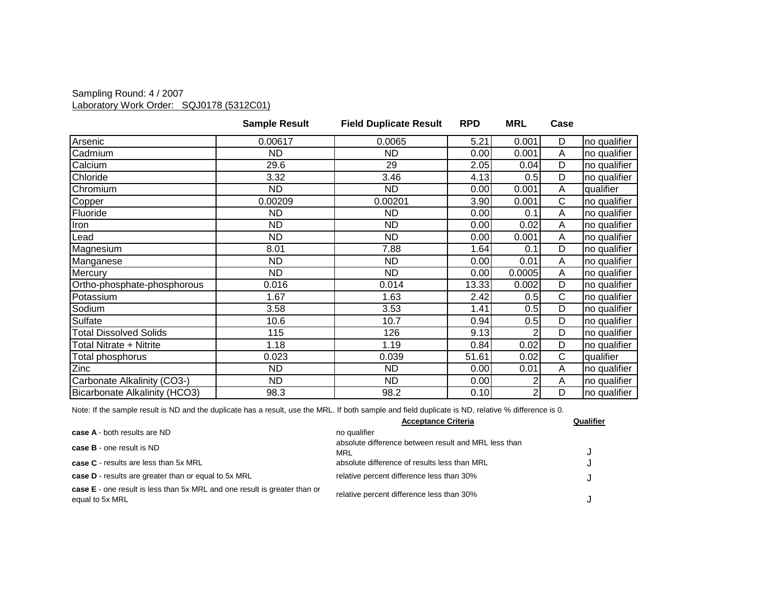Sampling Round: 4 / 2007

Laboratory Work Order:   SQJ0178 (5312C01)

| | Sample Result | Field Duplicate Result | RPD | MRL | Case | |
|---|---|---|---|---|---|---|
| Arsenic | 0.00617 | 0.0065 | 5.21 | 0.001 | D | no qualifier |
| Cadmium | ND | ND | 0.00 | 0.001 | A | no qualifier |
| Calcium | 29.6 | 29 | 2.05 | 0.04 | D | no qualifier |
| Chloride | 3.32 | 3.46 | 4.13 | 0.5 | D | no qualifier |
| Chromium | ND | ND | 0.00 | 0.001 | A | qualifier |
| Copper | 0.00209 | 0.00201 | 3.90 | 0.001 | C | no qualifier |
| Fluoride | ND | ND | 0.00 | 0.1 | A | no qualifier |
| Iron | ND | ND | 0.00 | 0.02 | A | no qualifier |
| Lead | ND | ND | 0.00 | 0.001 | A | no qualifier |
| Magnesium | 8.01 | 7.88 | 1.64 | 0.1 | D | no qualifier |
| Manganese | ND | ND | 0.00 | 0.01 | A | no qualifier |
| Mercury | ND | ND | 0.00 | 0.0005 | A | no qualifier |
| Ortho-phosphate-phosphorous | 0.016 | 0.014 | 13.33 | 0.002 | D | no qualifier |
| Potassium | 1.67 | 1.63 | 2.42 | 0.5 | C | no qualifier |
| Sodium | 3.58 | 3.53 | 1.41 | 0.5 | D | no qualifier |
| Sulfate | 10.6 | 10.7 | 0.94 | 0.5 | D | no qualifier |
| Total Dissolved Solids | 115 | 126 | 9.13 | 2 | D | no qualifier |
| Total Nitrate + Nitrite | 1.18 | 1.19 | 0.84 | 0.02 | D | no qualifier |
| Total phosphorus | 0.023 | 0.039 | 51.61 | 0.02 | C | qualifier |
| Zinc | ND | ND | 0.00 | 0.01 | A | no qualifier |
| Carbonate Alkalinity (CO3-) | ND | ND | 0.00 | 2 | A | no qualifier |
| Bicarbonate Alkalinity (HCO3) | 98.3 | 98.2 | 0.10 | 2 | D | no qualifier |

Note: If the sample result is ND and the duplicate has a result, use the MRL. If both sample and field duplicate is ND, relative % difference is 0.

| | Acceptance Criteria | Qualifier |
|---|---|---|
| **case A** - both results are ND | no qualifier | |
| **case B** - one result is ND | absolute difference between result and MRL less than MRL | J |
| **case C** - results are less than 5x MRL | absolute difference of results less than MRL | J |
| **case D** - results are greater than or equal to 5x MRL | relative percent difference less than 30% | J |
| **case E** - one result is less than 5x MRL and one result is greater than or equal to 5x MRL | relative percent difference less than 30% | J |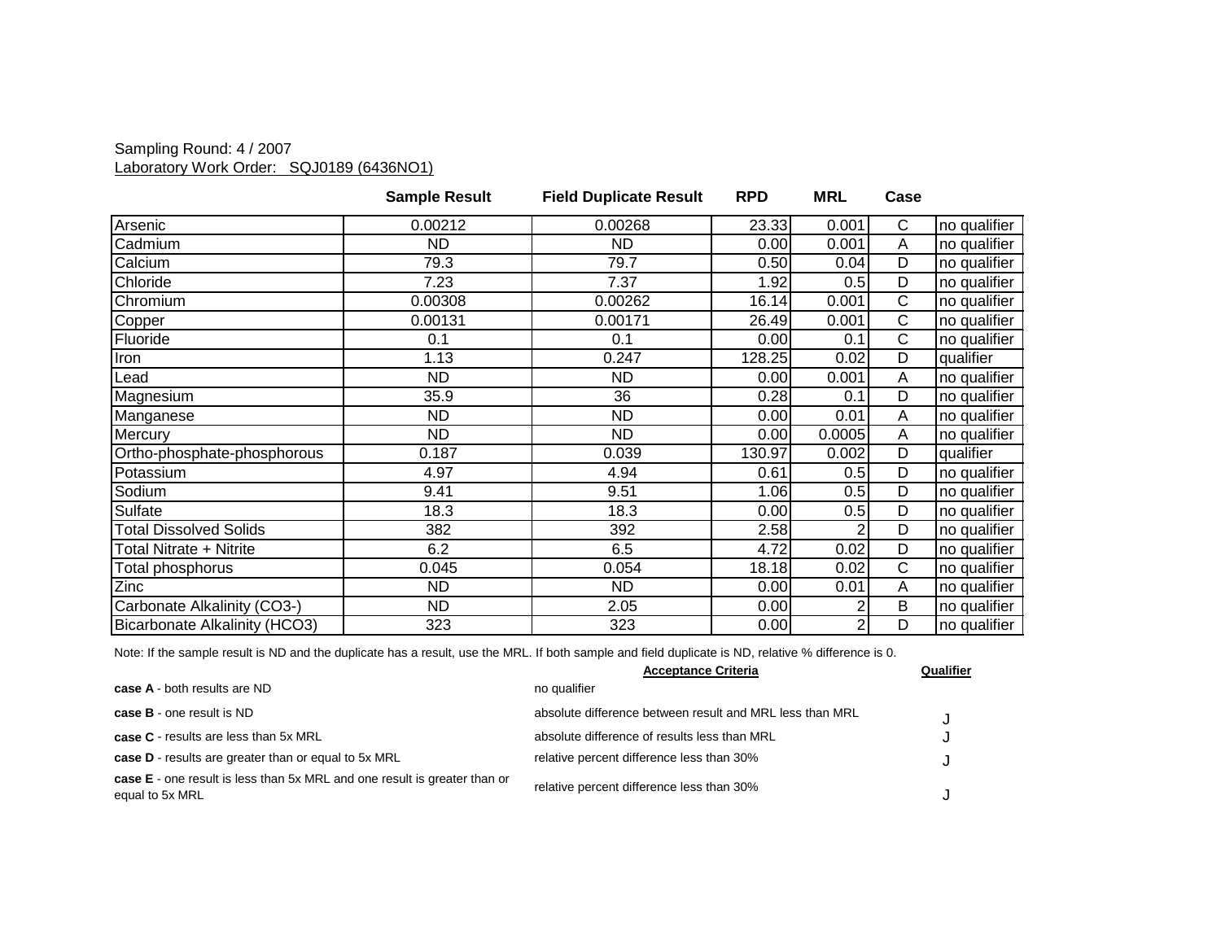Sampling Round: 4 / 2007

Laboratory Work Order: SQJ0189 (6436NO1)

| | Sample Result | Field Duplicate Result | RPD | MRL | Case | |
|---|---|---|---|---|---|---|
| Arsenic | 0.00212 | 0.00268 | 23.33 | 0.001 | C | no qualifier |
| Cadmium | ND | ND | 0.00 | 0.001 | A | no qualifier |
| Calcium | 79.3 | 79.7 | 0.50 | 0.04 | D | no qualifier |
| Chloride | 7.23 | 7.37 | 1.92 | 0.5 | D | no qualifier |
| Chromium | 0.00308 | 0.00262 | 16.14 | 0.001 | C | no qualifier |
| Copper | 0.00131 | 0.00171 | 26.49 | 0.001 | C | no qualifier |
| Fluoride | 0.1 | 0.1 | 0.00 | 0.1 | C | no qualifier |
| Iron | 1.13 | 0.247 | 128.25 | 0.02 | D | qualifier |
| Lead | ND | ND | 0.00 | 0.001 | A | no qualifier |
| Magnesium | 35.9 | 36 | 0.28 | 0.1 | D | no qualifier |
| Manganese | ND | ND | 0.00 | 0.01 | A | no qualifier |
| Mercury | ND | ND | 0.00 | 0.0005 | A | no qualifier |
| Ortho-phosphate-phosphorous | 0.187 | 0.039 | 130.97 | 0.002 | D | qualifier |
| Potassium | 4.97 | 4.94 | 0.61 | 0.5 | D | no qualifier |
| Sodium | 9.41 | 9.51 | 1.06 | 0.5 | D | no qualifier |
| Sulfate | 18.3 | 18.3 | 0.00 | 0.5 | D | no qualifier |
| Total Dissolved Solids | 382 | 392 | 2.58 | 2 | D | no qualifier |
| Total Nitrate + Nitrite | 6.2 | 6.5 | 4.72 | 0.02 | D | no qualifier |
| Total phosphorus | 0.045 | 0.054 | 18.18 | 0.02 | C | no qualifier |
| Zinc | ND | ND | 0.00 | 0.01 | A | no qualifier |
| Carbonate Alkalinity (CO3-) | ND | 2.05 | 0.00 | 2 | B | no qualifier |
| Bicarbonate Alkalinity (HCO3) | 323 | 323 | 0.00 | 2 | D | no qualifier |

Note: If the sample result is ND and the duplicate has a result, use the MRL. If both sample and field duplicate is ND, relative % difference is 0.

| | Acceptance Criteria | Qualifier |
|---|---|---|
| **case A** - both results are ND | no qualifier | |
| **case B** - one result is ND | absolute difference between result and MRL less than MRL | J |
| **case C** - results are less than 5x MRL | absolute difference of results less than MRL | J |
| **case D** - results are greater than or equal to 5x MRL | relative percent difference less than 30% | J |
| **case E** - one result is less than 5x MRL and one result is greater than or equal to 5x MRL | relative percent difference less than 30% | J |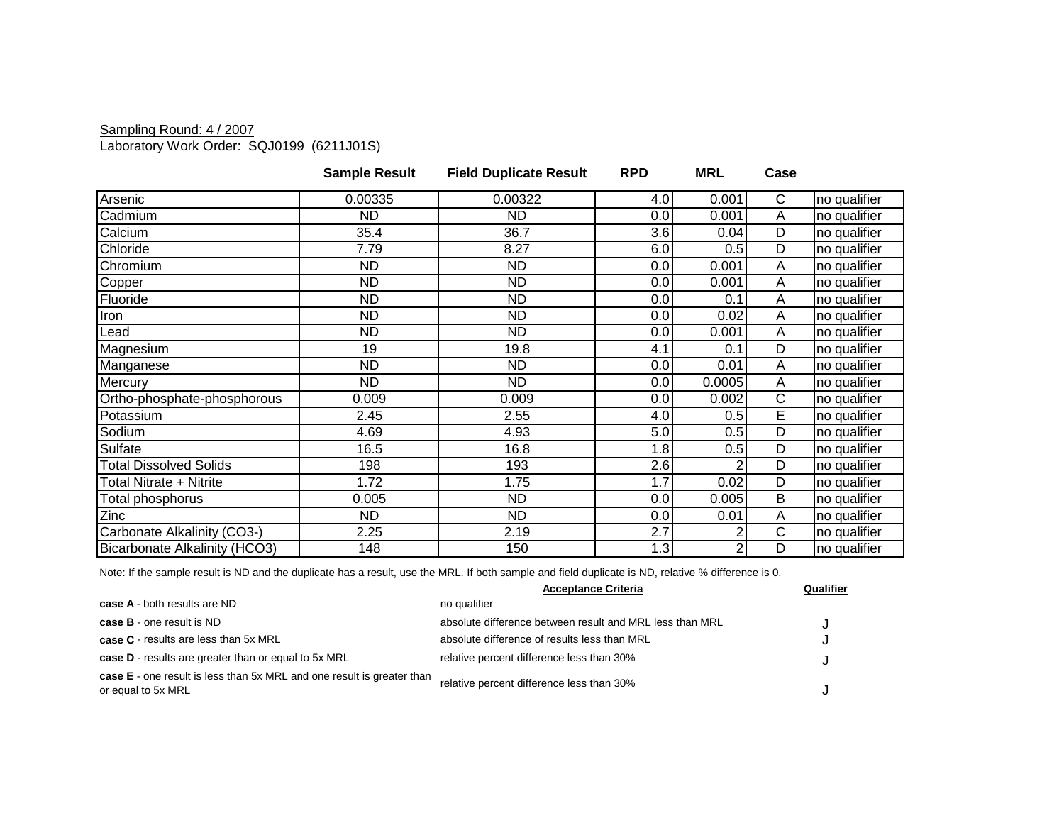Sampling Round: 4 / 2007

Laboratory Work Order: SQJ0199 (6211J01S)

| | Sample Result | Field Duplicate Result | RPD | MRL | Case | |
|---|---|---|---|---|---|---|
| Arsenic | 0.00335 | 0.00322 | 4.0 | 0.001 | C | no qualifier |
| Cadmium | ND | ND | 0.0 | 0.001 | A | no qualifier |
| Calcium | 35.4 | 36.7 | 3.6 | 0.04 | D | no qualifier |
| Chloride | 7.79 | 8.27 | 6.0 | 0.5 | D | no qualifier |
| Chromium | ND | ND | 0.0 | 0.001 | A | no qualifier |
| Copper | ND | ND | 0.0 | 0.001 | A | no qualifier |
| Fluoride | ND | ND | 0.0 | 0.1 | A | no qualifier |
| Iron | ND | ND | 0.0 | 0.02 | A | no qualifier |
| Lead | ND | ND | 0.0 | 0.001 | A | no qualifier |
| Magnesium | 19 | 19.8 | 4.1 | 0.1 | D | no qualifier |
| Manganese | ND | ND | 0.0 | 0.01 | A | no qualifier |
| Mercury | ND | ND | 0.0 | 0.0005 | A | no qualifier |
| Ortho-phosphate-phosphorous | 0.009 | 0.009 | 0.0 | 0.002 | C | no qualifier |
| Potassium | 2.45 | 2.55 | 4.0 | 0.5 | E | no qualifier |
| Sodium | 4.69 | 4.93 | 5.0 | 0.5 | D | no qualifier |
| Sulfate | 16.5 | 16.8 | 1.8 | 0.5 | D | no qualifier |
| Total Dissolved Solids | 198 | 193 | 2.6 | 2 | D | no qualifier |
| Total Nitrate + Nitrite | 1.72 | 1.75 | 1.7 | 0.02 | D | no qualifier |
| Total phosphorus | 0.005 | ND | 0.0 | 0.005 | B | no qualifier |
| Zinc | ND | ND | 0.0 | 0.01 | A | no qualifier |
| Carbonate Alkalinity (CO3-) | 2.25 | 2.19 | 2.7 | 2 | C | no qualifier |
| Bicarbonate Alkalinity (HCO3) | 148 | 150 | 1.3 | 2 | D | no qualifier |

Note: If the sample result is ND and the duplicate has a result, use the MRL. If both sample and field duplicate is ND, relative % difference is 0.

| | Acceptance Criteria | Qualifier |
|---|---|---|
| **case A** - both results are ND | no qualifier | |
| **case B** - one result is ND | absolute difference between result and MRL less than MRL | J |
| **case C** - results are less than 5x MRL | absolute difference of results less than MRL | J |
| **case D** - results are greater than or equal to 5x MRL | relative percent difference less than 30% | J |
| **case E** - one result is less than 5x MRL and one result is greater than or equal to 5x MRL | relative percent difference less than 30% | J |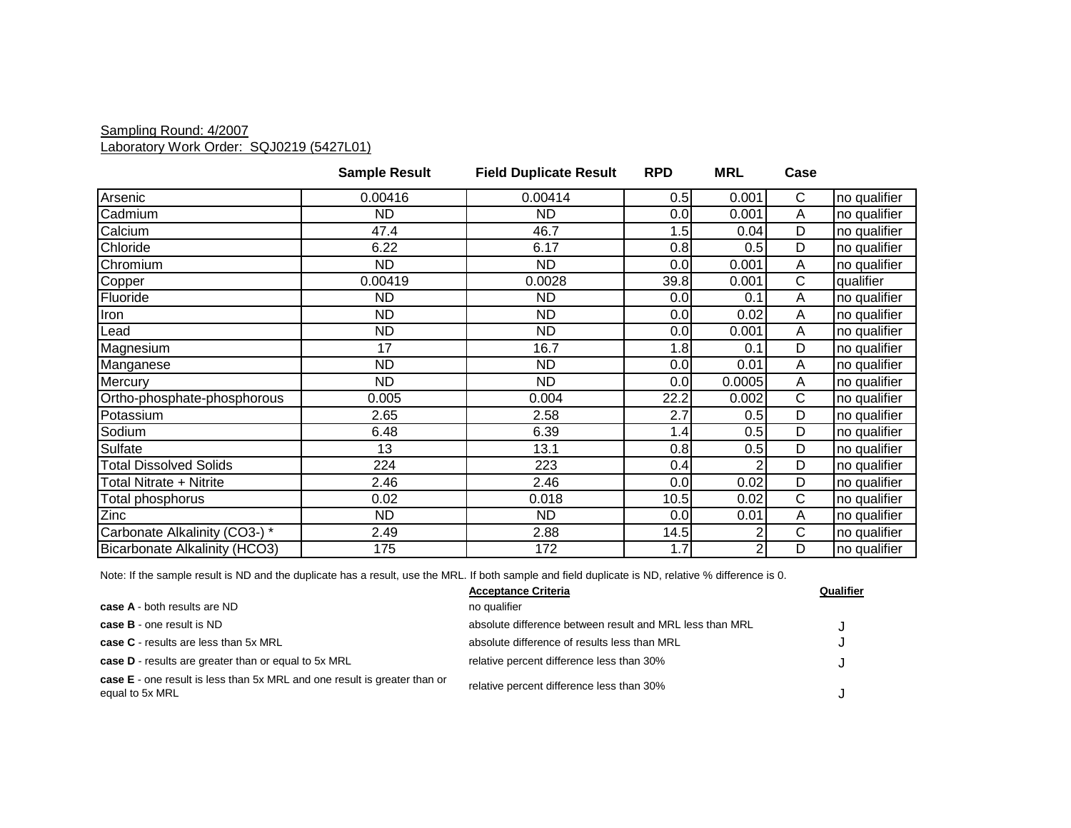Sampling Round: 4/2007

Laboratory Work Order: SQJ0219 (5427L01)

| | Sample Result | Field Duplicate Result | RPD | MRL | Case | |
|---|---|---|---|---|---|---|
| Arsenic | 0.00416 | 0.00414 | 0.5 | 0.001 | C | no qualifier |
| Cadmium | ND | ND | 0.0 | 0.001 | A | no qualifier |
| Calcium | 47.4 | 46.7 | 1.5 | 0.04 | D | no qualifier |
| Chloride | 6.22 | 6.17 | 0.8 | 0.5 | D | no qualifier |
| Chromium | ND | ND | 0.0 | 0.001 | A | no qualifier |
| Copper | 0.00419 | 0.0028 | 39.8 | 0.001 | C | qualifier |
| Fluoride | ND | ND | 0.0 | 0.1 | A | no qualifier |
| Iron | ND | ND | 0.0 | 0.02 | A | no qualifier |
| Lead | ND | ND | 0.0 | 0.001 | A | no qualifier |
| Magnesium | 17 | 16.7 | 1.8 | 0.1 | D | no qualifier |
| Manganese | ND | ND | 0.0 | 0.01 | A | no qualifier |
| Mercury | ND | ND | 0.0 | 0.0005 | A | no qualifier |
| Ortho-phosphate-phosphorous | 0.005 | 0.004 | 22.2 | 0.002 | C | no qualifier |
| Potassium | 2.65 | 2.58 | 2.7 | 0.5 | D | no qualifier |
| Sodium | 6.48 | 6.39 | 1.4 | 0.5 | D | no qualifier |
| Sulfate | 13 | 13.1 | 0.8 | 0.5 | D | no qualifier |
| Total Dissolved Solids | 224 | 223 | 0.4 | 2 | D | no qualifier |
| Total Nitrate + Nitrite | 2.46 | 2.46 | 0.0 | 0.02 | D | no qualifier |
| Total phosphorus | 0.02 | 0.018 | 10.5 | 0.02 | C | no qualifier |
| Zinc | ND | ND | 0.0 | 0.01 | A | no qualifier |
| Carbonate Alkalinity (CO3-) * | 2.49 | 2.88 | 14.5 | 2 | C | no qualifier |
| Bicarbonate Alkalinity (HCO3) | 175 | 172 | 1.7 | 2 | D | no qualifier |

Note: If the sample result is ND and the duplicate has a result, use the MRL. If both sample and field duplicate is ND, relative % difference is 0.

| | Acceptance Criteria | Qualifier |
|---|---|---|
| **case A** - both results are ND | no qualifier | |
| **case B** - one result is ND | absolute difference between result and MRL less than MRL | J |
| **case C** - results are less than 5x MRL | absolute difference of results less than MRL | J |
| **case D** - results are greater than or equal to 5x MRL | relative percent difference less than 30% | J |
| **case E** - one result is less than 5x MRL and one result is greater than or equal to 5x MRL | relative percent difference less than 30% | J |